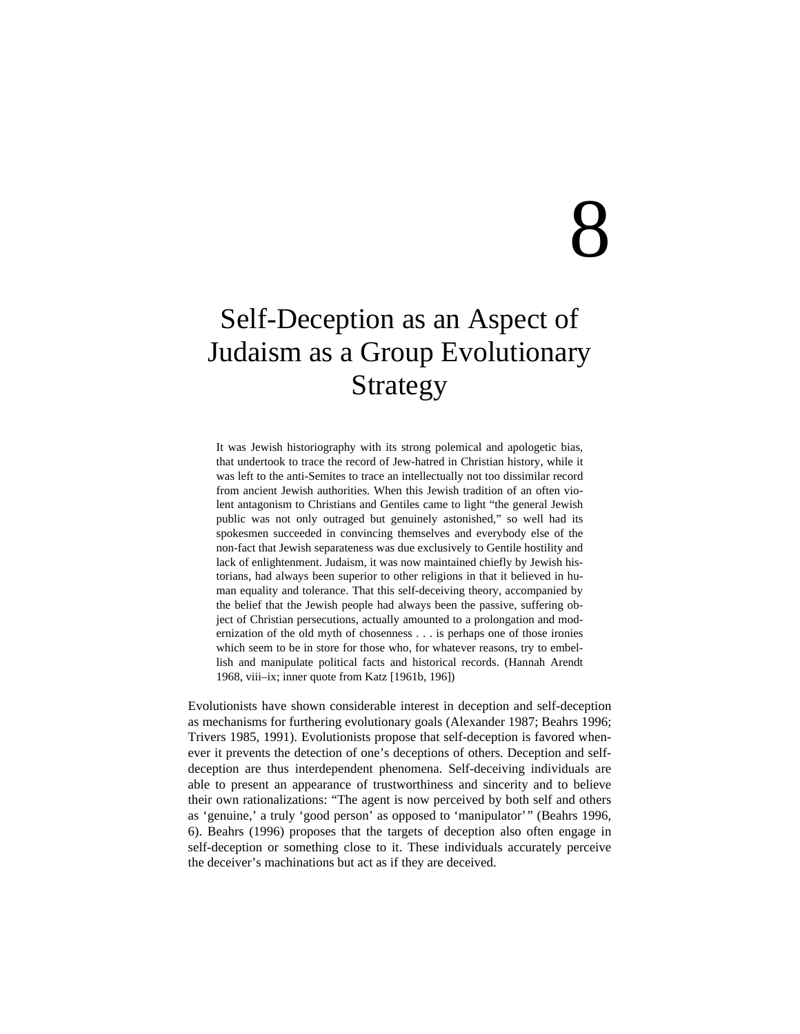# 8

# Self-Deception as an Aspect of Judaism as a Group Evolutionary Strategy

> It was Jewish historiography with its strong polemical and apologetic bias, that undertook to trace the record of Jew-hatred in Christian history, while it was left to the anti-Semites to trace an intellectually not too dissimilar record from ancient Jewish authorities. When this Jewish tradition of an often violent antagonism to Christians and Gentiles came to light "the general Jewish public was not only outraged but genuinely astonished," so well had its spokesmen succeeded in convincing themselves and everybody else of the non-fact that Jewish separateness was due exclusively to Gentile hostility and lack of enlightenment. Judaism, it was now maintained chiefly by Jewish historians, had always been superior to other religions in that it believed in human equality and tolerance. That this self-deceiving theory, accompanied by the belief that the Jewish people had always been the passive, suffering object of Christian persecutions, actually amounted to a prolongation and modernization of the old myth of chosenness . . . is perhaps one of those ironies which seem to be in store for those who, for whatever reasons, try to embellish and manipulate political facts and historical records. (Hannah Arendt 1968, viii–ix; inner quote from Katz [1961b, 196])

Evolutionists have shown considerable interest in deception and self-deception as mechanisms for furthering evolutionary goals (Alexander 1987; Beahrs 1996; Trivers 1985, 1991). Evolutionists propose that self-deception is favored whenever it prevents the detection of one's deceptions of others. Deception and self-deception are thus interdependent phenomena. Self-deceiving individuals are able to present an appearance of trustworthiness and sincerity and to believe their own rationalizations: "The agent is now perceived by both self and others as 'genuine,' a truly 'good person' as opposed to 'manipulator'" (Beahrs 1996, 6). Beahrs (1996) proposes that the targets of deception also often engage in self-deception or something close to it. These individuals accurately perceive the deceiver's machinations but act as if they are deceived.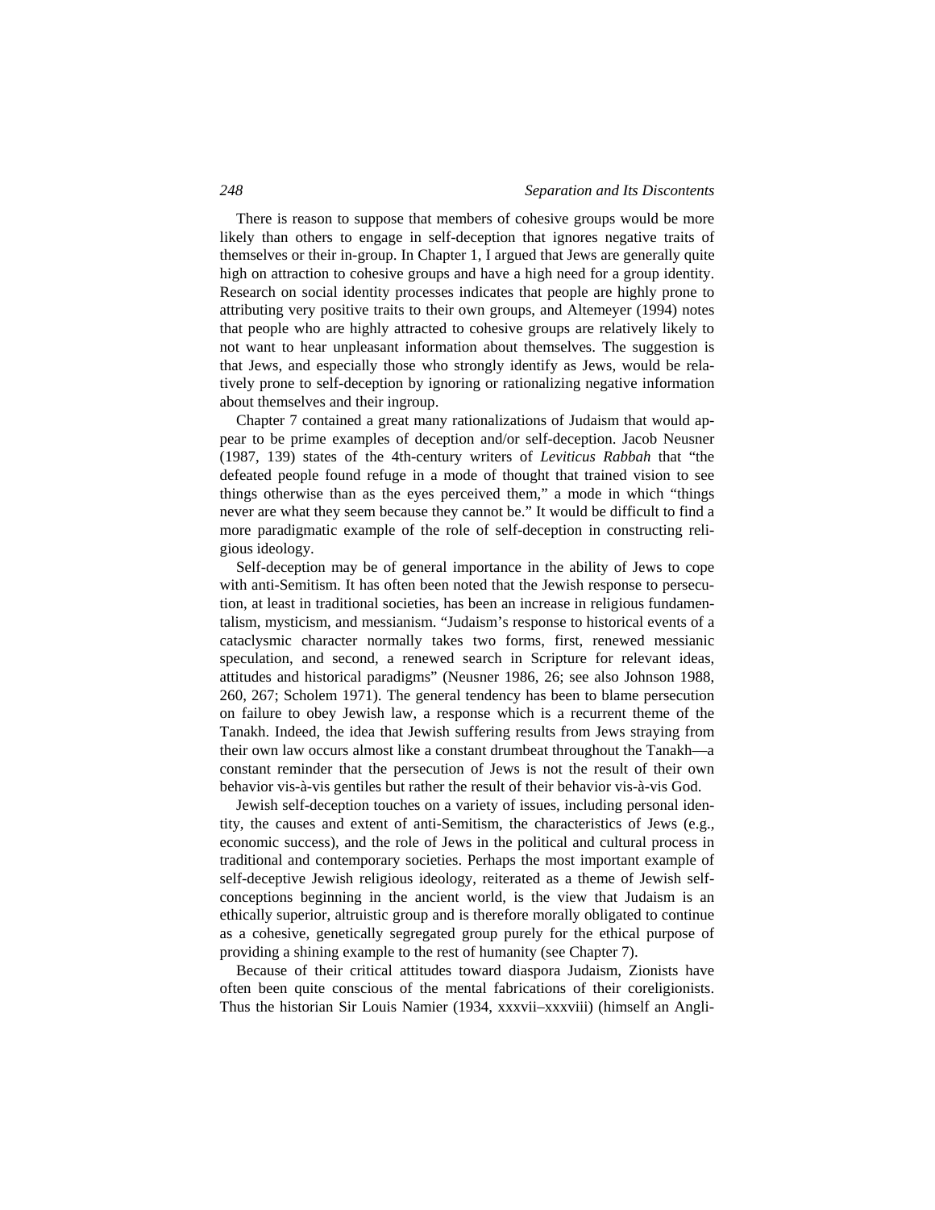There is reason to suppose that members of cohesive groups would be more likely than others to engage in self-deception that ignores negative traits of themselves or their in-group. In Chapter 1, I argued that Jews are generally quite high on attraction to cohesive groups and have a high need for a group identity. Research on social identity processes indicates that people are highly prone to attributing very positive traits to their own groups, and Altemeyer (1994) notes that people who are highly attracted to cohesive groups are relatively likely to not want to hear unpleasant information about themselves. The suggestion is that Jews, and especially those who strongly identify as Jews, would be relatively prone to self-deception by ignoring or rationalizing negative information about themselves and their ingroup.

Chapter 7 contained a great many rationalizations of Judaism that would appear to be prime examples of deception and/or self-deception. Jacob Neusner (1987, 139) states of the 4th-century writers of *Leviticus Rabbah* that "the defeated people found refuge in a mode of thought that trained vision to see things otherwise than as the eyes perceived them," a mode in which "things never are what they seem because they cannot be." It would be difficult to find a more paradigmatic example of the role of self-deception in constructing religious ideology.

Self-deception may be of general importance in the ability of Jews to cope with anti-Semitism. It has often been noted that the Jewish response to persecution, at least in traditional societies, has been an increase in religious fundamentalism, mysticism, and messianism. "Judaism's response to historical events of a cataclysmic character normally takes two forms, first, renewed messianic speculation, and second, a renewed search in Scripture for relevant ideas, attitudes and historical paradigms" (Neusner 1986, 26; see also Johnson 1988, 260, 267; Scholem 1971). The general tendency has been to blame persecution on failure to obey Jewish law, a response which is a recurrent theme of the Tanakh. Indeed, the idea that Jewish suffering results from Jews straying from their own law occurs almost like a constant drumbeat throughout the Tanakh—a constant reminder that the persecution of Jews is not the result of their own behavior vis-à-vis gentiles but rather the result of their behavior vis-à-vis God.

Jewish self-deception touches on a variety of issues, including personal identity, the causes and extent of anti-Semitism, the characteristics of Jews (e.g., economic success), and the role of Jews in the political and cultural process in traditional and contemporary societies. Perhaps the most important example of self-deceptive Jewish religious ideology, reiterated as a theme of Jewish self-conceptions beginning in the ancient world, is the view that Judaism is an ethically superior, altruistic group and is therefore morally obligated to continue as a cohesive, genetically segregated group purely for the ethical purpose of providing a shining example to the rest of humanity (see Chapter 7).

Because of their critical attitudes toward diaspora Judaism, Zionists have often been quite conscious of the mental fabrications of their coreligionists. Thus the historian Sir Louis Namier (1934, xxxvii–xxxviii) (himself an Angli-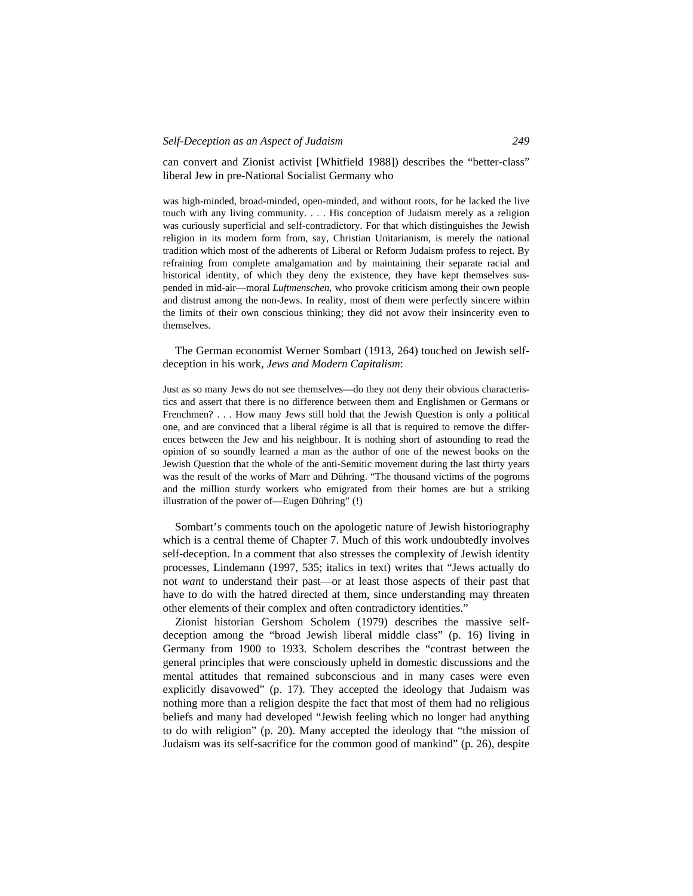can convert and Zionist activist [Whitfield 1988]) describes the "better-class" liberal Jew in pre-National Socialist Germany who

> was high-minded, broad-minded, open-minded, and without roots, for he lacked the live touch with any living community. . . . His conception of Judaism merely as a religion was curiously superficial and self-contradictory. For that which distinguishes the Jewish religion in its modern form from, say, Christian Unitarianism, is merely the national tradition which most of the adherents of Liberal or Reform Judaism profess to reject. By refraining from complete amalgamation and by maintaining their separate racial and historical identity, of which they deny the existence, they have kept themselves suspended in mid-air—moral *Luftmenschen*, who provoke criticism among their own people and distrust among the non-Jews. In reality, most of them were perfectly sincere within the limits of their own conscious thinking; they did not avow their insincerity even to themselves.

The German economist Werner Sombart (1913, 264) touched on Jewish self-deception in his work, *Jews and Modern Capitalism*:

> Just as so many Jews do not see themselves—do they not deny their obvious characteristics and assert that there is no difference between them and Englishmen or Germans or Frenchmen? . . . How many Jews still hold that the Jewish Question is only a political one, and are convinced that a liberal régime is all that is required to remove the differences between the Jew and his neighbour. It is nothing short of astounding to read the opinion of so soundly learned a man as the author of one of the newest books on the Jewish Question that the whole of the anti-Semitic movement during the last thirty years was the result of the works of Marr and Dühring. "The thousand victims of the pogroms and the million sturdy workers who emigrated from their homes are but a striking illustration of the power of—Eugen Dühring" (!)

Sombart's comments touch on the apologetic nature of Jewish historiography which is a central theme of Chapter 7. Much of this work undoubtedly involves self-deception. In a comment that also stresses the complexity of Jewish identity processes, Lindemann (1997, 535; italics in text) writes that "Jews actually do not *want* to understand their past—or at least those aspects of their past that have to do with the hatred directed at them, since understanding may threaten other elements of their complex and often contradictory identities."

Zionist historian Gershom Scholem (1979) describes the massive self-deception among the "broad Jewish liberal middle class" (p. 16) living in Germany from 1900 to 1933. Scholem describes the "contrast between the general principles that were consciously upheld in domestic discussions and the mental attitudes that remained subconscious and in many cases were even explicitly disavowed" (p. 17). They accepted the ideology that Judaism was nothing more than a religion despite the fact that most of them had no religious beliefs and many had developed "Jewish feeling which no longer had anything to do with religion" (p. 20). Many accepted the ideology that "the mission of Judaism was its self-sacrifice for the common good of mankind" (p. 26), despite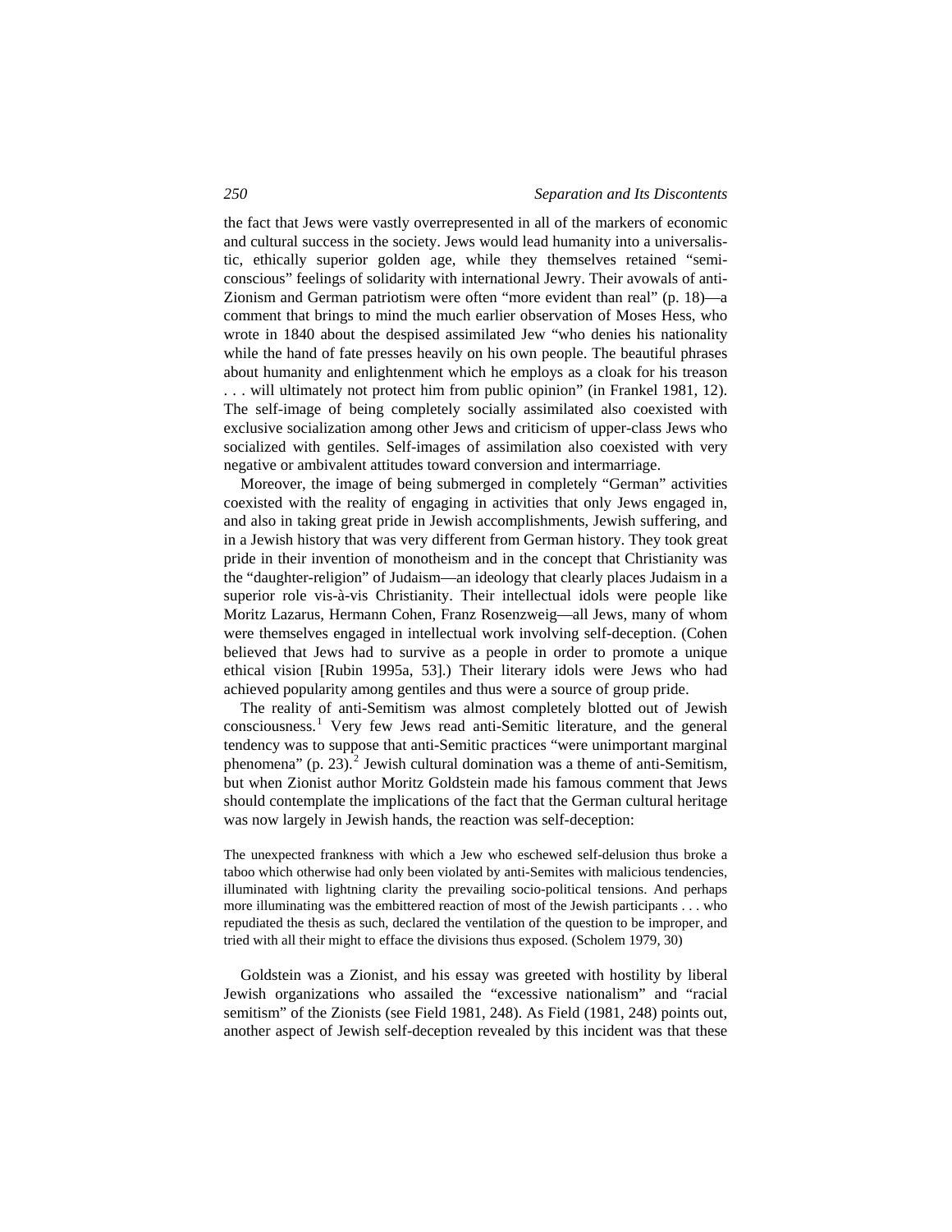the fact that Jews were vastly overrepresented in all of the markers of economic and cultural success in the society. Jews would lead humanity into a universalistic, ethically superior golden age, while they themselves retained "semi-conscious" feelings of solidarity with international Jewry. Their avowals of anti-Zionism and German patriotism were often "more evident than real" (p. 18)—a comment that brings to mind the much earlier observation of Moses Hess, who wrote in 1840 about the despised assimilated Jew "who denies his nationality while the hand of fate presses heavily on his own people. The beautiful phrases about humanity and enlightenment which he employs as a cloak for his treason . . . will ultimately not protect him from public opinion" (in Frankel 1981, 12). The self-image of being completely socially assimilated also coexisted with exclusive socialization among other Jews and criticism of upper-class Jews who socialized with gentiles. Self-images of assimilation also coexisted with very negative or ambivalent attitudes toward conversion and intermarriage.

Moreover, the image of being submerged in completely "German" activities coexisted with the reality of engaging in activities that only Jews engaged in, and also in taking great pride in Jewish accomplishments, Jewish suffering, and in a Jewish history that was very different from German history. They took great pride in their invention of monotheism and in the concept that Christianity was the "daughter-religion" of Judaism—an ideology that clearly places Judaism in a superior role vis-à-vis Christianity. Their intellectual idols were people like Moritz Lazarus, Hermann Cohen, Franz Rosenzweig—all Jews, many of whom were themselves engaged in intellectual work involving self-deception. (Cohen believed that Jews had to survive as a people in order to promote a unique ethical vision [Rubin 1995a, 53].) Their literary idols were Jews who had achieved popularity among gentiles and thus were a source of group pride.

The reality of anti-Semitism was almost completely blotted out of Jewish consciousness.[1] Very few Jews read anti-Semitic literature, and the general tendency was to suppose that anti-Semitic practices "were unimportant marginal phenomena" (p. 23).[2] Jewish cultural domination was a theme of anti-Semitism, but when Zionist author Moritz Goldstein made his famous comment that Jews should contemplate the implications of the fact that the German cultural heritage was now largely in Jewish hands, the reaction was self-deception:

> The unexpected frankness with which a Jew who eschewed self-delusion thus broke a taboo which otherwise had only been violated by anti-Semites with malicious tendencies, illuminated with lightning clarity the prevailing socio-political tensions. And perhaps more illuminating was the embittered reaction of most of the Jewish participants . . . who repudiated the thesis as such, declared the ventilation of the question to be improper, and tried with all their might to efface the divisions thus exposed. (Scholem 1979, 30)

Goldstein was a Zionist, and his essay was greeted with hostility by liberal Jewish organizations who assailed the "excessive nationalism" and "racial semitism" of the Zionists (see Field 1981, 248). As Field (1981, 248) points out, another aspect of Jewish self-deception revealed by this incident was that these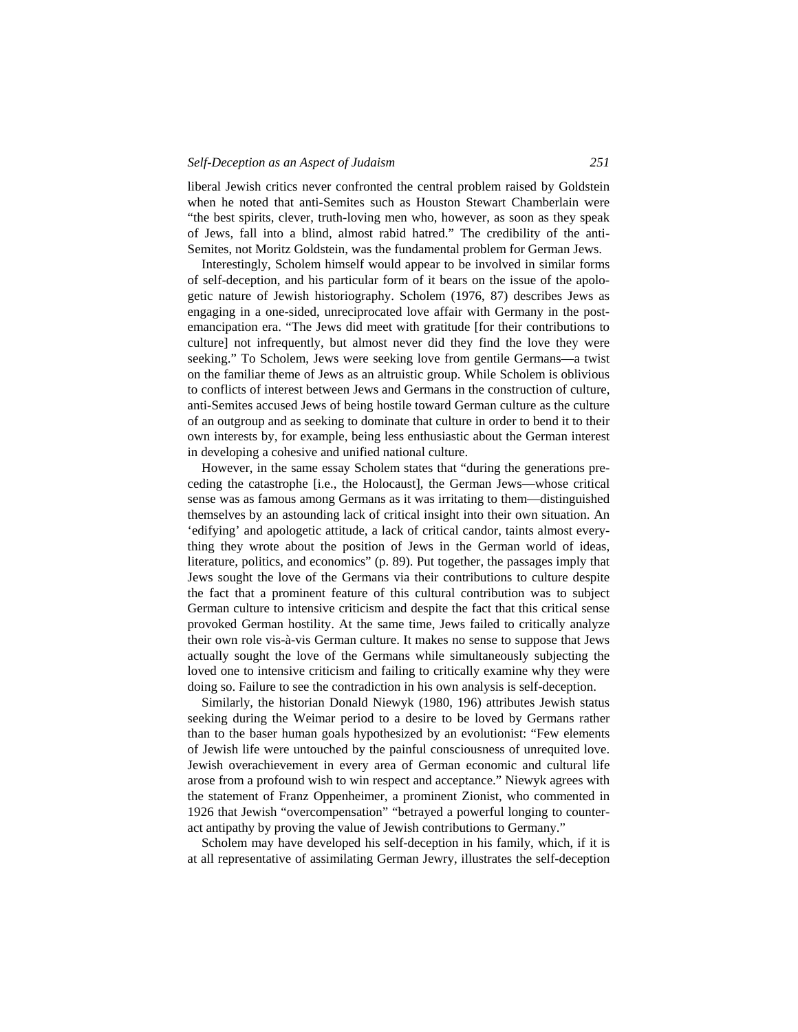liberal Jewish critics never confronted the central problem raised by Goldstein when he noted that anti-Semites such as Houston Stewart Chamberlain were "the best spirits, clever, truth-loving men who, however, as soon as they speak of Jews, fall into a blind, almost rabid hatred." The credibility of the anti-Semites, not Moritz Goldstein, was the fundamental problem for German Jews.

Interestingly, Scholem himself would appear to be involved in similar forms of self-deception, and his particular form of it bears on the issue of the apologetic nature of Jewish historiography. Scholem (1976, 87) describes Jews as engaging in a one-sided, unreciprocated love affair with Germany in the post-emancipation era. "The Jews did meet with gratitude [for their contributions to culture] not infrequently, but almost never did they find the love they were seeking." To Scholem, Jews were seeking love from gentile Germans—a twist on the familiar theme of Jews as an altruistic group. While Scholem is oblivious to conflicts of interest between Jews and Germans in the construction of culture, anti-Semites accused Jews of being hostile toward German culture as the culture of an outgroup and as seeking to dominate that culture in order to bend it to their own interests by, for example, being less enthusiastic about the German interest in developing a cohesive and unified national culture.

However, in the same essay Scholem states that "during the generations preceding the catastrophe [i.e., the Holocaust], the German Jews—whose critical sense was as famous among Germans as it was irritating to them—distinguished themselves by an astounding lack of critical insight into their own situation. An 'edifying' and apologetic attitude, a lack of critical candor, taints almost everything they wrote about the position of Jews in the German world of ideas, literature, politics, and economics" (p. 89). Put together, the passages imply that Jews sought the love of the Germans via their contributions to culture despite the fact that a prominent feature of this cultural contribution was to subject German culture to intensive criticism and despite the fact that this critical sense provoked German hostility. At the same time, Jews failed to critically analyze their own role vis-à-vis German culture. It makes no sense to suppose that Jews actually sought the love of the Germans while simultaneously subjecting the loved one to intensive criticism and failing to critically examine why they were doing so. Failure to see the contradiction in his own analysis is self-deception.

Similarly, the historian Donald Niewyk (1980, 196) attributes Jewish status seeking during the Weimar period to a desire to be loved by Germans rather than to the baser human goals hypothesized by an evolutionist: "Few elements of Jewish life were untouched by the painful consciousness of unrequited love. Jewish overachievement in every area of German economic and cultural life arose from a profound wish to win respect and acceptance." Niewyk agrees with the statement of Franz Oppenheimer, a prominent Zionist, who commented in 1926 that Jewish "overcompensation" "betrayed a powerful longing to counteract antipathy by proving the value of Jewish contributions to Germany."

Scholem may have developed his self-deception in his family, which, if it is at all representative of assimilating German Jewry, illustrates the self-deception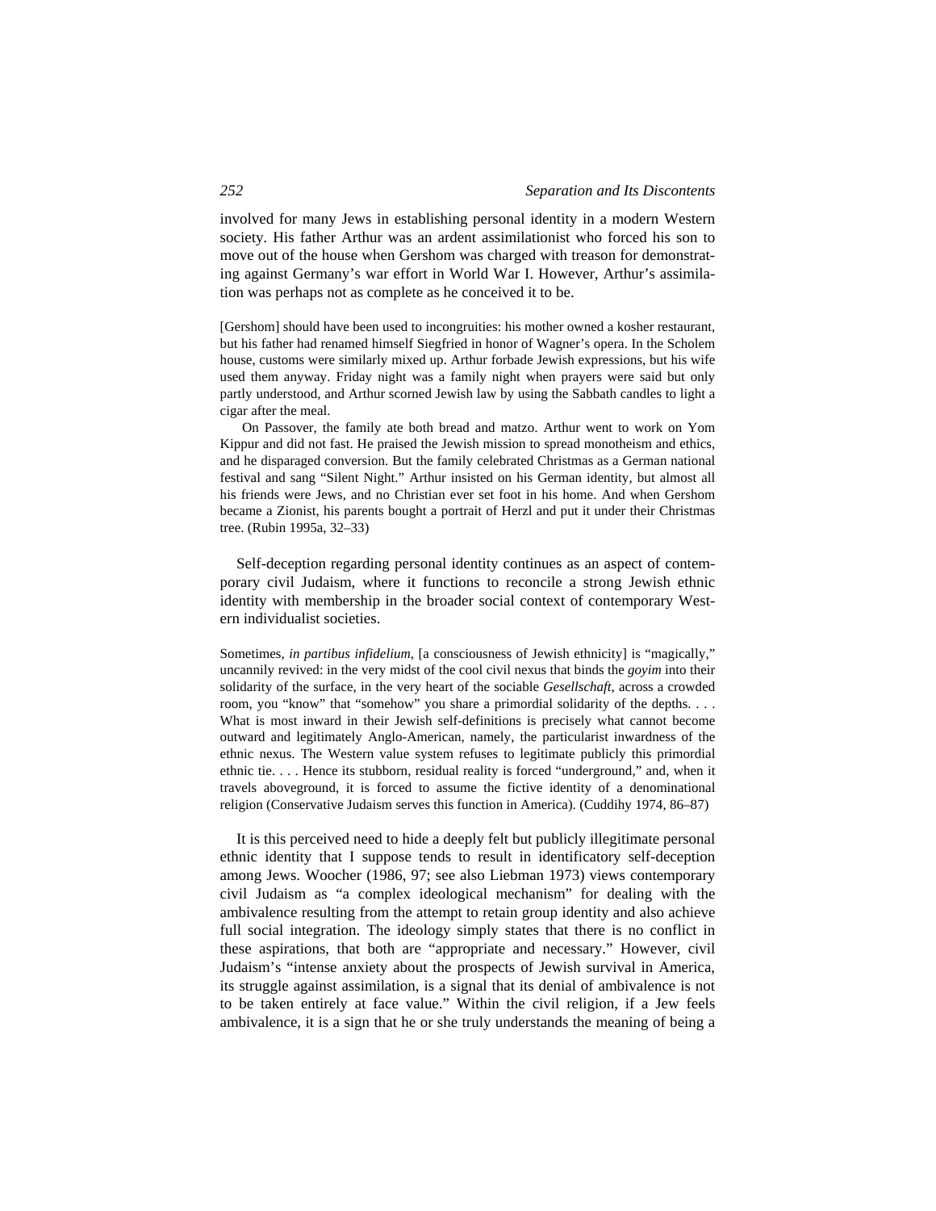involved for many Jews in establishing personal identity in a modern Western society. His father Arthur was an ardent assimilationist who forced his son to move out of the house when Gershom was charged with treason for demonstrating against Germany's war effort in World War I. However, Arthur's assimilation was perhaps not as complete as he conceived it to be.

> [Gershom] should have been used to incongruities: his mother owned a kosher restaurant, but his father had renamed himself Siegfried in honor of Wagner's opera. In the Scholem house, customs were similarly mixed up. Arthur forbade Jewish expressions, but his wife used them anyway. Friday night was a family night when prayers were said but only partly understood, and Arthur scorned Jewish law by using the Sabbath candles to light a cigar after the meal.
>
> On Passover, the family ate both bread and matzo. Arthur went to work on Yom Kippur and did not fast. He praised the Jewish mission to spread monotheism and ethics, and he disparaged conversion. But the family celebrated Christmas as a German national festival and sang "Silent Night." Arthur insisted on his German identity, but almost all his friends were Jews, and no Christian ever set foot in his home. And when Gershom became a Zionist, his parents bought a portrait of Herzl and put it under their Christmas tree. (Rubin 1995a, 32–33)

Self-deception regarding personal identity continues as an aspect of contemporary civil Judaism, where it functions to reconcile a strong Jewish ethnic identity with membership in the broader social context of contemporary Western individualist societies.

> Sometimes, *in partibus infidelium*, [a consciousness of Jewish ethnicity] is "magically," uncannily revived: in the very midst of the cool civil nexus that binds the *goyim* into their solidarity of the surface, in the very heart of the sociable *Gesellschaft*, across a crowded room, you "know" that "somehow" you share a primordial solidarity of the depths. . . . What is most inward in their Jewish self-definitions is precisely what cannot become outward and legitimately Anglo-American, namely, the particularist inwardness of the ethnic nexus. The Western value system refuses to legitimate publicly this primordial ethnic tie. . . . Hence its stubborn, residual reality is forced "underground," and, when it travels aboveground, it is forced to assume the fictive identity of a denominational religion (Conservative Judaism serves this function in America). (Cuddihy 1974, 86–87)

It is this perceived need to hide a deeply felt but publicly illegitimate personal ethnic identity that I suppose tends to result in identificatory self-deception among Jews. Woocher (1986, 97; see also Liebman 1973) views contemporary civil Judaism as "a complex ideological mechanism" for dealing with the ambivalence resulting from the attempt to retain group identity and also achieve full social integration. The ideology simply states that there is no conflict in these aspirations, that both are "appropriate and necessary." However, civil Judaism's "intense anxiety about the prospects of Jewish survival in America, its struggle against assimilation, is a signal that its denial of ambivalence is not to be taken entirely at face value." Within the civil religion, if a Jew feels ambivalence, it is a sign that he or she truly understands the meaning of being a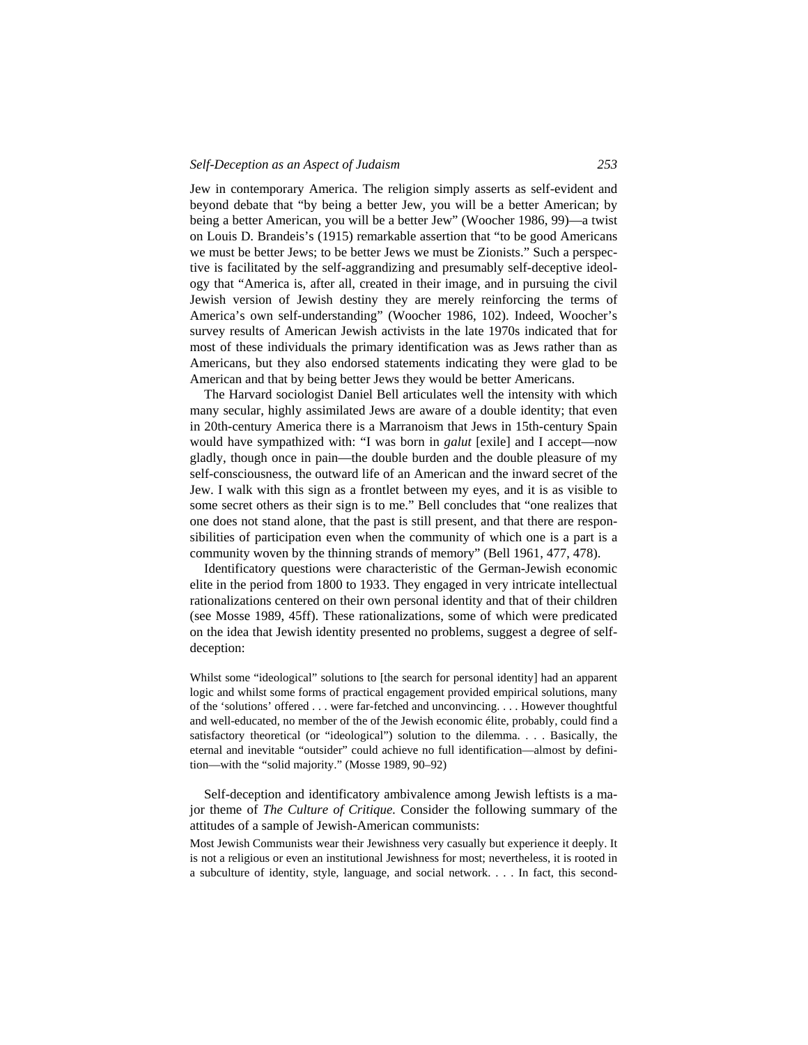Jew in contemporary America. The religion simply asserts as self-evident and beyond debate that "by being a better Jew, you will be a better American; by being a better American, you will be a better Jew" (Woocher 1986, 99)—a twist on Louis D. Brandeis's (1915) remarkable assertion that "to be good Americans we must be better Jews; to be better Jews we must be Zionists." Such a perspective is facilitated by the self-aggrandizing and presumably self-deceptive ideology that "America is, after all, created in their image, and in pursuing the civil Jewish version of Jewish destiny they are merely reinforcing the terms of America's own self-understanding" (Woocher 1986, 102). Indeed, Woocher's survey results of American Jewish activists in the late 1970s indicated that for most of these individuals the primary identification was as Jews rather than as Americans, but they also endorsed statements indicating they were glad to be American and that by being better Jews they would be better Americans.

The Harvard sociologist Daniel Bell articulates well the intensity with which many secular, highly assimilated Jews are aware of a double identity; that even in 20th-century America there is a Marranoism that Jews in 15th-century Spain would have sympathized with: "I was born in *galut* [exile] and I accept—now gladly, though once in pain—the double burden and the double pleasure of my self-consciousness, the outward life of an American and the inward secret of the Jew. I walk with this sign as a frontlet between my eyes, and it is as visible to some secret others as their sign is to me." Bell concludes that "one realizes that one does not stand alone, that the past is still present, and that there are responsibilities of participation even when the community of which one is a part is a community woven by the thinning strands of memory" (Bell 1961, 477, 478).

Identificatory questions were characteristic of the German-Jewish economic elite in the period from 1800 to 1933. They engaged in very intricate intellectual rationalizations centered on their own personal identity and that of their children (see Mosse 1989, 45ff). These rationalizations, some of which were predicated on the idea that Jewish identity presented no problems, suggest a degree of self-deception:

> Whilst some "ideological" solutions to [the search for personal identity] had an apparent logic and whilst some forms of practical engagement provided empirical solutions, many of the 'solutions' offered . . . were far-fetched and unconvincing. . . . However thoughtful and well-educated, no member of the of the Jewish economic élite, probably, could find a satisfactory theoretical (or "ideological") solution to the dilemma. . . . Basically, the eternal and inevitable "outsider" could achieve no full identification—almost by definition—with the "solid majority." (Mosse 1989, 90–92)

Self-deception and identificatory ambivalence among Jewish leftists is a major theme of *The Culture of Critique.* Consider the following summary of the attitudes of a sample of Jewish-American communists:

> Most Jewish Communists wear their Jewishness very casually but experience it deeply. It is not a religious or even an institutional Jewishness for most; nevertheless, it is rooted in a subculture of identity, style, language, and social network. . . . In fact, this second-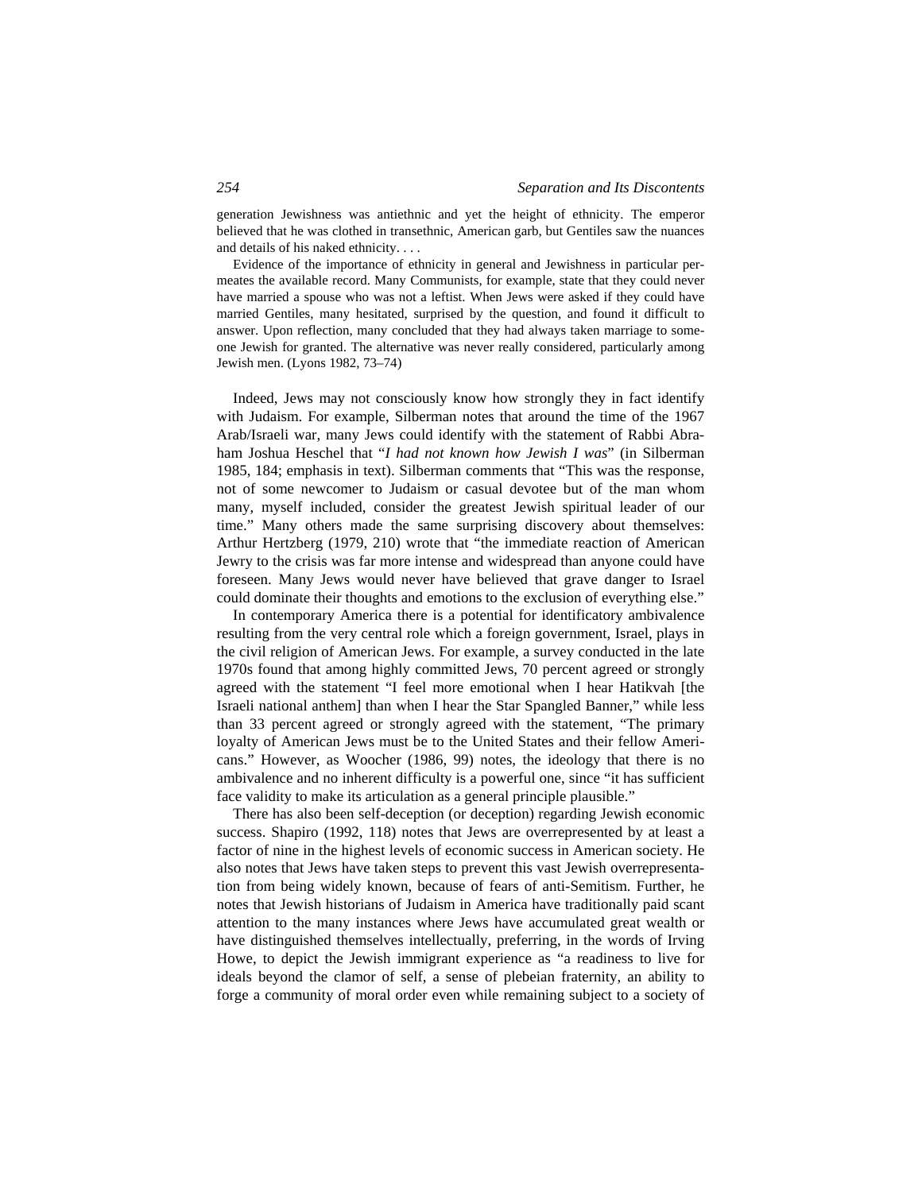generation Jewishness was antiethnic and yet the height of ethnicity. The emperor believed that he was clothed in transethnic, American garb, but Gentiles saw the nuances and details of his naked ethnicity. . . .

Evidence of the importance of ethnicity in general and Jewishness in particular permeates the available record. Many Communists, for example, state that they could never have married a spouse who was not a leftist. When Jews were asked if they could have married Gentiles, many hesitated, surprised by the question, and found it difficult to answer. Upon reflection, many concluded that they had always taken marriage to someone Jewish for granted. The alternative was never really considered, particularly among Jewish men. (Lyons 1982, 73–74)

Indeed, Jews may not consciously know how strongly they in fact identify with Judaism. For example, Silberman notes that around the time of the 1967 Arab/Israeli war, many Jews could identify with the statement of Rabbi Abraham Joshua Heschel that "*I had not known how Jewish I was*" (in Silberman 1985, 184; emphasis in text). Silberman comments that "This was the response, not of some newcomer to Judaism or casual devotee but of the man whom many, myself included, consider the greatest Jewish spiritual leader of our time." Many others made the same surprising discovery about themselves: Arthur Hertzberg (1979, 210) wrote that "the immediate reaction of American Jewry to the crisis was far more intense and widespread than anyone could have foreseen. Many Jews would never have believed that grave danger to Israel could dominate their thoughts and emotions to the exclusion of everything else."

In contemporary America there is a potential for identificatory ambivalence resulting from the very central role which a foreign government, Israel, plays in the civil religion of American Jews. For example, a survey conducted in the late 1970s found that among highly committed Jews, 70 percent agreed or strongly agreed with the statement "I feel more emotional when I hear Hatikvah [the Israeli national anthem] than when I hear the Star Spangled Banner," while less than 33 percent agreed or strongly agreed with the statement, "The primary loyalty of American Jews must be to the United States and their fellow Americans." However, as Woocher (1986, 99) notes, the ideology that there is no ambivalence and no inherent difficulty is a powerful one, since "it has sufficient face validity to make its articulation as a general principle plausible."

There has also been self-deception (or deception) regarding Jewish economic success. Shapiro (1992, 118) notes that Jews are overrepresented by at least a factor of nine in the highest levels of economic success in American society. He also notes that Jews have taken steps to prevent this vast Jewish overrepresentation from being widely known, because of fears of anti-Semitism. Further, he notes that Jewish historians of Judaism in America have traditionally paid scant attention to the many instances where Jews have accumulated great wealth or have distinguished themselves intellectually, preferring, in the words of Irving Howe, to depict the Jewish immigrant experience as "a readiness to live for ideals beyond the clamor of self, a sense of plebeian fraternity, an ability to forge a community of moral order even while remaining subject to a society of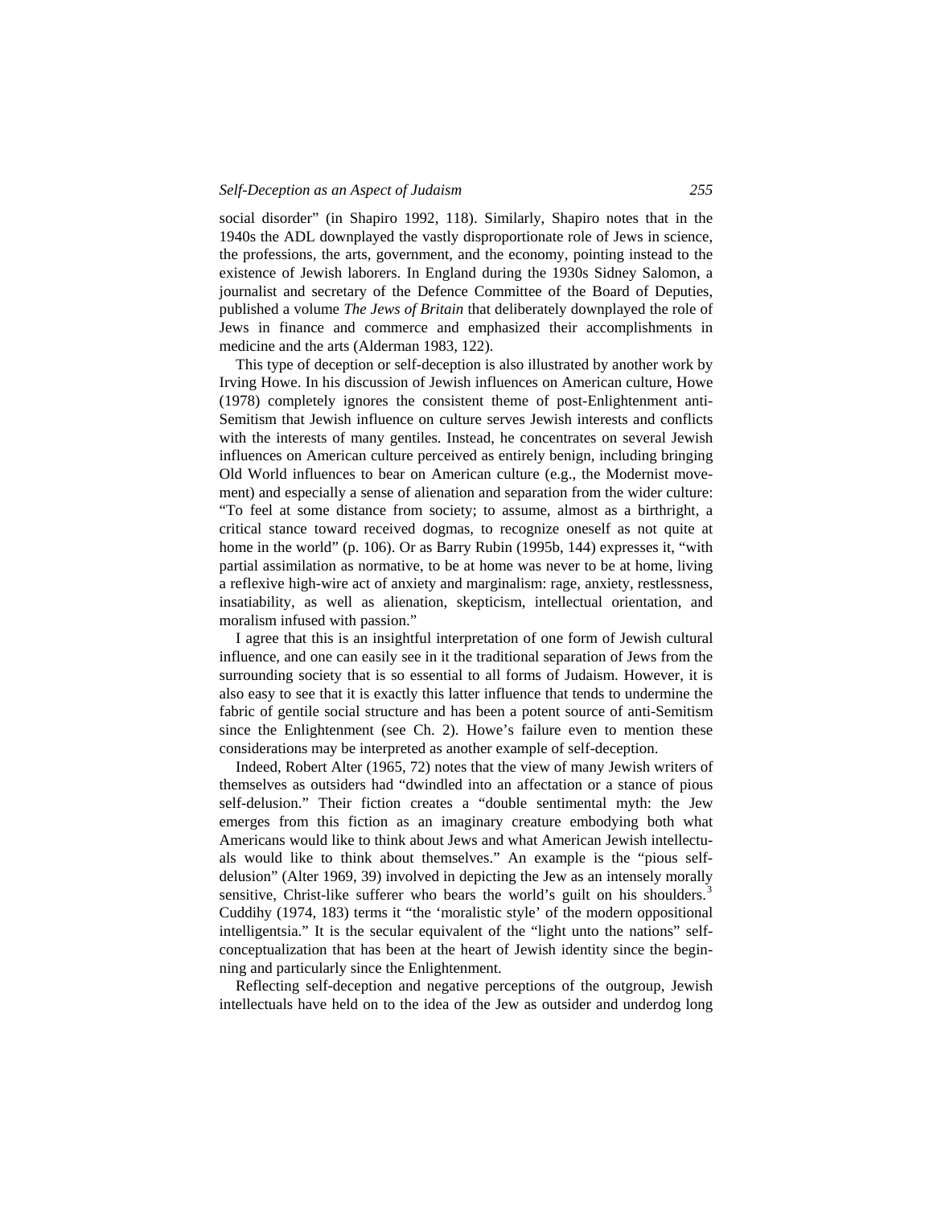social disorder" (in Shapiro 1992, 118). Similarly, Shapiro notes that in the 1940s the ADL downplayed the vastly disproportionate role of Jews in science, the professions, the arts, government, and the economy, pointing instead to the existence of Jewish laborers. In England during the 1930s Sidney Salomon, a journalist and secretary of the Defence Committee of the Board of Deputies, published a volume *The Jews of Britain* that deliberately downplayed the role of Jews in finance and commerce and emphasized their accomplishments in medicine and the arts (Alderman 1983, 122).

This type of deception or self-deception is also illustrated by another work by Irving Howe. In his discussion of Jewish influences on American culture, Howe (1978) completely ignores the consistent theme of post-Enlightenment anti-Semitism that Jewish influence on culture serves Jewish interests and conflicts with the interests of many gentiles. Instead, he concentrates on several Jewish influences on American culture perceived as entirely benign, including bringing Old World influences to bear on American culture (e.g., the Modernist movement) and especially a sense of alienation and separation from the wider culture: "To feel at some distance from society; to assume, almost as a birthright, a critical stance toward received dogmas, to recognize oneself as not quite at home in the world" (p. 106). Or as Barry Rubin (1995b, 144) expresses it, "with partial assimilation as normative, to be at home was never to be at home, living a reflexive high-wire act of anxiety and marginalism: rage, anxiety, restlessness, insatiability, as well as alienation, skepticism, intellectual orientation, and moralism infused with passion."

I agree that this is an insightful interpretation of one form of Jewish cultural influence, and one can easily see in it the traditional separation of Jews from the surrounding society that is so essential to all forms of Judaism. However, it is also easy to see that it is exactly this latter influence that tends to undermine the fabric of gentile social structure and has been a potent source of anti-Semitism since the Enlightenment (see Ch. 2). Howe's failure even to mention these considerations may be interpreted as another example of self-deception.

Indeed, Robert Alter (1965, 72) notes that the view of many Jewish writers of themselves as outsiders had "dwindled into an affectation or a stance of pious self-delusion." Their fiction creates a "double sentimental myth: the Jew emerges from this fiction as an imaginary creature embodying both what Americans would like to think about Jews and what American Jewish intellectuals would like to think about themselves." An example is the "pious self-delusion" (Alter 1969, 39) involved in depicting the Jew as an intensely morally sensitive, Christ-like sufferer who bears the world's guilt on his shoulders.[3] Cuddihy (1974, 183) terms it "the 'moralistic style' of the modern oppositional intelligentsia." It is the secular equivalent of the "light unto the nations" self-conceptualization that has been at the heart of Jewish identity since the beginning and particularly since the Enlightenment.

Reflecting self-deception and negative perceptions of the outgroup, Jewish intellectuals have held on to the idea of the Jew as outsider and underdog long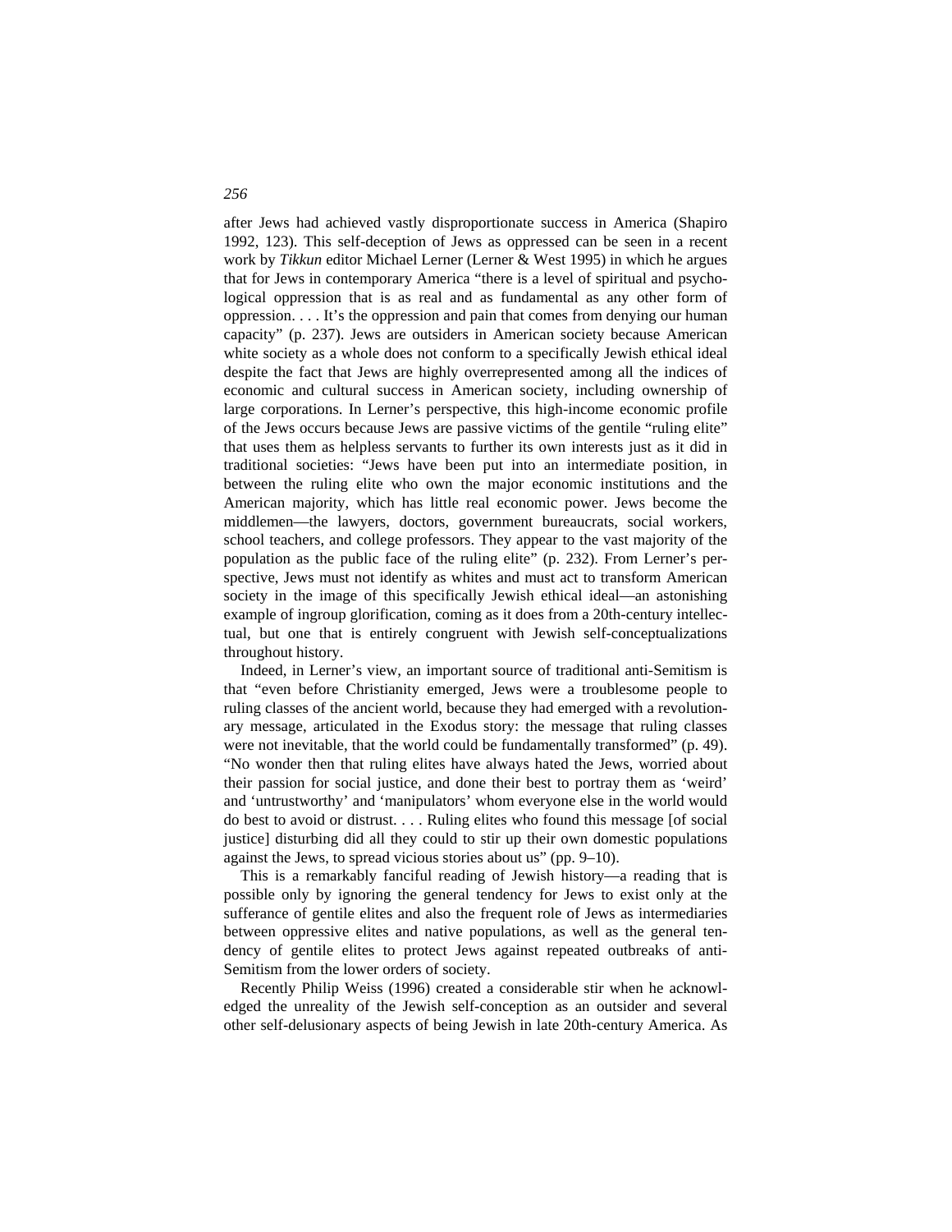after Jews had achieved vastly disproportionate success in America (Shapiro 1992, 123). This self-deception of Jews as oppressed can be seen in a recent work by *Tikkun* editor Michael Lerner (Lerner & West 1995) in which he argues that for Jews in contemporary America "there is a level of spiritual and psychological oppression that is as real and as fundamental as any other form of oppression. . . . It's the oppression and pain that comes from denying our human capacity" (p. 237). Jews are outsiders in American society because American white society as a whole does not conform to a specifically Jewish ethical ideal despite the fact that Jews are highly overrepresented among all the indices of economic and cultural success in American society, including ownership of large corporations. In Lerner's perspective, this high-income economic profile of the Jews occurs because Jews are passive victims of the gentile "ruling elite" that uses them as helpless servants to further its own interests just as it did in traditional societies: "Jews have been put into an intermediate position, in between the ruling elite who own the major economic institutions and the American majority, which has little real economic power. Jews become the middlemen—the lawyers, doctors, government bureaucrats, social workers, school teachers, and college professors. They appear to the vast majority of the population as the public face of the ruling elite" (p. 232). From Lerner's perspective, Jews must not identify as whites and must act to transform American society in the image of this specifically Jewish ethical ideal—an astonishing example of ingroup glorification, coming as it does from a 20th-century intellectual, but one that is entirely congruent with Jewish self-conceptualizations throughout history.

Indeed, in Lerner's view, an important source of traditional anti-Semitism is that "even before Christianity emerged, Jews were a troublesome people to ruling classes of the ancient world, because they had emerged with a revolutionary message, articulated in the Exodus story: the message that ruling classes were not inevitable, that the world could be fundamentally transformed" (p. 49). "No wonder then that ruling elites have always hated the Jews, worried about their passion for social justice, and done their best to portray them as 'weird' and 'untrustworthy' and 'manipulators' whom everyone else in the world would do best to avoid or distrust. . . . Ruling elites who found this message [of social justice] disturbing did all they could to stir up their own domestic populations against the Jews, to spread vicious stories about us" (pp. 9–10).

This is a remarkably fanciful reading of Jewish history—a reading that is possible only by ignoring the general tendency for Jews to exist only at the sufferance of gentile elites and also the frequent role of Jews as intermediaries between oppressive elites and native populations, as well as the general tendency of gentile elites to protect Jews against repeated outbreaks of anti-Semitism from the lower orders of society.

Recently Philip Weiss (1996) created a considerable stir when he acknowledged the unreality of the Jewish self-conception as an outsider and several other self-delusionary aspects of being Jewish in late 20th-century America. As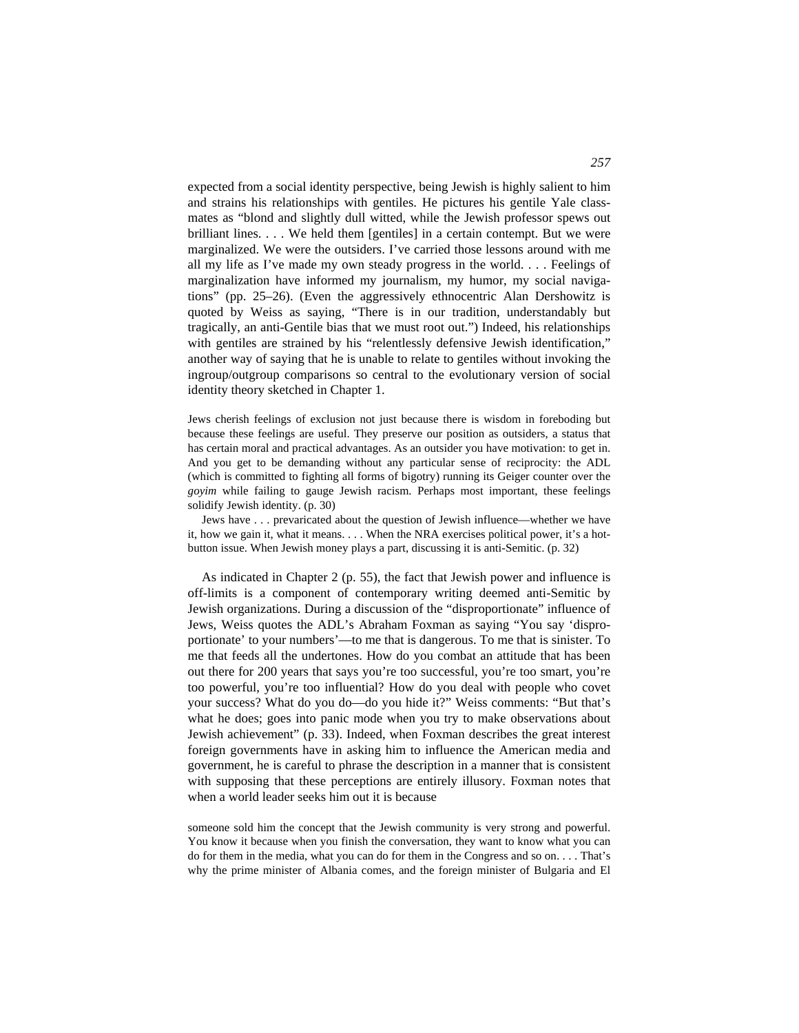expected from a social identity perspective, being Jewish is highly salient to him and strains his relationships with gentiles. He pictures his gentile Yale classmates as "blond and slightly dull witted, while the Jewish professor spews out brilliant lines. . . . We held them [gentiles] in a certain contempt. But we were marginalized. We were the outsiders. I've carried those lessons around with me all my life as I've made my own steady progress in the world. . . . Feelings of marginalization have informed my journalism, my humor, my social navigations" (pp. 25–26). (Even the aggressively ethnocentric Alan Dershowitz is quoted by Weiss as saying, "There is in our tradition, understandably but tragically, an anti-Gentile bias that we must root out.") Indeed, his relationships with gentiles are strained by his "relentlessly defensive Jewish identification," another way of saying that he is unable to relate to gentiles without invoking the ingroup/outgroup comparisons so central to the evolutionary version of social identity theory sketched in Chapter 1.

> Jews cherish feelings of exclusion not just because there is wisdom in foreboding but because these feelings are useful. They preserve our position as outsiders, a status that has certain moral and practical advantages. As an outsider you have motivation: to get in. And you get to be demanding without any particular sense of reciprocity: the ADL (which is committed to fighting all forms of bigotry) running its Geiger counter over the *goyim* while failing to gauge Jewish racism. Perhaps most important, these feelings solidify Jewish identity. (p. 30)
>
> Jews have . . . prevaricated about the question of Jewish influence—whether we have it, how we gain it, what it means. . . . When the NRA exercises political power, it's a hot-button issue. When Jewish money plays a part, discussing it is anti-Semitic. (p. 32)

As indicated in Chapter 2 (p. 55), the fact that Jewish power and influence is off-limits is a component of contemporary writing deemed anti-Semitic by Jewish organizations. During a discussion of the "disproportionate" influence of Jews, Weiss quotes the ADL's Abraham Foxman as saying "You say 'disproportionate' to your numbers'—to me that is dangerous. To me that is sinister. To me that feeds all the undertones. How do you combat an attitude that has been out there for 200 years that says you're too successful, you're too smart, you're too powerful, you're too influential? How do you deal with people who covet your success? What do you do—do you hide it?" Weiss comments: "But that's what he does; goes into panic mode when you try to make observations about Jewish achievement" (p. 33). Indeed, when Foxman describes the great interest foreign governments have in asking him to influence the American media and government, he is careful to phrase the description in a manner that is consistent with supposing that these perceptions are entirely illusory. Foxman notes that when a world leader seeks him out it is because

> someone sold him the concept that the Jewish community is very strong and powerful. You know it because when you finish the conversation, they want to know what you can do for them in the media, what you can do for them in the Congress and so on. . . . That's why the prime minister of Albania comes, and the foreign minister of Bulgaria and El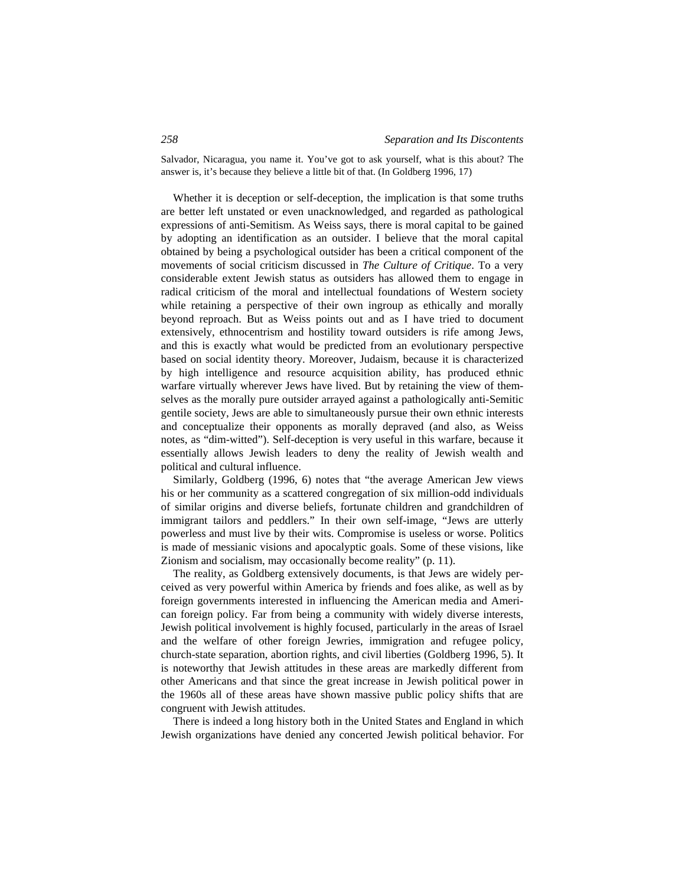Salvador, Nicaragua, you name it. You've got to ask yourself, what is this about? The answer is, it's because they believe a little bit of that. (In Goldberg 1996, 17)

Whether it is deception or self-deception, the implication is that some truths are better left unstated or even unacknowledged, and regarded as pathological expressions of anti-Semitism. As Weiss says, there is moral capital to be gained by adopting an identification as an outsider. I believe that the moral capital obtained by being a psychological outsider has been a critical component of the movements of social criticism discussed in *The Culture of Critique*. To a very considerable extent Jewish status as outsiders has allowed them to engage in radical criticism of the moral and intellectual foundations of Western society while retaining a perspective of their own ingroup as ethically and morally beyond reproach. But as Weiss points out and as I have tried to document extensively, ethnocentrism and hostility toward outsiders is rife among Jews, and this is exactly what would be predicted from an evolutionary perspective based on social identity theory. Moreover, Judaism, because it is characterized by high intelligence and resource acquisition ability, has produced ethnic warfare virtually wherever Jews have lived. But by retaining the view of themselves as the morally pure outsider arrayed against a pathologically anti-Semitic gentile society, Jews are able to simultaneously pursue their own ethnic interests and conceptualize their opponents as morally depraved (and also, as Weiss notes, as "dim-witted"). Self-deception is very useful in this warfare, because it essentially allows Jewish leaders to deny the reality of Jewish wealth and political and cultural influence.

Similarly, Goldberg (1996, 6) notes that "the average American Jew views his or her community as a scattered congregation of six million-odd individuals of similar origins and diverse beliefs, fortunate children and grandchildren of immigrant tailors and peddlers." In their own self-image, "Jews are utterly powerless and must live by their wits. Compromise is useless or worse. Politics is made of messianic visions and apocalyptic goals. Some of these visions, like Zionism and socialism, may occasionally become reality" (p. 11).

The reality, as Goldberg extensively documents, is that Jews are widely perceived as very powerful within America by friends and foes alike, as well as by foreign governments interested in influencing the American media and American foreign policy. Far from being a community with widely diverse interests, Jewish political involvement is highly focused, particularly in the areas of Israel and the welfare of other foreign Jewries, immigration and refugee policy, church-state separation, abortion rights, and civil liberties (Goldberg 1996, 5). It is noteworthy that Jewish attitudes in these areas are markedly different from other Americans and that since the great increase in Jewish political power in the 1960s all of these areas have shown massive public policy shifts that are congruent with Jewish attitudes.

There is indeed a long history both in the United States and England in which Jewish organizations have denied any concerted Jewish political behavior. For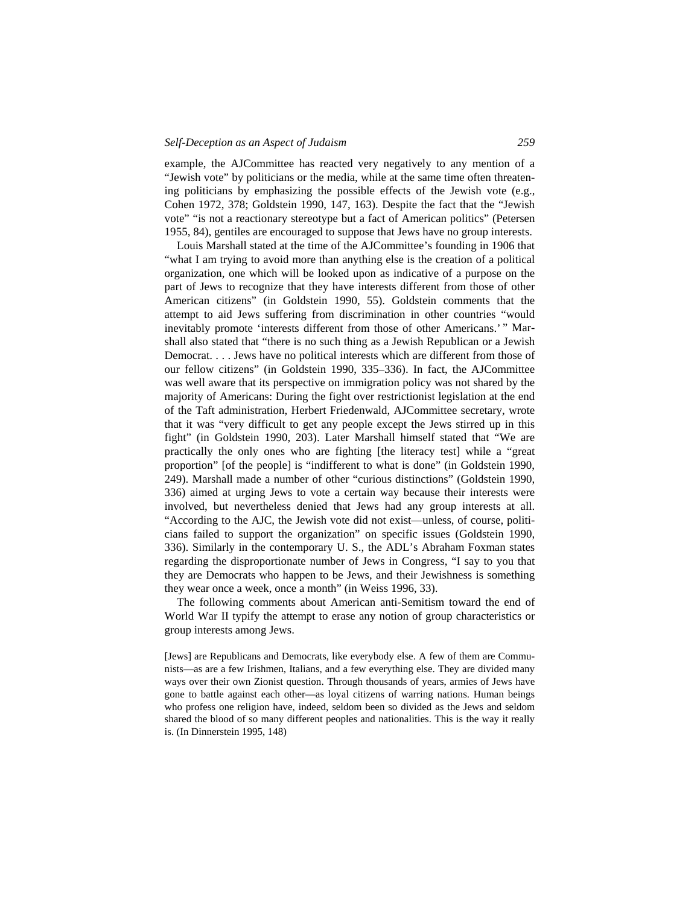example, the AJCommittee has reacted very negatively to any mention of a "Jewish vote" by politicians or the media, while at the same time often threatening politicians by emphasizing the possible effects of the Jewish vote (e.g., Cohen 1972, 378; Goldstein 1990, 147, 163). Despite the fact that the "Jewish vote" "is not a reactionary stereotype but a fact of American politics" (Petersen 1955, 84), gentiles are encouraged to suppose that Jews have no group interests.

Louis Marshall stated at the time of the AJCommittee's founding in 1906 that "what I am trying to avoid more than anything else is the creation of a political organization, one which will be looked upon as indicative of a purpose on the part of Jews to recognize that they have interests different from those of other American citizens" (in Goldstein 1990, 55). Goldstein comments that the attempt to aid Jews suffering from discrimination in other countries "would inevitably promote 'interests different from those of other Americans.' " Marshall also stated that "there is no such thing as a Jewish Republican or a Jewish Democrat. . . . Jews have no political interests which are different from those of our fellow citizens" (in Goldstein 1990, 335–336). In fact, the AJCommittee was well aware that its perspective on immigration policy was not shared by the majority of Americans: During the fight over restrictionist legislation at the end of the Taft administration, Herbert Friedenwald, AJCommittee secretary, wrote that it was "very difficult to get any people except the Jews stirred up in this fight" (in Goldstein 1990, 203). Later Marshall himself stated that "We are practically the only ones who are fighting [the literacy test] while a "great proportion" [of the people] is "indifferent to what is done" (in Goldstein 1990, 249). Marshall made a number of other "curious distinctions" (Goldstein 1990, 336) aimed at urging Jews to vote a certain way because their interests were involved, but nevertheless denied that Jews had any group interests at all. "According to the AJC, the Jewish vote did not exist—unless, of course, politicians failed to support the organization" on specific issues (Goldstein 1990, 336). Similarly in the contemporary U. S., the ADL's Abraham Foxman states regarding the disproportionate number of Jews in Congress, "I say to you that they are Democrats who happen to be Jews, and their Jewishness is something they wear once a week, once a month" (in Weiss 1996, 33).

The following comments about American anti-Semitism toward the end of World War II typify the attempt to erase any notion of group characteristics or group interests among Jews.

> [Jews] are Republicans and Democrats, like everybody else. A few of them are Communists—as are a few Irishmen, Italians, and a few everything else. They are divided many ways over their own Zionist question. Through thousands of years, armies of Jews have gone to battle against each other—as loyal citizens of warring nations. Human beings who profess one religion have, indeed, seldom been so divided as the Jews and seldom shared the blood of so many different peoples and nationalities. This is the way it really is. (In Dinnerstein 1995, 148)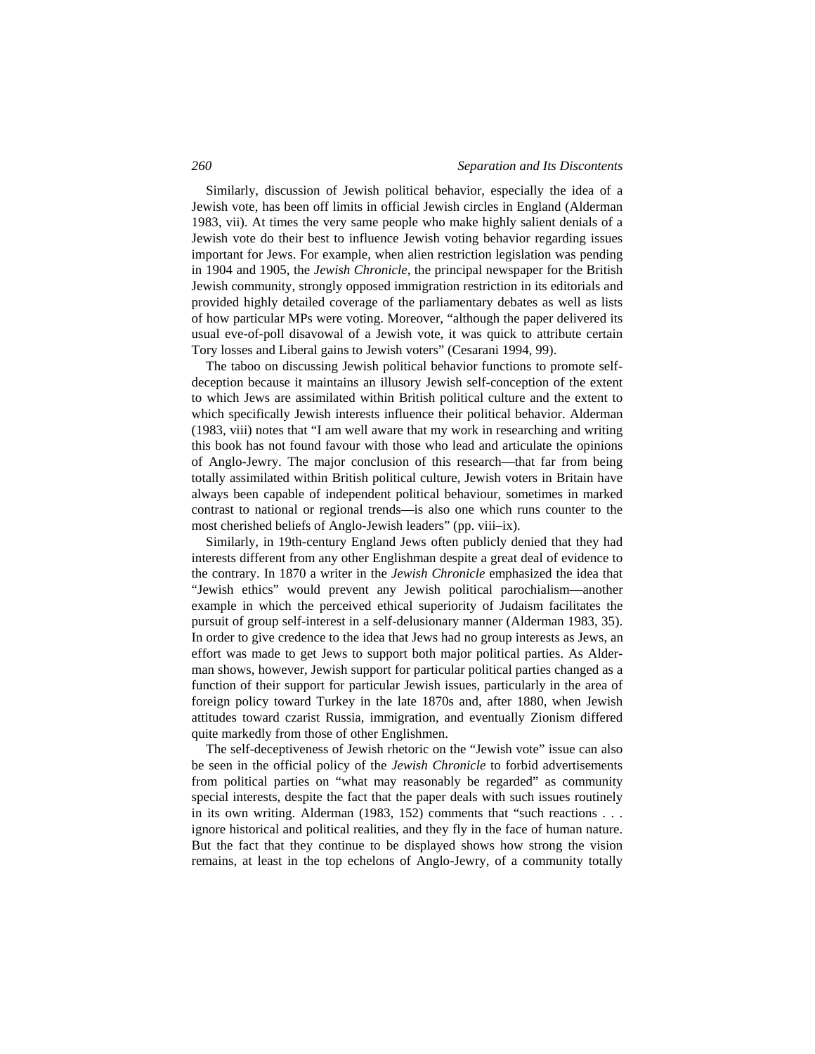Similarly, discussion of Jewish political behavior, especially the idea of a Jewish vote, has been off limits in official Jewish circles in England (Alderman 1983, vii). At times the very same people who make highly salient denials of a Jewish vote do their best to influence Jewish voting behavior regarding issues important for Jews. For example, when alien restriction legislation was pending in 1904 and 1905, the *Jewish Chronicle*, the principal newspaper for the British Jewish community, strongly opposed immigration restriction in its editorials and provided highly detailed coverage of the parliamentary debates as well as lists of how particular MPs were voting. Moreover, "although the paper delivered its usual eve-of-poll disavowal of a Jewish vote, it was quick to attribute certain Tory losses and Liberal gains to Jewish voters" (Cesarani 1994, 99).

The taboo on discussing Jewish political behavior functions to promote self-deception because it maintains an illusory Jewish self-conception of the extent to which Jews are assimilated within British political culture and the extent to which specifically Jewish interests influence their political behavior. Alderman (1983, viii) notes that "I am well aware that my work in researching and writing this book has not found favour with those who lead and articulate the opinions of Anglo-Jewry. The major conclusion of this research—that far from being totally assimilated within British political culture, Jewish voters in Britain have always been capable of independent political behaviour, sometimes in marked contrast to national or regional trends—is also one which runs counter to the most cherished beliefs of Anglo-Jewish leaders" (pp. viii–ix).

Similarly, in 19th-century England Jews often publicly denied that they had interests different from any other Englishman despite a great deal of evidence to the contrary. In 1870 a writer in the *Jewish Chronicle* emphasized the idea that "Jewish ethics" would prevent any Jewish political parochialism—another example in which the perceived ethical superiority of Judaism facilitates the pursuit of group self-interest in a self-delusionary manner (Alderman 1983, 35). In order to give credence to the idea that Jews had no group interests as Jews, an effort was made to get Jews to support both major political parties. As Alderman shows, however, Jewish support for particular political parties changed as a function of their support for particular Jewish issues, particularly in the area of foreign policy toward Turkey in the late 1870s and, after 1880, when Jewish attitudes toward czarist Russia, immigration, and eventually Zionism differed quite markedly from those of other Englishmen.

The self-deceptiveness of Jewish rhetoric on the "Jewish vote" issue can also be seen in the official policy of the *Jewish Chronicle* to forbid advertisements from political parties on "what may reasonably be regarded" as community special interests, despite the fact that the paper deals with such issues routinely in its own writing. Alderman (1983, 152) comments that "such reactions . . . ignore historical and political realities, and they fly in the face of human nature. But the fact that they continue to be displayed shows how strong the vision remains, at least in the top echelons of Anglo-Jewry, of a community totally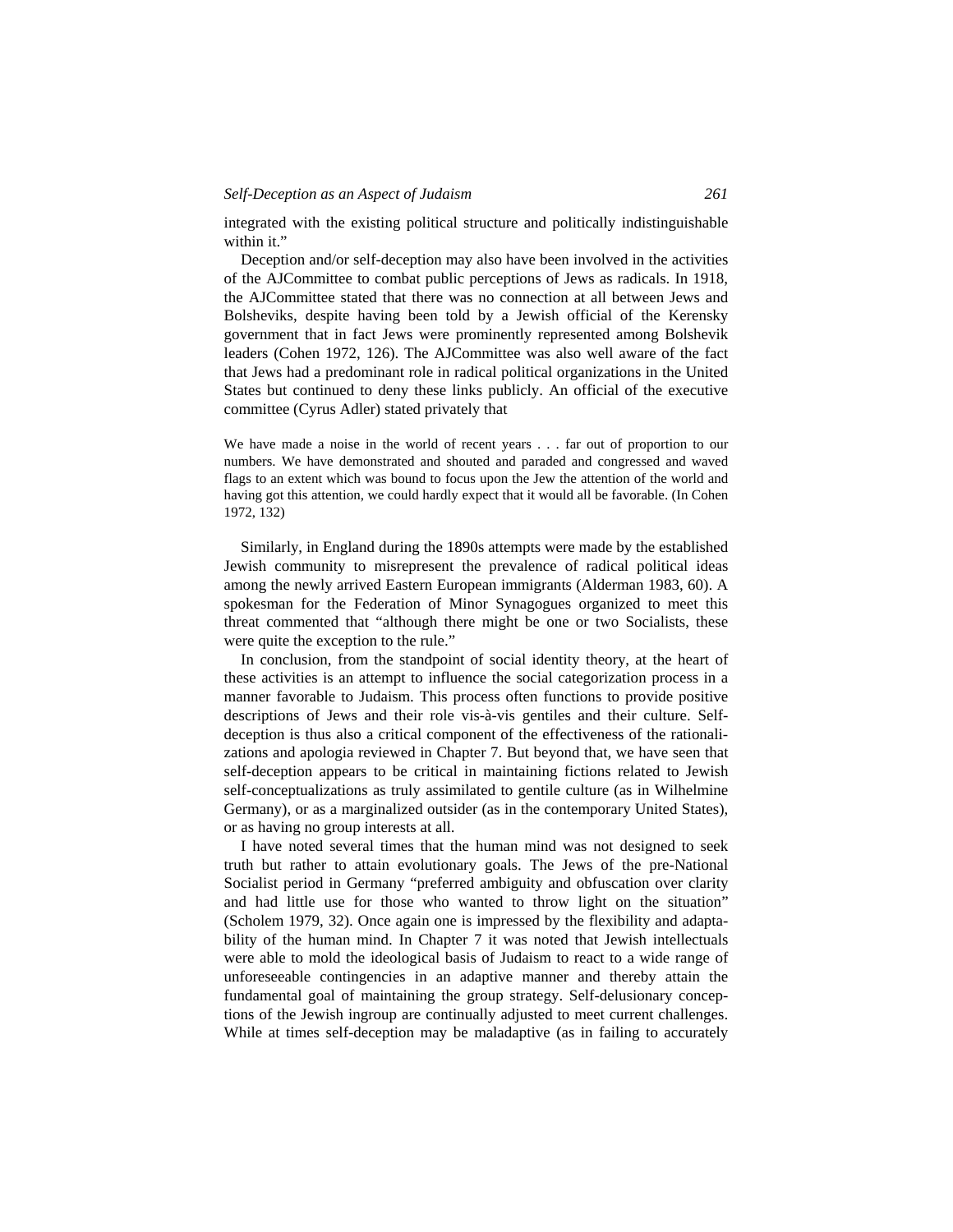integrated with the existing political structure and politically indistinguishable within it."

Deception and/or self-deception may also have been involved in the activities of the AJCommittee to combat public perceptions of Jews as radicals. In 1918, the AJCommittee stated that there was no connection at all between Jews and Bolsheviks, despite having been told by a Jewish official of the Kerensky government that in fact Jews were prominently represented among Bolshevik leaders (Cohen 1972, 126). The AJCommittee was also well aware of the fact that Jews had a predominant role in radical political organizations in the United States but continued to deny these links publicly. An official of the executive committee (Cyrus Adler) stated privately that

> We have made a noise in the world of recent years . . . far out of proportion to our numbers. We have demonstrated and shouted and paraded and congressed and waved flags to an extent which was bound to focus upon the Jew the attention of the world and having got this attention, we could hardly expect that it would all be favorable. (In Cohen 1972, 132)

Similarly, in England during the 1890s attempts were made by the established Jewish community to misrepresent the prevalence of radical political ideas among the newly arrived Eastern European immigrants (Alderman 1983, 60). A spokesman for the Federation of Minor Synagogues organized to meet this threat commented that "although there might be one or two Socialists, these were quite the exception to the rule."

In conclusion, from the standpoint of social identity theory, at the heart of these activities is an attempt to influence the social categorization process in a manner favorable to Judaism. This process often functions to provide positive descriptions of Jews and their role vis-à-vis gentiles and their culture. Self-deception is thus also a critical component of the effectiveness of the rationalizations and apologia reviewed in Chapter 7. But beyond that, we have seen that self-deception appears to be critical in maintaining fictions related to Jewish self-conceptualizations as truly assimilated to gentile culture (as in Wilhelmine Germany), or as a marginalized outsider (as in the contemporary United States), or as having no group interests at all.

I have noted several times that the human mind was not designed to seek truth but rather to attain evolutionary goals. The Jews of the pre-National Socialist period in Germany "preferred ambiguity and obfuscation over clarity and had little use for those who wanted to throw light on the situation" (Scholem 1979, 32). Once again one is impressed by the flexibility and adaptability of the human mind. In Chapter 7 it was noted that Jewish intellectuals were able to mold the ideological basis of Judaism to react to a wide range of unforeseeable contingencies in an adaptive manner and thereby attain the fundamental goal of maintaining the group strategy. Self-delusionary conceptions of the Jewish ingroup are continually adjusted to meet current challenges. While at times self-deception may be maladaptive (as in failing to accurately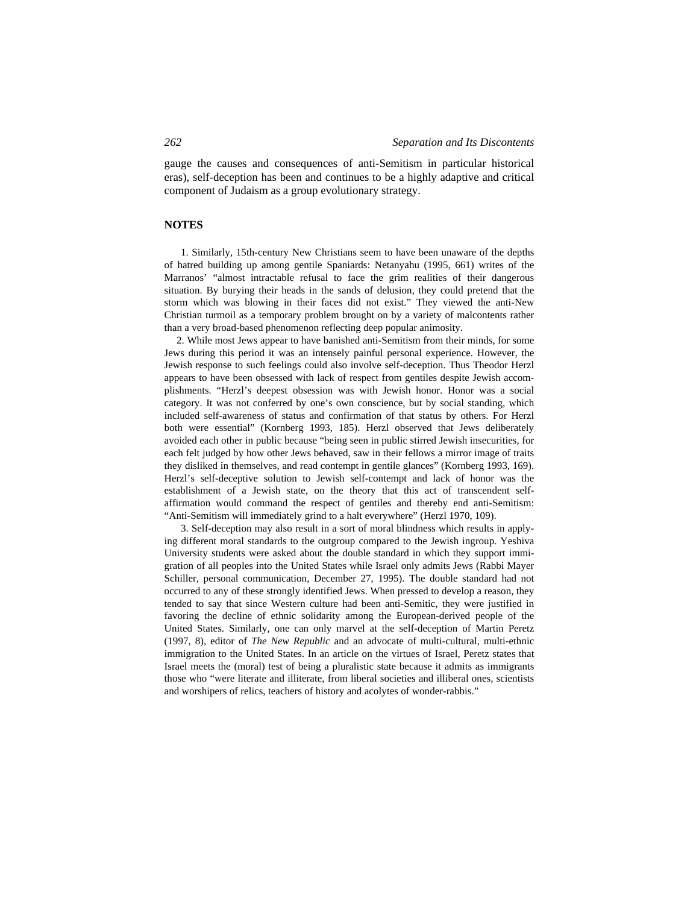gauge the causes and consequences of anti-Semitism in particular historical eras), self-deception has been and continues to be a highly adaptive and critical component of Judaism as a group evolutionary strategy.

## NOTES

1. Similarly, 15th-century New Christians seem to have been unaware of the depths of hatred building up among gentile Spaniards: Netanyahu (1995, 661) writes of the Marranos' "almost intractable refusal to face the grim realities of their dangerous situation. By burying their heads in the sands of delusion, they could pretend that the storm which was blowing in their faces did not exist." They viewed the anti-New Christian turmoil as a temporary problem brought on by a variety of malcontents rather than a very broad-based phenomenon reflecting deep popular animosity.

2. While most Jews appear to have banished anti-Semitism from their minds, for some Jews during this period it was an intensely painful personal experience. However, the Jewish response to such feelings could also involve self-deception. Thus Theodor Herzl appears to have been obsessed with lack of respect from gentiles despite Jewish accomplishments. "Herzl's deepest obsession was with Jewish honor. Honor was a social category. It was not conferred by one's own conscience, but by social standing, which included self-awareness of status and confirmation of that status by others. For Herzl both were essential" (Kornberg 1993, 185). Herzl observed that Jews deliberately avoided each other in public because "being seen in public stirred Jewish insecurities, for each felt judged by how other Jews behaved, saw in their fellows a mirror image of traits they disliked in themselves, and read contempt in gentile glances" (Kornberg 1993, 169). Herzl's self-deceptive solution to Jewish self-contempt and lack of honor was the establishment of a Jewish state, on the theory that this act of transcendent self-affirmation would command the respect of gentiles and thereby end anti-Semitism: "Anti-Semitism will immediately grind to a halt everywhere" (Herzl 1970, 109).

3. Self-deception may also result in a sort of moral blindness which results in applying different moral standards to the outgroup compared to the Jewish ingroup. Yeshiva University students were asked about the double standard in which they support immigration of all peoples into the United States while Israel only admits Jews (Rabbi Mayer Schiller, personal communication, December 27, 1995). The double standard had not occurred to any of these strongly identified Jews. When pressed to develop a reason, they tended to say that since Western culture had been anti-Semitic, they were justified in favoring the decline of ethnic solidarity among the European-derived people of the United States. Similarly, one can only marvel at the self-deception of Martin Peretz (1997, 8), editor of *The New Republic* and an advocate of multi-cultural, multi-ethnic immigration to the United States. In an article on the virtues of Israel, Peretz states that Israel meets the (moral) test of being a pluralistic state because it admits as immigrants those who "were literate and illiterate, from liberal societies and illiberal ones, scientists and worshipers of relics, teachers of history and acolytes of wonder-rabbis."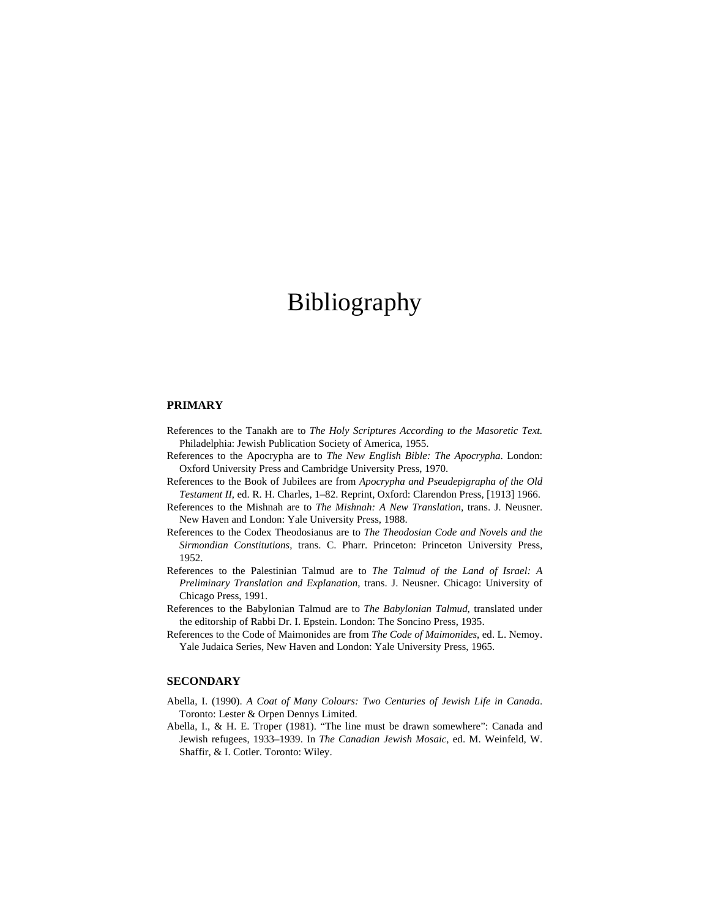# Bibliography

## PRIMARY

References to the Tanakh are to *The Holy Scriptures According to the Masoretic Text.* Philadelphia: Jewish Publication Society of America, 1955.

References to the Apocrypha are to *The New English Bible: The Apocrypha*. London: Oxford University Press and Cambridge University Press, 1970.

References to the Book of Jubilees are from *Apocrypha and Pseudepigrapha of the Old Testament II*, ed. R. H. Charles, 1–82. Reprint, Oxford: Clarendon Press, [1913] 1966.

References to the Mishnah are to *The Mishnah: A New Translation*, trans. J. Neusner. New Haven and London: Yale University Press, 1988.

References to the Codex Theodosianus are to *The Theodosian Code and Novels and the Sirmondian Constitutions*, trans. C. Pharr. Princeton: Princeton University Press, 1952.

References to the Palestinian Talmud are to *The Talmud of the Land of Israel: A Preliminary Translation and Explanation*, trans. J. Neusner. Chicago: University of Chicago Press, 1991.

References to the Babylonian Talmud are to *The Babylonian Talmud,* translated under the editorship of Rabbi Dr. I. Epstein. London: The Soncino Press, 1935.

References to the Code of Maimonides are from *The Code of Maimonides*, ed. L. Nemoy. Yale Judaica Series, New Haven and London: Yale University Press, 1965.

## SECONDARY

Abella, I. (1990). *A Coat of Many Colours: Two Centuries of Jewish Life in Canada*. Toronto: Lester & Orpen Dennys Limited.

Abella, I., & H. E. Troper (1981). "The line must be drawn somewhere": Canada and Jewish refugees, 1933–1939. In *The Canadian Jewish Mosaic*, ed. M. Weinfeld, W. Shaffir, & I. Cotler. Toronto: Wiley.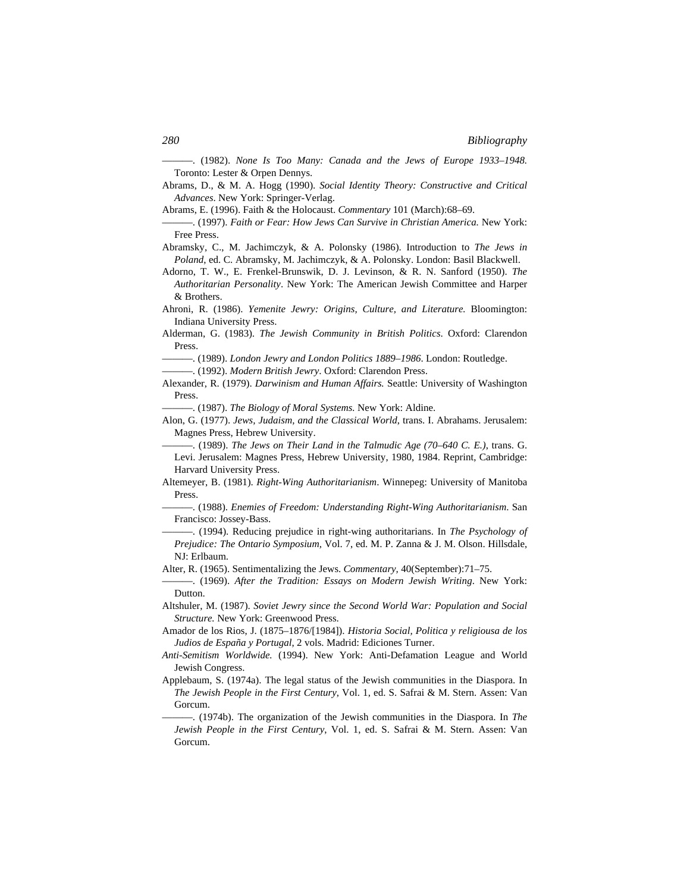———. (1982). *None Is Too Many: Canada and the Jews of Europe 1933–1948.* Toronto: Lester & Orpen Dennys.

Abrams, D., & M. A. Hogg (1990). *Social Identity Theory: Constructive and Critical Advances*. New York: Springer-Verlag.

Abrams, E. (1996). Faith & the Holocaust. *Commentary* 101 (March):68–69.

———. (1997). *Faith or Fear: How Jews Can Survive in Christian America.* New York: Free Press.

Abramsky, C., M. Jachimczyk, & A. Polonsky (1986). Introduction to *The Jews in Poland*, ed. C. Abramsky, M. Jachimczyk, & A. Polonsky. London: Basil Blackwell.

Adorno, T. W., E. Frenkel-Brunswik, D. J. Levinson, & R. N. Sanford (1950). *The Authoritarian Personality*. New York: The American Jewish Committee and Harper & Brothers.

Ahroni, R. (1986). *Yemenite Jewry: Origins, Culture, and Literature.* Bloomington: Indiana University Press.

Alderman, G. (1983). *The Jewish Community in British Politics*. Oxford: Clarendon Press.

———. (1989). *London Jewry and London Politics 1889–1986*. London: Routledge.

———. (1992). *Modern British Jewry*. Oxford: Clarendon Press.

Alexander, R. (1979). *Darwinism and Human Affairs.* Seattle: University of Washington Press.

———. (1987). *The Biology of Moral Systems.* New York: Aldine.

Alon, G. (1977). *Jews, Judaism, and the Classical World*, trans. I. Abrahams. Jerusalem: Magnes Press, Hebrew University.

———. (1989). *The Jews on Their Land in the Talmudic Age (70–640 C. E.)*, trans. G. Levi. Jerusalem: Magnes Press, Hebrew University, 1980, 1984. Reprint, Cambridge: Harvard University Press.

Altemeyer, B. (1981). *Right-Wing Authoritarianism*. Winnepeg: University of Manitoba Press.

———. (1988). *Enemies of Freedom: Understanding Right-Wing Authoritarianism*. San Francisco: Jossey-Bass.

———. (1994). Reducing prejudice in right-wing authoritarians. In *The Psychology of Prejudice: The Ontario Symposium,* Vol. 7, ed. M. P. Zanna & J. M. Olson. Hillsdale, NJ: Erlbaum.

Alter, R. (1965). Sentimentalizing the Jews. *Commentary,* 40(September):71–75.

———. (1969). *After the Tradition: Essays on Modern Jewish Writing*. New York: Dutton.

Altshuler, M. (1987). *Soviet Jewry since the Second World War: Population and Social Structure.* New York: Greenwood Press.

Amador de los Rios, J. (1875–1876/[1984]). *Historia Social, Politica y religiousa de los Judios de España y Portugal*, 2 vols. Madrid: Ediciones Turner.

*Anti-Semitism Worldwide.* (1994). New York: Anti-Defamation League and World Jewish Congress.

Applebaum, S. (1974a). The legal status of the Jewish communities in the Diaspora. In *The Jewish People in the First Century*, Vol. 1, ed. S. Safrai & M. Stern. Assen: Van Gorcum.

———. (1974b). The organization of the Jewish communities in the Diaspora. In *The Jewish People in the First Century*, Vol. 1, ed. S. Safrai & M. Stern. Assen: Van Gorcum.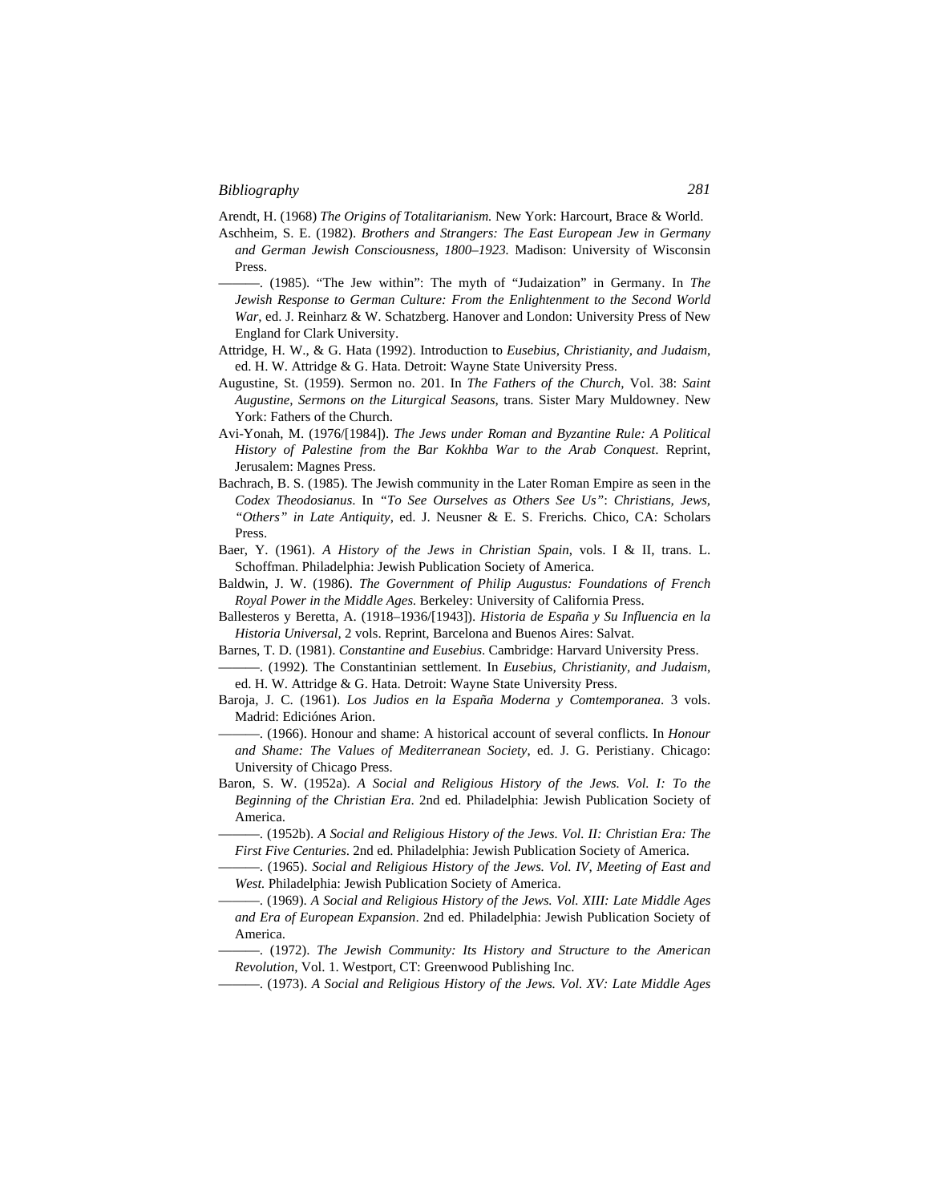Arendt, H. (1968) *The Origins of Totalitarianism.* New York: Harcourt, Brace & World.

Aschheim, S. E. (1982). *Brothers and Strangers: The East European Jew in Germany and German Jewish Consciousness, 1800–1923.* Madison: University of Wisconsin Press.

———. (1985). "The Jew within": The myth of "Judaization" in Germany. In *The Jewish Response to German Culture: From the Enlightenment to the Second World War*, ed. J. Reinharz & W. Schatzberg. Hanover and London: University Press of New England for Clark University.

Attridge, H. W., & G. Hata (1992). Introduction to *Eusebius, Christianity, and Judaism*, ed. H. W. Attridge & G. Hata. Detroit: Wayne State University Press.

Augustine, St. (1959). Sermon no. 201. In *The Fathers of the Church*, Vol. 38: *Saint Augustine, Sermons on the Liturgical Seasons*, trans. Sister Mary Muldowney. New York: Fathers of the Church.

Avi-Yonah, M. (1976/[1984]). *The Jews under Roman and Byzantine Rule: A Political History of Palestine from the Bar Kokhba War to the Arab Conquest*. Reprint, Jerusalem: Magnes Press.

Bachrach, B. S. (1985). The Jewish community in the Later Roman Empire as seen in the *Codex Theodosianus*. In *"To See Ourselves as Others See Us": Christians, Jews, "Others" in Late Antiquity*, ed. J. Neusner & E. S. Frerichs. Chico, CA: Scholars Press.

Baer, Y. (1961). *A History of the Jews in Christian Spain*, vols. I & II, trans. L. Schoffman. Philadelphia: Jewish Publication Society of America.

Baldwin, J. W. (1986). *The Government of Philip Augustus: Foundations of French Royal Power in the Middle Ages.* Berkeley: University of California Press.

Ballesteros y Beretta, A. (1918–1936/[1943]). *Historia de España y Su Influencia en la Historia Universal*, 2 vols. Reprint, Barcelona and Buenos Aires: Salvat.

Barnes, T. D. (1981). *Constantine and Eusebius*. Cambridge: Harvard University Press.

———. (1992). The Constantinian settlement. In *Eusebius, Christianity, and Judaism*, ed. H. W. Attridge & G. Hata. Detroit: Wayne State University Press.

Baroja, J. C. (1961). *Los Judios en la España Moderna y Comtemporanea*. 3 vols. Madrid: Ediciónes Arion.

———. (1966). Honour and shame: A historical account of several conflicts. In *Honour and Shame: The Values of Mediterranean Society*, ed. J. G. Peristiany. Chicago: University of Chicago Press.

Baron, S. W. (1952a). *A Social and Religious History of the Jews. Vol. I: To the Beginning of the Christian Era*. 2nd ed. Philadelphia: Jewish Publication Society of America.

———. (1952b). *A Social and Religious History of the Jews. Vol. II: Christian Era: The First Five Centuries*. 2nd ed. Philadelphia: Jewish Publication Society of America.

———. (1965). *Social and Religious History of the Jews. Vol. IV, Meeting of East and West.* Philadelphia: Jewish Publication Society of America.

———. (1969). *A Social and Religious History of the Jews. Vol. XIII: Late Middle Ages and Era of European Expansion*. 2nd ed. Philadelphia: Jewish Publication Society of America.

———. (1972). *The Jewish Community: Its History and Structure to the American Revolution*, Vol. 1. Westport, CT: Greenwood Publishing Inc.

———. (1973). *A Social and Religious History of the Jews. Vol. XV: Late Middle Ages*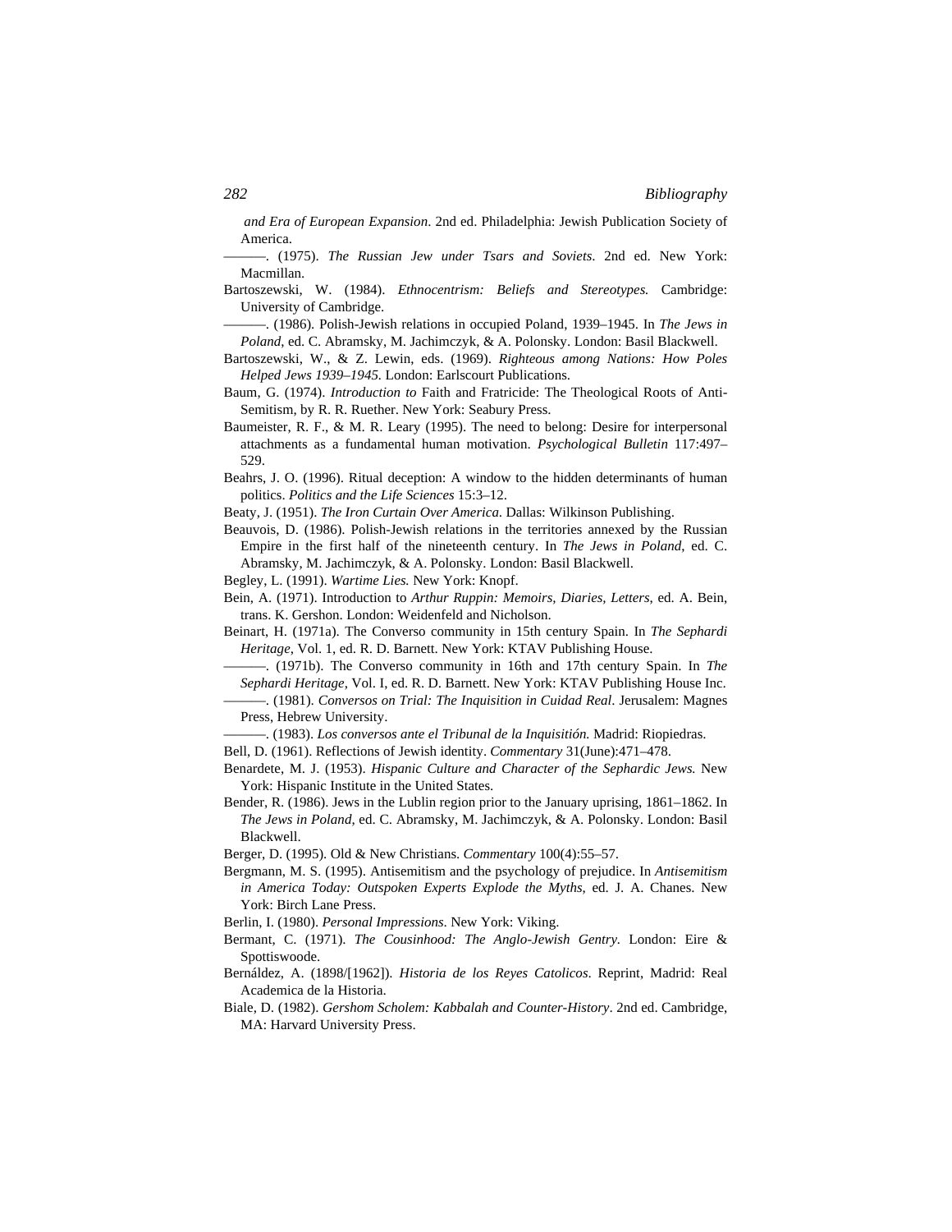*and Era of European Expansion*. 2nd ed. Philadelphia: Jewish Publication Society of America.

———. (1975). *The Russian Jew under Tsars and Soviets*. 2nd ed. New York: Macmillan.

Bartoszewski, W. (1984). *Ethnocentrism: Beliefs and Stereotypes.* Cambridge: University of Cambridge.

———. (1986). Polish-Jewish relations in occupied Poland, 1939–1945. In *The Jews in Poland*, ed. C. Abramsky, M. Jachimczyk, & A. Polonsky. London: Basil Blackwell.

Bartoszewski, W., & Z. Lewin, eds. (1969). *Righteous among Nations: How Poles Helped Jews 1939–1945.* London: Earlscourt Publications.

Baum, G. (1974). *Introduction to* Faith and Fratricide: The Theological Roots of Anti-Semitism, by R. R. Ruether. New York: Seabury Press.

Baumeister, R. F., & M. R. Leary (1995). The need to belong: Desire for interpersonal attachments as a fundamental human motivation. *Psychological Bulletin* 117:497–529.

Beahrs, J. O. (1996). Ritual deception: A window to the hidden determinants of human politics. *Politics and the Life Sciences* 15:3–12.

Beaty, J. (1951). *The Iron Curtain Over America.* Dallas: Wilkinson Publishing.

Beauvois, D. (1986). Polish-Jewish relations in the territories annexed by the Russian Empire in the first half of the nineteenth century. In *The Jews in Poland*, ed. C. Abramsky, M. Jachimczyk, & A. Polonsky. London: Basil Blackwell.

Begley, L. (1991). *Wartime Lies.* New York: Knopf.

Bein, A. (1971). Introduction to *Arthur Ruppin: Memoirs, Diaries, Letters*, ed. A. Bein, trans. K. Gershon. London: Weidenfeld and Nicholson.

Beinart, H. (1971a). The Converso community in 15th century Spain. In *The Sephardi Heritage*, Vol. 1, ed. R. D. Barnett. New York: KTAV Publishing House.

———. (1971b). The Converso community in 16th and 17th century Spain. In *The Sephardi Heritage*, Vol. I, ed. R. D. Barnett. New York: KTAV Publishing House Inc.

———. (1981). *Conversos on Trial: The Inquisition in Cuidad Real*. Jerusalem: Magnes Press, Hebrew University.

———. (1983). *Los conversos ante el Tribunal de la Inquisitión.* Madrid: Riopiedras.

Bell, D. (1961). Reflections of Jewish identity. *Commentary* 31(June):471–478.

Benardete, M. J. (1953). *Hispanic Culture and Character of the Sephardic Jews.* New York: Hispanic Institute in the United States.

Bender, R. (1986). Jews in the Lublin region prior to the January uprising, 1861–1862. In *The Jews in Poland*, ed. C. Abramsky, M. Jachimczyk, & A. Polonsky. London: Basil Blackwell.

Berger, D. (1995). Old & New Christians. *Commentary* 100(4):55–57.

Bergmann, M. S. (1995). Antisemitism and the psychology of prejudice. In *Antisemitism in America Today: Outspoken Experts Explode the Myths*, ed. J. A. Chanes. New York: Birch Lane Press.

Berlin, I. (1980). *Personal Impressions*. New York: Viking.

Bermant, C. (1971). *The Cousinhood: The Anglo-Jewish Gentry.* London: Eire & Spottiswoode.

Bernáldez, A. (1898/[1962]). *Historia de los Reyes Catolicos*. Reprint, Madrid: Real Academica de la Historia.

Biale, D. (1982). *Gershom Scholem: Kabbalah and Counter-History*. 2nd ed. Cambridge, MA: Harvard University Press.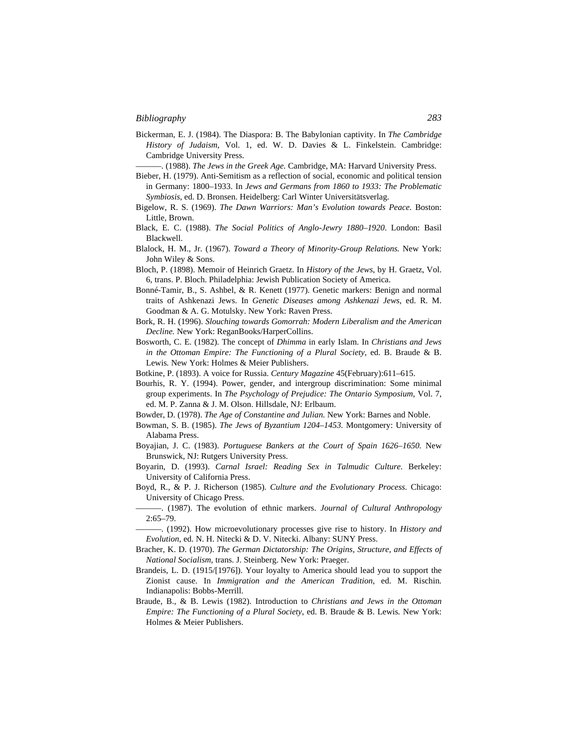Bickerman, E. J. (1984). The Diaspora: B. The Babylonian captivity. In *The Cambridge History of Judaism*, Vol. 1, ed. W. D. Davies & L. Finkelstein. Cambridge: Cambridge University Press.

———. (1988). *The Jews in the Greek Age.* Cambridge, MA: Harvard University Press.

Bieber, H. (1979). Anti-Semitism as a reflection of social, economic and political tension in Germany: 1800–1933. In *Jews and Germans from 1860 to 1933: The Problematic Symbiosis*, ed. D. Bronsen. Heidelberg: Carl Winter Universitätsverlag.

Bigelow, R. S. (1969). *The Dawn Warriors: Man's Evolution towards Peace.* Boston: Little, Brown.

Black, E. C. (1988). *The Social Politics of Anglo-Jewry 1880–1920*. London: Basil Blackwell.

Blalock, H. M., Jr. (1967). *Toward a Theory of Minority-Group Relations.* New York: John Wiley & Sons.

Bloch, P. (1898). Memoir of Heinrich Graetz. In *History of the Jews*, by H. Graetz, Vol. 6, trans. P. Bloch. Philadelphia: Jewish Publication Society of America.

Bonné-Tamir, B., S. Ashbel, & R. Kenett (1977). Genetic markers: Benign and normal traits of Ashkenazi Jews. In *Genetic Diseases among Ashkenazi Jews*, ed. R. M. Goodman & A. G. Motulsky. New York: Raven Press.

Bork, R. H. (1996). *Slouching towards Gomorrah: Modern Liberalism and the American Decline.* New York: ReganBooks/HarperCollins.

Bosworth, C. E. (1982). The concept of *Dhimma* in early Islam. In *Christians and Jews in the Ottoman Empire: The Functioning of a Plural Society*, ed. B. Braude & B. Lewis. New York: Holmes & Meier Publishers.

Botkine, P. (1893). A voice for Russia. *Century Magazine* 45(February):611–615.

Bourhis, R. Y. (1994). Power, gender, and intergroup discrimination: Some minimal group experiments. In *The Psychology of Prejudice: The Ontario Symposium*, Vol. 7, ed. M. P. Zanna & J. M. Olson. Hillsdale, NJ: Erlbaum.

Bowder, D. (1978). *The Age of Constantine and Julian.* New York: Barnes and Noble.

Bowman, S. B. (1985). *The Jews of Byzantium 1204–1453.* Montgomery: University of Alabama Press.

Boyajian, J. C. (1983). *Portuguese Bankers at the Court of Spain 1626–1650.* New Brunswick, NJ: Rutgers University Press.

Boyarin, D. (1993). *Carnal Israel: Reading Sex in Talmudic Culture.* Berkeley: University of California Press.

Boyd, R., & P. J. Richerson (1985). *Culture and the Evolutionary Process.* Chicago: University of Chicago Press.

———. (1987). The evolution of ethnic markers. *Journal of Cultural Anthropology* 2:65–79.

———. (1992). How microevolutionary processes give rise to history. In *History and Evolution*, ed. N. H. Nitecki & D. V. Nitecki. Albany: SUNY Press.

Bracher, K. D. (1970). *The German Dictatorship: The Origins, Structure, and Effects of National Socialism*, trans. J. Steinberg. New York: Praeger.

Brandeis, L. D. (1915/[1976]). Your loyalty to America should lead you to support the Zionist cause. In *Immigration and the American Tradition*, ed. M. Rischin. Indianapolis: Bobbs-Merrill.

Braude, B., & B. Lewis (1982). Introduction to *Christians and Jews in the Ottoman Empire: The Functioning of a Plural Society*, ed. B. Braude & B. Lewis. New York: Holmes & Meier Publishers.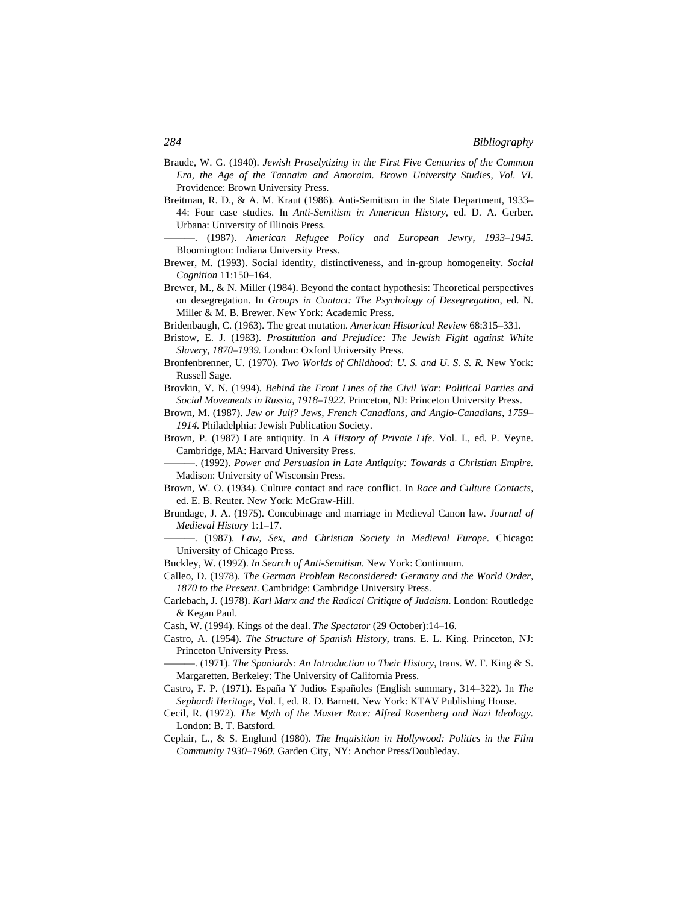Braude, W. G. (1940). *Jewish Proselytizing in the First Five Centuries of the Common Era, the Age of the Tannaim and Amoraim. Brown University Studies, Vol. VI.* Providence: Brown University Press.

Breitman, R. D., & A. M. Kraut (1986). Anti-Semitism in the State Department, 1933–44: Four case studies. In *Anti-Semitism in American History*, ed. D. A. Gerber. Urbana: University of Illinois Press.

———. (1987). *American Refugee Policy and European Jewry, 1933–1945.* Bloomington: Indiana University Press.

Brewer, M. (1993). Social identity, distinctiveness, and in-group homogeneity. *Social Cognition* 11:150–164.

Brewer, M., & N. Miller (1984). Beyond the contact hypothesis: Theoretical perspectives on desegregation. In *Groups in Contact: The Psychology of Desegregation*, ed. N. Miller & M. B. Brewer. New York: Academic Press.

Bridenbaugh, C. (1963). The great mutation. *American Historical Review* 68:315–331.

Bristow, E. J. (1983). *Prostitution and Prejudice: The Jewish Fight against White Slavery, 1870–1939.* London: Oxford University Press.

Bronfenbrenner, U. (1970). *Two Worlds of Childhood: U. S. and U. S. S. R.* New York: Russell Sage.

Brovkin, V. N. (1994). *Behind the Front Lines of the Civil War: Political Parties and Social Movements in Russia, 1918–1922.* Princeton, NJ: Princeton University Press.

Brown, M. (1987). *Jew or Juif? Jews, French Canadians, and Anglo-Canadians, 1759–1914.* Philadelphia: Jewish Publication Society.

Brown, P. (1987) Late antiquity. In *A History of Private Life*. Vol. I., ed. P. Veyne. Cambridge, MA: Harvard University Press.

———. (1992). *Power and Persuasion in Late Antiquity: Towards a Christian Empire.* Madison: University of Wisconsin Press.

Brown, W. O. (1934). Culture contact and race conflict. In *Race and Culture Contacts*, ed. E. B. Reuter. New York: McGraw-Hill.

Brundage, J. A. (1975). Concubinage and marriage in Medieval Canon law. *Journal of Medieval History* 1:1–17.

———. (1987). *Law, Sex, and Christian Society in Medieval Europe*. Chicago: University of Chicago Press.

Buckley, W. (1992). *In Search of Anti-Semitism*. New York: Continuum.

Calleo, D. (1978). *The German Problem Reconsidered: Germany and the World Order, 1870 to the Present*. Cambridge: Cambridge University Press.

Carlebach, J. (1978). *Karl Marx and the Radical Critique of Judaism*. London: Routledge & Kegan Paul.

Cash, W. (1994). Kings of the deal. *The Spectator* (29 October):14–16.

Castro, A. (1954). *The Structure of Spanish History*, trans. E. L. King. Princeton, NJ: Princeton University Press.

———. (1971). *The Spaniards: An Introduction to Their History*, trans. W. F. King & S. Margaretten. Berkeley: The University of California Press.

Castro, F. P. (1971). España Y Judios Españoles (English summary, 314–322). In *The Sephardi Heritage*, Vol. I, ed. R. D. Barnett. New York: KTAV Publishing House.

Cecil, R. (1972). *The Myth of the Master Race: Alfred Rosenberg and Nazi Ideology.* London: B. T. Batsford.

Ceplair, L., & S. Englund (1980). *The Inquisition in Hollywood: Politics in the Film Community 1930–1960*. Garden City, NY: Anchor Press/Doubleday.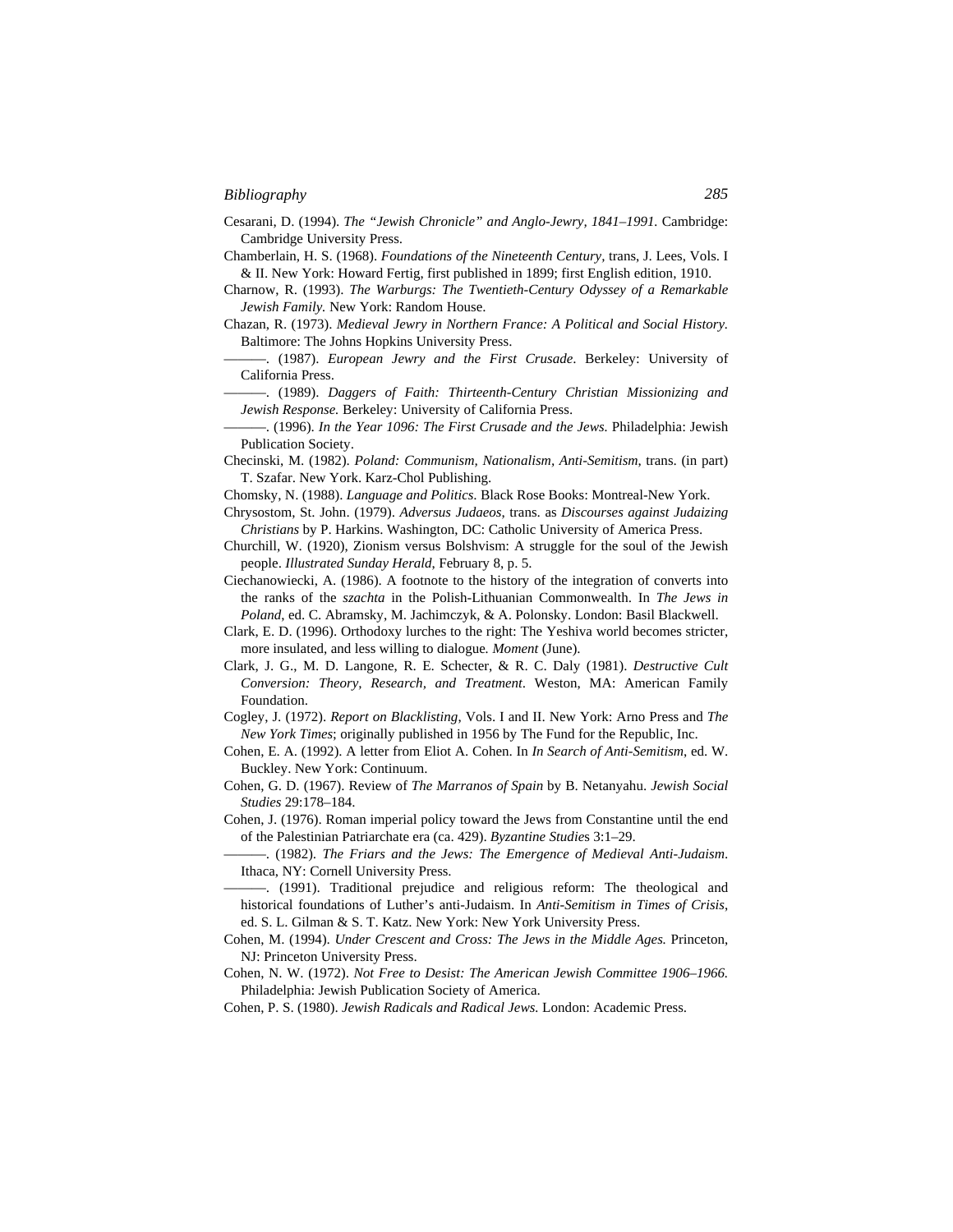Cesarani, D. (1994). *The "Jewish Chronicle" and Anglo-Jewry, 1841–1991.* Cambridge: Cambridge University Press.

Chamberlain, H. S. (1968). *Foundations of the Nineteenth Century*, trans, J. Lees, Vols. I & II. New York: Howard Fertig, first published in 1899; first English edition, 1910.

Charnow, R. (1993). *The Warburgs: The Twentieth-Century Odyssey of a Remarkable Jewish Family.* New York: Random House.

Chazan, R. (1973). *Medieval Jewry in Northern France: A Political and Social History.* Baltimore: The Johns Hopkins University Press.

———. (1987). *European Jewry and the First Crusade*. Berkeley: University of California Press.

———. (1989). *Daggers of Faith: Thirteenth-Century Christian Missionizing and Jewish Response.* Berkeley: University of California Press.

———. (1996). *In the Year 1096: The First Crusade and the Jews.* Philadelphia: Jewish Publication Society.

Checinski, M. (1982). *Poland: Communism, Nationalism, Anti-Semitism*, trans. (in part) T. Szafar. New York. Karz-Chol Publishing.

Chomsky, N. (1988). *Language and Politics.* Black Rose Books: Montreal-New York.

Chrysostom, St. John. (1979). *Adversus Judaeos*, trans. as *Discourses against Judaizing Christians* by P. Harkins. Washington, DC: Catholic University of America Press.

Churchill, W. (1920), Zionism versus Bolshvism: A struggle for the soul of the Jewish people. *Illustrated Sunday Herald*, February 8, p. 5.

Ciechanowiecki, A. (1986). A footnote to the history of the integration of converts into the ranks of the *szachta* in the Polish-Lithuanian Commonwealth. In *The Jews in Poland*, ed. C. Abramsky, M. Jachimczyk, & A. Polonsky. London: Basil Blackwell.

Clark, E. D. (1996). Orthodoxy lurches to the right: The Yeshiva world becomes stricter, more insulated, and less willing to dialogue. *Moment* (June).

Clark, J. G., M. D. Langone, R. E. Schecter, & R. C. Daly (1981). *Destructive Cult Conversion: Theory, Research, and Treatment*. Weston, MA: American Family Foundation.

Cogley, J. (1972). *Report on Blacklisting*, Vols. I and II. New York: Arno Press and *The New York Times*; originally published in 1956 by The Fund for the Republic, Inc.

Cohen, E. A. (1992). A letter from Eliot A. Cohen. In *In Search of Anti-Semitism*, ed. W. Buckley. New York: Continuum.

Cohen, G. D. (1967). Review of *The Marranos of Spain* by B. Netanyahu. *Jewish Social Studies* 29:178–184.

Cohen, J. (1976). Roman imperial policy toward the Jews from Constantine until the end of the Palestinian Patriarchate era (ca. 429). *Byzantine Studies* 3:1–29.

———. (1982). *The Friars and the Jews: The Emergence of Medieval Anti-Judaism*. Ithaca, NY: Cornell University Press.

———. (1991). Traditional prejudice and religious reform: The theological and historical foundations of Luther's anti-Judaism. In *Anti-Semitism in Times of Crisis*, ed. S. L. Gilman & S. T. Katz. New York: New York University Press.

Cohen, M. (1994). *Under Crescent and Cross: The Jews in the Middle Ages.* Princeton, NJ: Princeton University Press.

Cohen, N. W. (1972). *Not Free to Desist: The American Jewish Committee 1906–1966.* Philadelphia: Jewish Publication Society of America.

Cohen, P. S. (1980). *Jewish Radicals and Radical Jews.* London: Academic Press.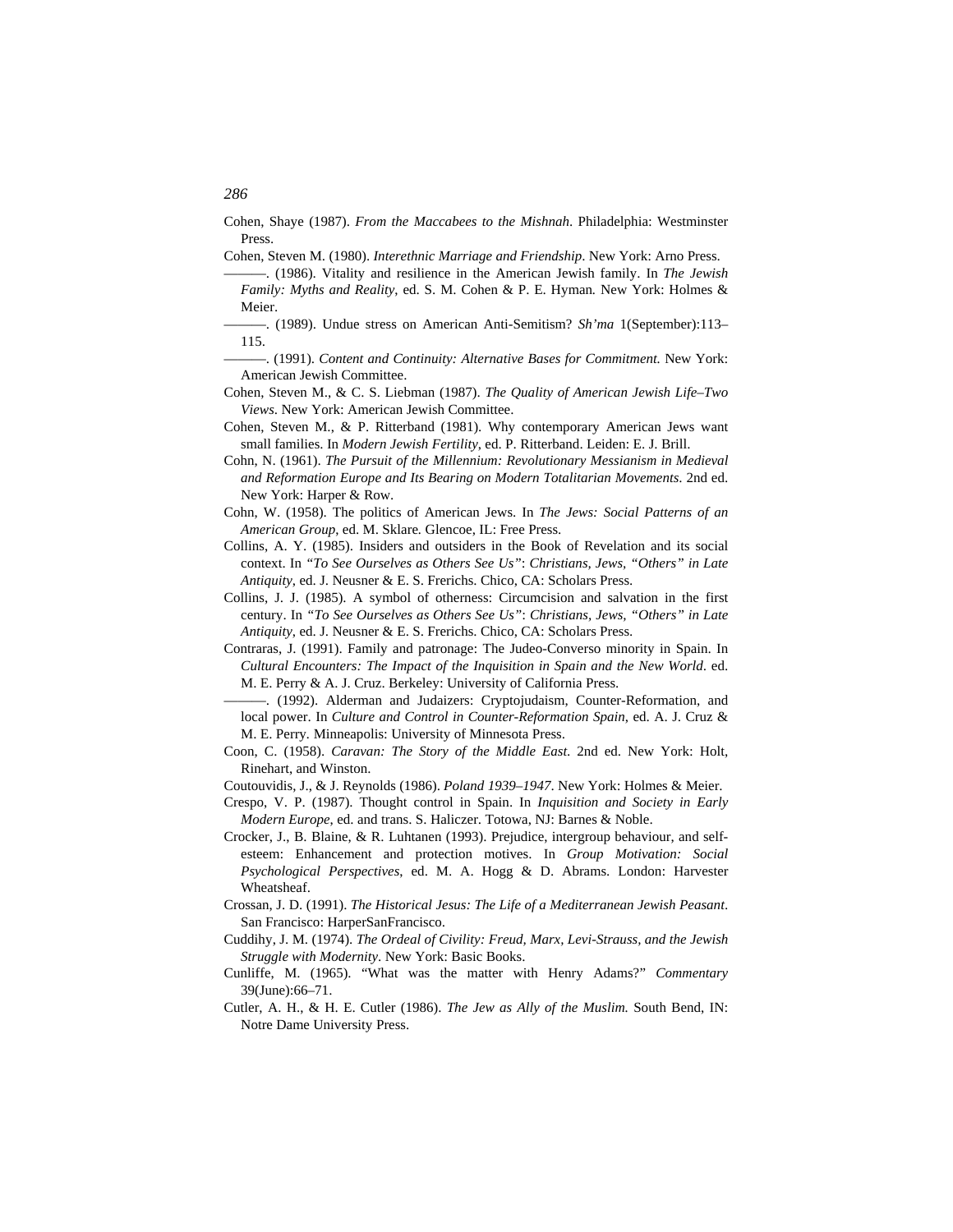Cohen, Shaye (1987). *From the Maccabees to the Mishnah*. Philadelphia: Westminster Press.

Cohen, Steven M. (1980). *Interethnic Marriage and Friendship*. New York: Arno Press.

———. (1986). Vitality and resilience in the American Jewish family. In *The Jewish Family: Myths and Reality*, ed. S. M. Cohen & P. E. Hyman. New York: Holmes & Meier.

———. (1989). Undue stress on American Anti-Semitism? *Sh'ma* 1(September):113–115.

———. (1991). *Content and Continuity: Alternative Bases for Commitment.* New York: American Jewish Committee.

Cohen, Steven M., & C. S. Liebman (1987). *The Quality of American Jewish Life–Two Views*. New York: American Jewish Committee.

Cohen, Steven M., & P. Ritterband (1981). Why contemporary American Jews want small families. In *Modern Jewish Fertility*, ed. P. Ritterband. Leiden: E. J. Brill.

Cohn, N. (1961). *The Pursuit of the Millennium: Revolutionary Messianism in Medieval and Reformation Europe and Its Bearing on Modern Totalitarian Movements*. 2nd ed. New York: Harper & Row.

Cohn, W. (1958). The politics of American Jews. In *The Jews: Social Patterns of an American Group*, ed. M. Sklare. Glencoe, IL: Free Press.

Collins, A. Y. (1985). Insiders and outsiders in the Book of Revelation and its social context. In *"To See Ourselves as Others See Us": Christians, Jews, "Others" in Late Antiquity*, ed. J. Neusner & E. S. Frerichs. Chico, CA: Scholars Press.

Collins, J. J. (1985). A symbol of otherness: Circumcision and salvation in the first century. In *"To See Ourselves as Others See Us": Christians, Jews, "Others" in Late Antiquity*, ed. J. Neusner & E. S. Frerichs. Chico, CA: Scholars Press.

Contraras, J. (1991). Family and patronage: The Judeo-Converso minority in Spain. In *Cultural Encounters: The Impact of the Inquisition in Spain and the New World*. ed. M. E. Perry & A. J. Cruz. Berkeley: University of California Press.

———. (1992). Alderman and Judaizers: Cryptojudaism, Counter-Reformation, and local power. In *Culture and Control in Counter-Reformation Spain*, ed. A. J. Cruz & M. E. Perry. Minneapolis: University of Minnesota Press.

Coon, C. (1958). *Caravan: The Story of the Middle East.* 2nd ed. New York: Holt, Rinehart, and Winston.

Coutouvidis, J., & J. Reynolds (1986). *Poland 1939–1947*. New York: Holmes & Meier.

Crespo, V. P. (1987). Thought control in Spain. In *Inquisition and Society in Early Modern Europe*, ed. and trans. S. Haliczer. Totowa, NJ: Barnes & Noble.

Crocker, J., B. Blaine, & R. Luhtanen (1993). Prejudice, intergroup behaviour, and self-esteem: Enhancement and protection motives. In *Group Motivation: Social Psychological Perspectives*, ed. M. A. Hogg & D. Abrams. London: Harvester Wheatsheaf.

Crossan, J. D. (1991). *The Historical Jesus: The Life of a Mediterranean Jewish Peasant*. San Francisco: HarperSanFrancisco.

Cuddihy, J. M. (1974). *The Ordeal of Civility: Freud, Marx, Levi-Strauss, and the Jewish Struggle with Modernity*. New York: Basic Books.

Cunliffe, M. (1965). "What was the matter with Henry Adams?" *Commentary* 39(June):66–71.

Cutler, A. H., & H. E. Cutler (1986). *The Jew as Ally of the Muslim.* South Bend, IN: Notre Dame University Press.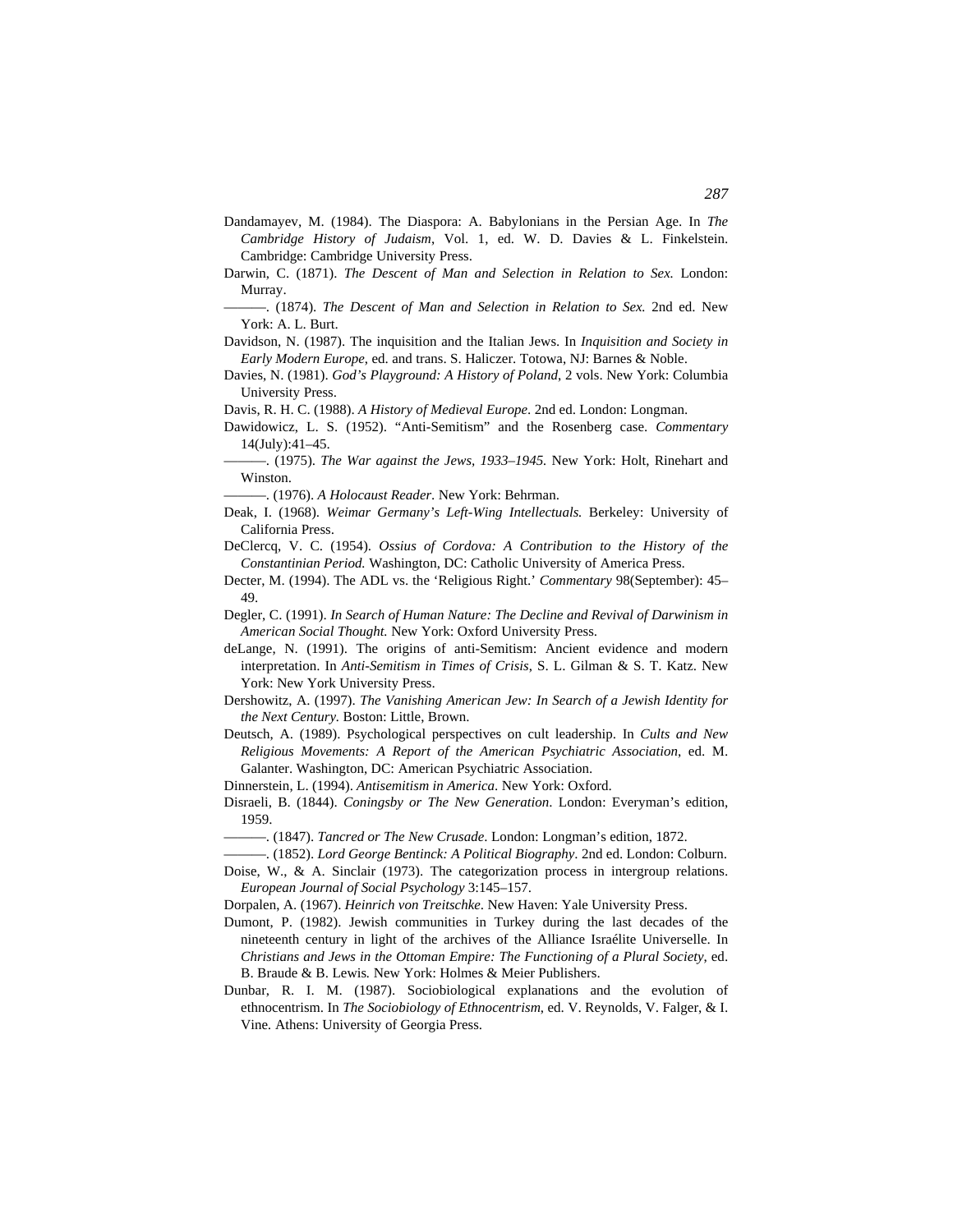Dandamayev, M. (1984). The Diaspora: A. Babylonians in the Persian Age. In *The Cambridge History of Judaism*, Vol. 1, ed. W. D. Davies & L. Finkelstein. Cambridge: Cambridge University Press.

Darwin, C. (1871). *The Descent of Man and Selection in Relation to Sex.* London: Murray.

———. (1874). *The Descent of Man and Selection in Relation to Sex.* 2nd ed. New York: A. L. Burt.

Davidson, N. (1987). The inquisition and the Italian Jews. In *Inquisition and Society in Early Modern Europe*, ed. and trans. S. Haliczer. Totowa, NJ: Barnes & Noble.

Davies, N. (1981). *God's Playground: A History of Poland*, 2 vols. New York: Columbia University Press.

Davis, R. H. C. (1988). *A History of Medieval Europe*. 2nd ed. London: Longman.

Dawidowicz, L. S. (1952). "Anti-Semitism" and the Rosenberg case. *Commentary* 14(July):41–45.

———. (1975). *The War against the Jews, 1933–1945.* New York: Holt, Rinehart and Winston.

———. (1976). *A Holocaust Reader*. New York: Behrman.

Deak, I. (1968). *Weimar Germany's Left-Wing Intellectuals.* Berkeley: University of California Press.

DeClercq, V. C. (1954). *Ossius of Cordova: A Contribution to the History of the Constantinian Period.* Washington, DC: Catholic University of America Press.

Decter, M. (1994). The ADL vs. the 'Religious Right.' *Commentary* 98(September): 45–49.

Degler, C. (1991). *In Search of Human Nature: The Decline and Revival of Darwinism in American Social Thought.* New York: Oxford University Press.

deLange, N. (1991). The origins of anti-Semitism: Ancient evidence and modern interpretation. In *Anti-Semitism in Times of Crisis*, S. L. Gilman & S. T. Katz. New York: New York University Press.

Dershowitz, A. (1997). *The Vanishing American Jew: In Search of a Jewish Identity for the Next Century.* Boston: Little, Brown.

Deutsch, A. (1989). Psychological perspectives on cult leadership. In *Cults and New Religious Movements: A Report of the American Psychiatric Association*, ed. M. Galanter. Washington, DC: American Psychiatric Association.

Dinnerstein, L. (1994). *Antisemitism in America*. New York: Oxford.

Disraeli, B. (1844). *Coningsby or The New Generation*. London: Everyman's edition, 1959.

———. (1847). *Tancred or The New Crusade*. London: Longman's edition, 1872.

———. (1852). *Lord George Bentinck: A Political Biography*. 2nd ed. London: Colburn.

Doise, W., & A. Sinclair (1973). The categorization process in intergroup relations. *European Journal of Social Psychology* 3:145–157.

Dorpalen, A. (1967). *Heinrich von Treitschke*. New Haven: Yale University Press.

Dumont, P. (1982). Jewish communities in Turkey during the last decades of the nineteenth century in light of the archives of the Alliance Israélite Universelle. In *Christians and Jews in the Ottoman Empire: The Functioning of a Plural Society*, ed. B. Braude & B. Lewis. New York: Holmes & Meier Publishers.

Dunbar, R. I. M. (1987). Sociobiological explanations and the evolution of ethnocentrism. In *The Sociobiology of Ethnocentrism*, ed. V. Reynolds, V. Falger, & I. Vine. Athens: University of Georgia Press.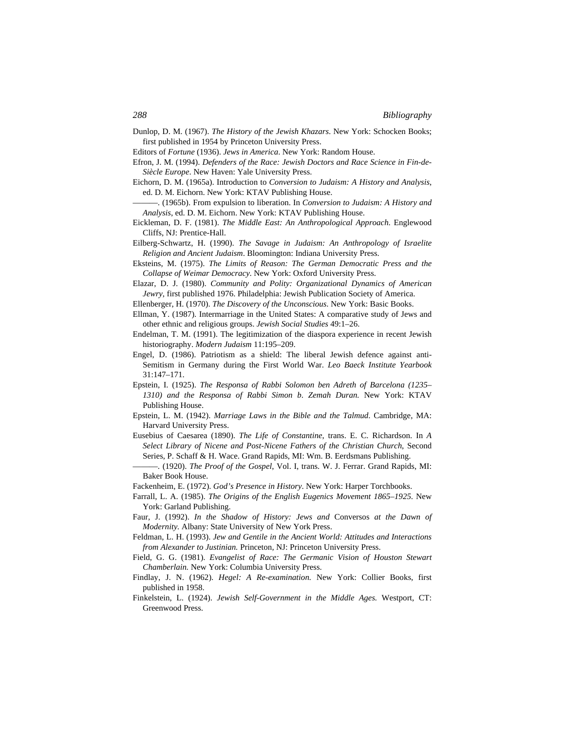Dunlop, D. M. (1967). *The History of the Jewish Khazars*. New York: Schocken Books; first published in 1954 by Princeton University Press.

Editors of *Fortune* (1936). *Jews in America*. New York: Random House.

Efron, J. M. (1994). *Defenders of the Race: Jewish Doctors and Race Science in Fin-de-Siècle Europe*. New Haven: Yale University Press.

Eichorn, D. M. (1965a). Introduction to *Conversion to Judaism: A History and Analysis*, ed. D. M. Eichorn. New York: KTAV Publishing House.

———. (1965b). From expulsion to liberation. In *Conversion to Judaism: A History and Analysis*, ed. D. M. Eichorn. New York: KTAV Publishing House.

Eickleman, D. F. (1981). *The Middle East: An Anthropological Approach*. Englewood Cliffs, NJ: Prentice-Hall.

Eilberg-Schwartz, H. (1990). *The Savage in Judaism: An Anthropology of Israelite Religion and Ancient Judaism*. Bloomington: Indiana University Press.

Eksteins, M. (1975). *The Limits of Reason: The German Democratic Press and the Collapse of Weimar Democracy*. New York: Oxford University Press.

Elazar, D. J. (1980). *Community and Polity: Organizational Dynamics of American Jewry*, first published 1976. Philadelphia: Jewish Publication Society of America.

Ellenberger, H. (1970). *The Discovery of the Unconscious*. New York: Basic Books.

Ellman, Y. (1987). Intermarriage in the United States: A comparative study of Jews and other ethnic and religious groups. *Jewish Social Studies* 49:1–26.

Endelman, T. M. (1991). The legitimization of the diaspora experience in recent Jewish historiography. *Modern Judaism* 11:195–209.

Engel, D. (1986). Patriotism as a shield: The liberal Jewish defence against anti-Semitism in Germany during the First World War. *Leo Baeck Institute Yearbook* 31:147–171.

Epstein, I. (1925). *The Responsa of Rabbi Solomon ben Adreth of Barcelona (1235–1310) and the Responsa of Rabbi Simon b. Zemah Duran.* New York: KTAV Publishing House.

Epstein, L. M. (1942). *Marriage Laws in the Bible and the Talmud*. Cambridge, MA: Harvard University Press.

Eusebius of Caesarea (1890). *The Life of Constantine*, trans. E. C. Richardson. In *A Select Library of Nicene and Post-Nicene Fathers of the Christian Church*, Second Series, P. Schaff & H. Wace. Grand Rapids, MI: Wm. B. Eerdsmans Publishing.

———. (1920). *The Proof of the Gospel*, Vol. I, trans. W. J. Ferrar. Grand Rapids, MI: Baker Book House.

Fackenheim, E. (1972). *God's Presence in History*. New York: Harper Torchbooks.

Farrall, L. A. (1985). *The Origins of the English Eugenics Movement 1865–1925*. New York: Garland Publishing.

Faur, J. (1992). *In the Shadow of History: Jews and* Conversos *at the Dawn of Modernity.* Albany: State University of New York Press.

Feldman, L. H. (1993). *Jew and Gentile in the Ancient World: Attitudes and Interactions from Alexander to Justinian.* Princeton, NJ: Princeton University Press.

Field, G. G. (1981). *Evangelist of Race: The Germanic Vision of Houston Stewart Chamberlain.* New York: Columbia University Press.

Findlay, J. N. (1962). *Hegel: A Re-examination.* New York: Collier Books, first published in 1958.

Finkelstein, L. (1924). *Jewish Self-Government in the Middle Ages.* Westport, CT: Greenwood Press.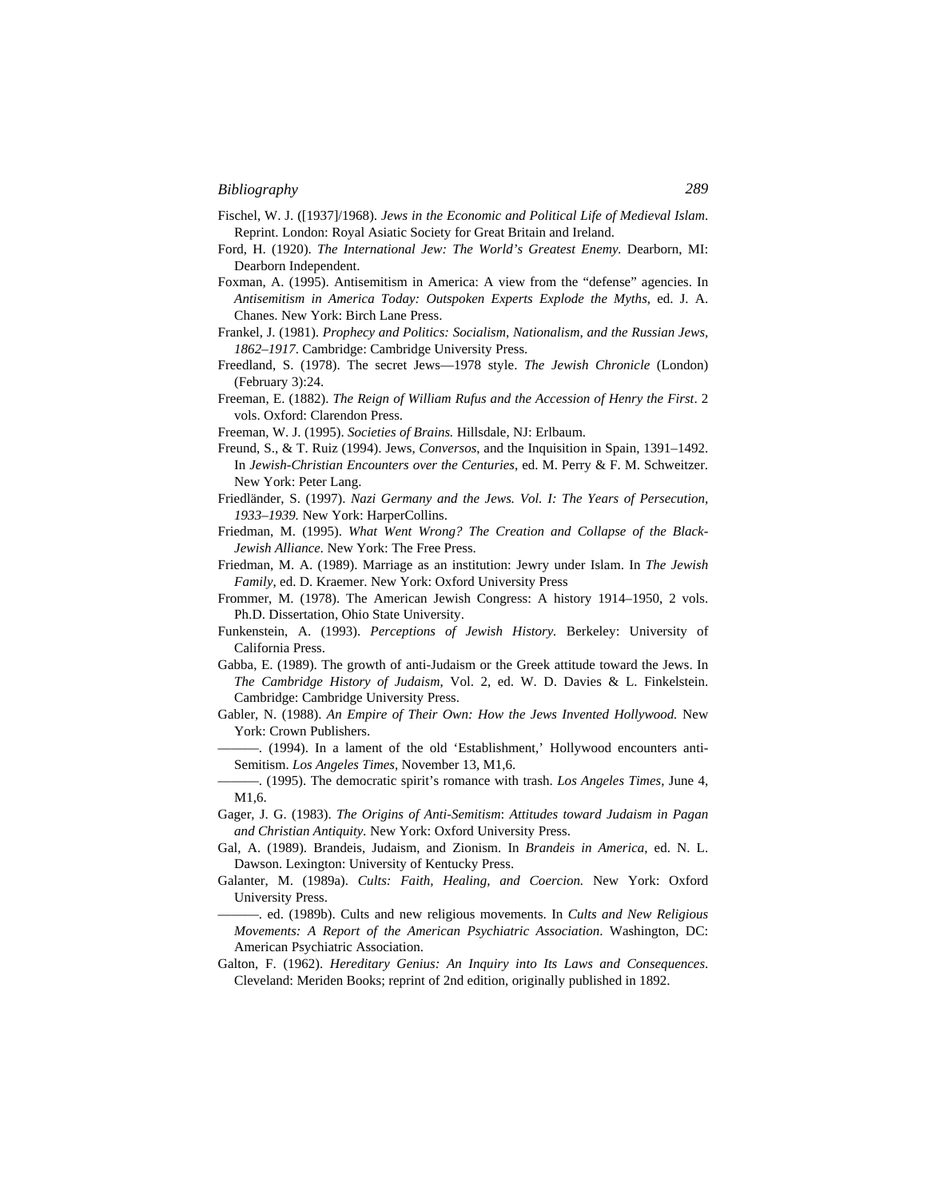Fischel, W. J. ([1937]/1968). *Jews in the Economic and Political Life of Medieval Islam*. Reprint. London: Royal Asiatic Society for Great Britain and Ireland.

Ford, H. (1920). *The International Jew: The World's Greatest Enemy*. Dearborn, MI: Dearborn Independent.

Foxman, A. (1995). Antisemitism in America: A view from the "defense" agencies. In *Antisemitism in America Today: Outspoken Experts Explode the Myths*, ed. J. A. Chanes. New York: Birch Lane Press.

Frankel, J. (1981). *Prophecy and Politics: Socialism, Nationalism, and the Russian Jews, 1862–1917*. Cambridge: Cambridge University Press.

Freedland, S. (1978). The secret Jews—1978 style. *The Jewish Chronicle* (London) (February 3):24.

Freeman, E. (1882). *The Reign of William Rufus and the Accession of Henry the First*. 2 vols. Oxford: Clarendon Press.

Freeman, W. J. (1995). *Societies of Brains.* Hillsdale, NJ: Erlbaum.

Freund, S., & T. Ruiz (1994). Jews, *Conversos*, and the Inquisition in Spain, 1391–1492. In *Jewish-Christian Encounters over the Centuries*, ed. M. Perry & F. M. Schweitzer. New York: Peter Lang.

Friedländer, S. (1997). *Nazi Germany and the Jews. Vol. I: The Years of Persecution, 1933–1939.* New York: HarperCollins.

Friedman, M. (1995). *What Went Wrong? The Creation and Collapse of the Black-Jewish Alliance*. New York: The Free Press.

Friedman, M. A. (1989). Marriage as an institution: Jewry under Islam. In *The Jewish Family*, ed. D. Kraemer. New York: Oxford University Press

Frommer, M. (1978). The American Jewish Congress: A history 1914–1950, 2 vols. Ph.D. Dissertation, Ohio State University.

Funkenstein, A. (1993). *Perceptions of Jewish History.* Berkeley: University of California Press.

Gabba, E. (1989). The growth of anti-Judaism or the Greek attitude toward the Jews. In *The Cambridge History of Judaism*, Vol. 2, ed. W. D. Davies & L. Finkelstein. Cambridge: Cambridge University Press.

Gabler, N. (1988). *An Empire of Their Own: How the Jews Invented Hollywood.* New York: Crown Publishers.

———. (1994). In a lament of the old 'Establishment,' Hollywood encounters anti-Semitism. *Los Angeles Times*, November 13, M1,6.

———. (1995). The democratic spirit's romance with trash. *Los Angeles Times*, June 4, M1,6.

Gager, J. G. (1983). *The Origins of Anti-Semitism*: *Attitudes toward Judaism in Pagan and Christian Antiquity*. New York: Oxford University Press.

Gal, A. (1989). Brandeis, Judaism, and Zionism. In *Brandeis in America*, ed. N. L. Dawson. Lexington: University of Kentucky Press.

Galanter, M. (1989a). *Cults: Faith, Healing, and Coercion.* New York: Oxford University Press.

———. ed. (1989b). Cults and new religious movements. In *Cults and New Religious Movements: A Report of the American Psychiatric Association*. Washington, DC: American Psychiatric Association.

Galton, F. (1962). *Hereditary Genius: An Inquiry into Its Laws and Consequences*. Cleveland: Meriden Books; reprint of 2nd edition, originally published in 1892.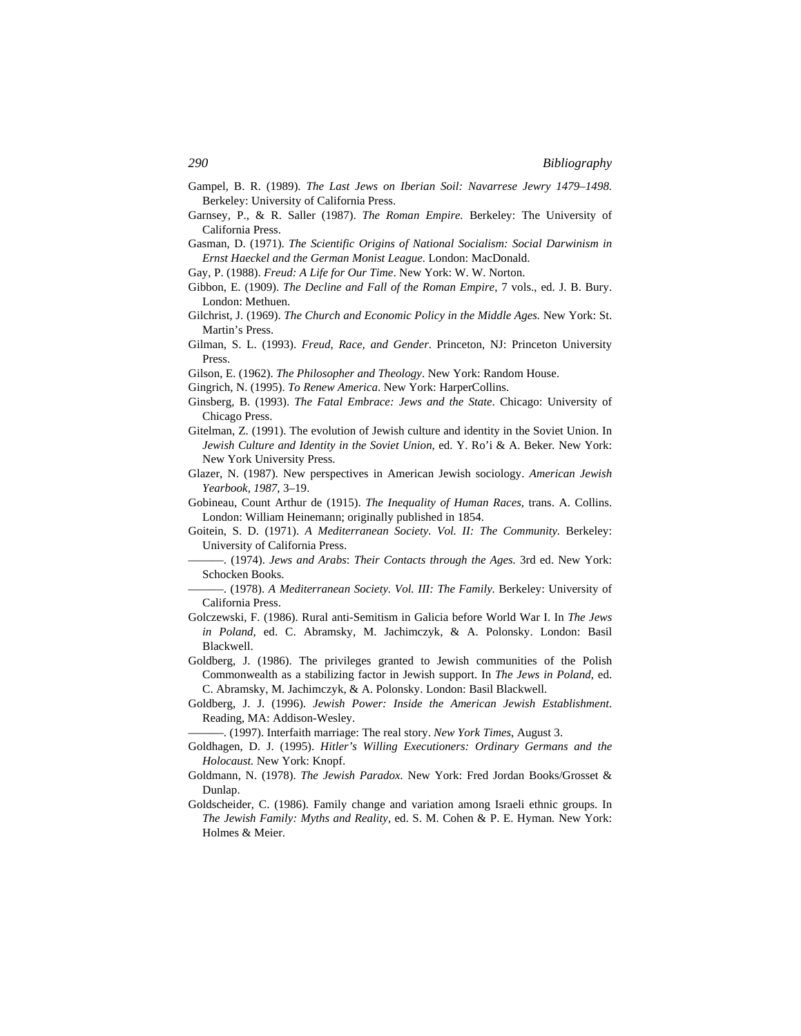Gampel, B. R. (1989). *The Last Jews on Iberian Soil: Navarrese Jewry 1479–1498.* Berkeley: University of California Press.

Garnsey, P., & R. Saller (1987). *The Roman Empire.* Berkeley: The University of California Press.

Gasman, D. (1971). *The Scientific Origins of National Socialism: Social Darwinism in Ernst Haeckel and the German Monist League.* London: MacDonald.

Gay, P. (1988). *Freud: A Life for Our Time*. New York: W. W. Norton.

Gibbon, E. (1909). *The Decline and Fall of the Roman Empire*, 7 vols., ed. J. B. Bury. London: Methuen.

Gilchrist, J. (1969). *The Church and Economic Policy in the Middle Ages.* New York: St. Martin's Press.

Gilman, S. L. (1993). *Freud, Race, and Gender*. Princeton, NJ: Princeton University Press.

Gilson, E. (1962). *The Philosopher and Theology*. New York: Random House.

Gingrich, N. (1995). *To Renew America*. New York: HarperCollins.

Ginsberg, B. (1993). *The Fatal Embrace: Jews and the State*. Chicago: University of Chicago Press.

Gitelman, Z. (1991). The evolution of Jewish culture and identity in the Soviet Union. In *Jewish Culture and Identity in the Soviet Union,* ed. Y. Ro'i & A. Beker. New York: New York University Press.

Glazer, N. (1987). New perspectives in American Jewish sociology. *American Jewish Yearbook, 1987*, 3–19.

Gobineau, Count Arthur de (1915). *The Inequality of Human Races,* trans. A. Collins. London: William Heinemann; originally published in 1854.

Goitein, S. D. (1971). *A Mediterranean Society. Vol. II: The Community.* Berkeley: University of California Press.

———. (1974). *Jews and Arabs*: *Their Contacts through the Ages.* 3rd ed. New York: Schocken Books.

———. (1978). *A Mediterranean Society. Vol. III: The Family.* Berkeley: University of California Press.

Golczewski, F. (1986). Rural anti-Semitism in Galicia before World War I. In *The Jews in Poland*, ed. C. Abramsky, M. Jachimczyk, & A. Polonsky. London: Basil Blackwell.

Goldberg, J. (1986). The privileges granted to Jewish communities of the Polish Commonwealth as a stabilizing factor in Jewish support. In *The Jews in Poland*, ed. C. Abramsky, M. Jachimczyk, & A. Polonsky. London: Basil Blackwell.

Goldberg, J. J. (1996). *Jewish Power: Inside the American Jewish Establishment*. Reading, MA: Addison-Wesley.

———. (1997). Interfaith marriage: The real story. *New York Times*, August 3.

Goldhagen, D. J. (1995). *Hitler's Willing Executioners: Ordinary Germans and the Holocaust.* New York: Knopf.

Goldmann, N. (1978). *The Jewish Paradox.* New York: Fred Jordan Books/Grosset & Dunlap.

Goldscheider, C. (1986). Family change and variation among Israeli ethnic groups. In *The Jewish Family: Myths and Reality*, ed. S. M. Cohen & P. E. Hyman. New York: Holmes & Meier.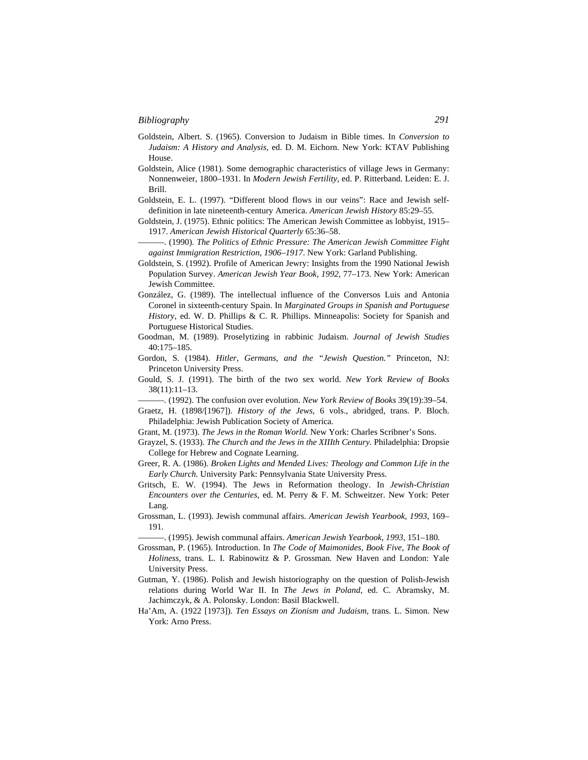Goldstein, Albert. S. (1965). Conversion to Judaism in Bible times. In *Conversion to Judaism: A History and Analysis*, ed. D. M. Eichorn. New York: KTAV Publishing House.

Goldstein, Alice (1981). Some demographic characteristics of village Jews in Germany: Nonnenweier, 1800–1931. In *Modern Jewish Fertility*, ed. P. Ritterband. Leiden: E. J. Brill.

Goldstein, E. L. (1997). "Different blood flows in our veins": Race and Jewish self-definition in late nineteenth-century America. *American Jewish History* 85:29–55.

Goldstein, J. (1975). Ethnic politics: The American Jewish Committee as lobbyist, 1915–1917. *American Jewish Historical Quarterly* 65:36–58.

———. (1990). *The Politics of Ethnic Pressure: The American Jewish Committee Fight against Immigration Restriction, 1906–1917*. New York: Garland Publishing.

Goldstein, S. (1992). Profile of American Jewry: Insights from the 1990 National Jewish Population Survey. *American Jewish Year Book, 1992*, 77–173. New York: American Jewish Committee.

González, G. (1989). The intellectual influence of the Conversos Luis and Antonia Coronel in sixteenth-century Spain. In *Marginated Groups in Spanish and Portuguese History*, ed. W. D. Phillips & C. R. Phillips. Minneapolis: Society for Spanish and Portuguese Historical Studies.

Goodman, M. (1989). Proselytizing in rabbinic Judaism. *Journal of Jewish Studies* 40:175–185.

Gordon, S. (1984). *Hitler, Germans, and the "Jewish Question."* Princeton, NJ: Princeton University Press.

Gould, S. J. (1991). The birth of the two sex world. *New York Review of Books* 38(11):11–13.

———. (1992). The confusion over evolution. *New York Review of Books* 39(19):39–54.

Graetz, H. (1898/[1967]). *History of the Jews*, 6 vols., abridged, trans. P. Bloch. Philadelphia: Jewish Publication Society of America.

Grant, M. (1973). *The Jews in the Roman World.* New York: Charles Scribner's Sons.

Grayzel, S. (1933). *The Church and the Jews in the XIIIth Century.* Philadelphia: Dropsie College for Hebrew and Cognate Learning.

Greer, R. A. (1986). *Broken Lights and Mended Lives: Theology and Common Life in the Early Church.* University Park: Pennsylvania State University Press.

Gritsch, E. W. (1994). The Jews in Reformation theology. In *Jewish-Christian Encounters over the Centuries*, ed. M. Perry & F. M. Schweitzer. New York: Peter Lang.

Grossman, L. (1993). Jewish communal affairs. *American Jewish Yearbook, 1993*, 169–191.

———. (1995). Jewish communal affairs. *American Jewish Yearbook, 1993*, 151–180.

Grossman, P. (1965). Introduction. In *The Code of Maimonides, Book Five, The Book of Holiness*, trans. L. I. Rabinowitz & P. Grossman. New Haven and London: Yale University Press.

Gutman, Y. (1986). Polish and Jewish historiography on the question of Polish-Jewish relations during World War II. In *The Jews in Poland*, ed. C. Abramsky, M. Jachimczyk, & A. Polonsky. London: Basil Blackwell.

Ha'Am, A. (1922 [1973]). *Ten Essays on Zionism and Judaism*, trans. L. Simon. New York: Arno Press.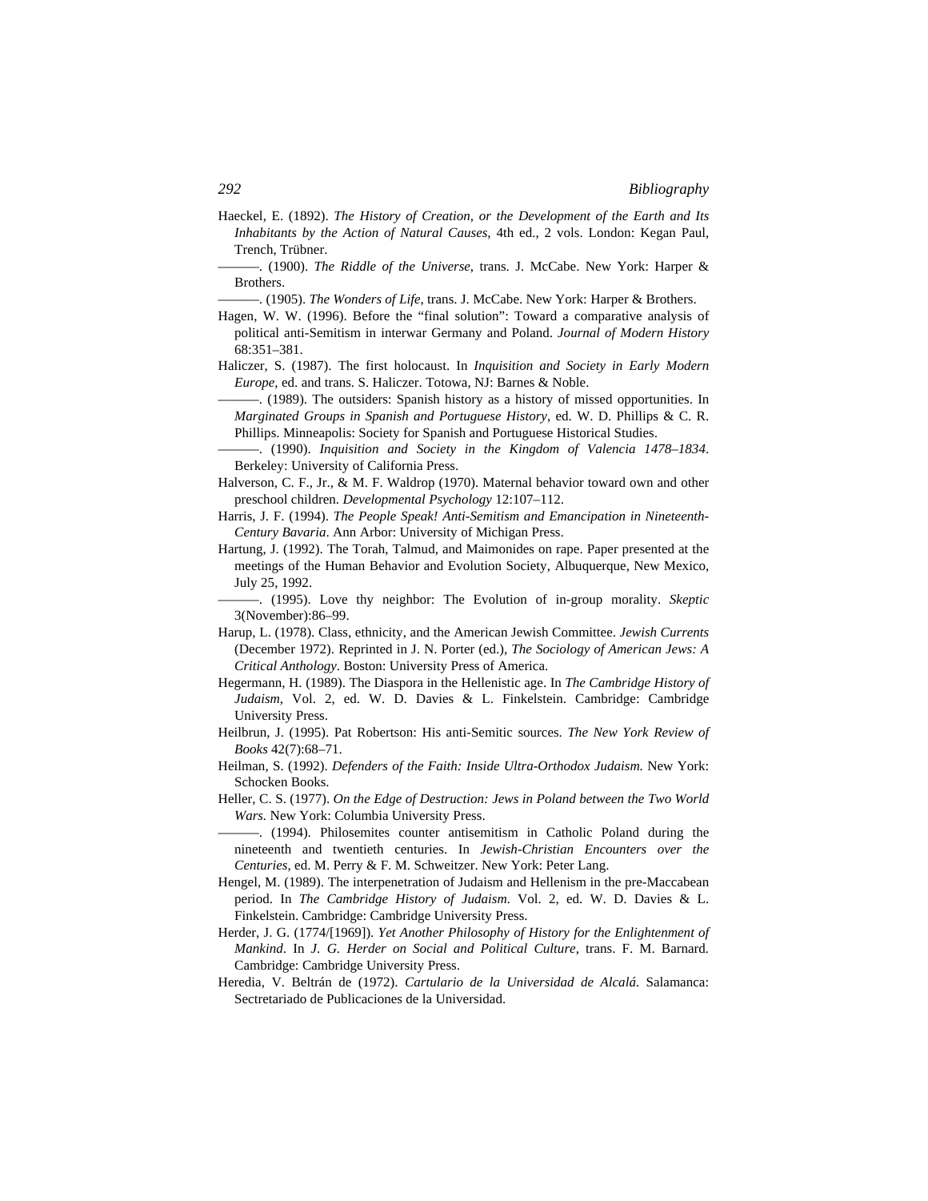Haeckel, E. (1892). *The History of Creation, or the Development of the Earth and Its Inhabitants by the Action of Natural Causes*, 4th ed., 2 vols. London: Kegan Paul, Trench, Trübner.

———. (1900). *The Riddle of the Universe*, trans. J. McCabe. New York: Harper & Brothers.

———. (1905). *The Wonders of Life*, trans. J. McCabe. New York: Harper & Brothers.

Hagen, W. W. (1996). Before the "final solution": Toward a comparative analysis of political anti-Semitism in interwar Germany and Poland. *Journal of Modern History* 68:351–381.

Haliczer, S. (1987). The first holocaust. In *Inquisition and Society in Early Modern Europe*, ed. and trans. S. Haliczer. Totowa, NJ: Barnes & Noble.

———. (1989). The outsiders: Spanish history as a history of missed opportunities. In *Marginated Groups in Spanish and Portuguese History*, ed. W. D. Phillips & C. R. Phillips. Minneapolis: Society for Spanish and Portuguese Historical Studies.

———. (1990). *Inquisition and Society in the Kingdom of Valencia 1478–1834*. Berkeley: University of California Press.

Halverson, C. F., Jr., & M. F. Waldrop (1970). Maternal behavior toward own and other preschool children. *Developmental Psychology* 12:107–112.

Harris, J. F. (1994). *The People Speak! Anti-Semitism and Emancipation in Nineteenth-Century Bavaria*. Ann Arbor: University of Michigan Press.

Hartung, J. (1992). The Torah, Talmud, and Maimonides on rape. Paper presented at the meetings of the Human Behavior and Evolution Society, Albuquerque, New Mexico, July 25, 1992.

———. (1995). Love thy neighbor: The Evolution of in-group morality. *Skeptic* 3(November):86–99.

Harup, L. (1978). Class, ethnicity, and the American Jewish Committee. *Jewish Currents* (December 1972). Reprinted in J. N. Porter (ed.), *The Sociology of American Jews: A Critical Anthology*. Boston: University Press of America.

Hegermann, H. (1989). The Diaspora in the Hellenistic age. In *The Cambridge History of Judaism*, Vol. 2, ed. W. D. Davies & L. Finkelstein. Cambridge: Cambridge University Press.

Heilbrun, J. (1995). Pat Robertson: His anti-Semitic sources. *The New York Review of Books* 42(7):68–71.

Heilman, S. (1992). *Defenders of the Faith: Inside Ultra-Orthodox Judaism.* New York: Schocken Books.

Heller, C. S. (1977). *On the Edge of Destruction: Jews in Poland between the Two World Wars.* New York: Columbia University Press.

———. (1994). Philosemites counter antisemitism in Catholic Poland during the nineteenth and twentieth centuries. In *Jewish-Christian Encounters over the Centuries*, ed. M. Perry & F. M. Schweitzer. New York: Peter Lang.

Hengel, M. (1989). The interpenetration of Judaism and Hellenism in the pre-Maccabean period. In *The Cambridge History of Judaism.* Vol. 2, ed. W. D. Davies & L. Finkelstein. Cambridge: Cambridge University Press.

Herder, J. G. (1774/[1969]). *Yet Another Philosophy of History for the Enlightenment of Mankind*. In *J. G. Herder on Social and Political Culture*, trans. F. M. Barnard. Cambridge: Cambridge University Press.

Heredia, V. Beltrán de (1972). *Cartulario de la Universidad de Alcalá.* Salamanca: Secrtetariado de Publicaciones de la Universidad.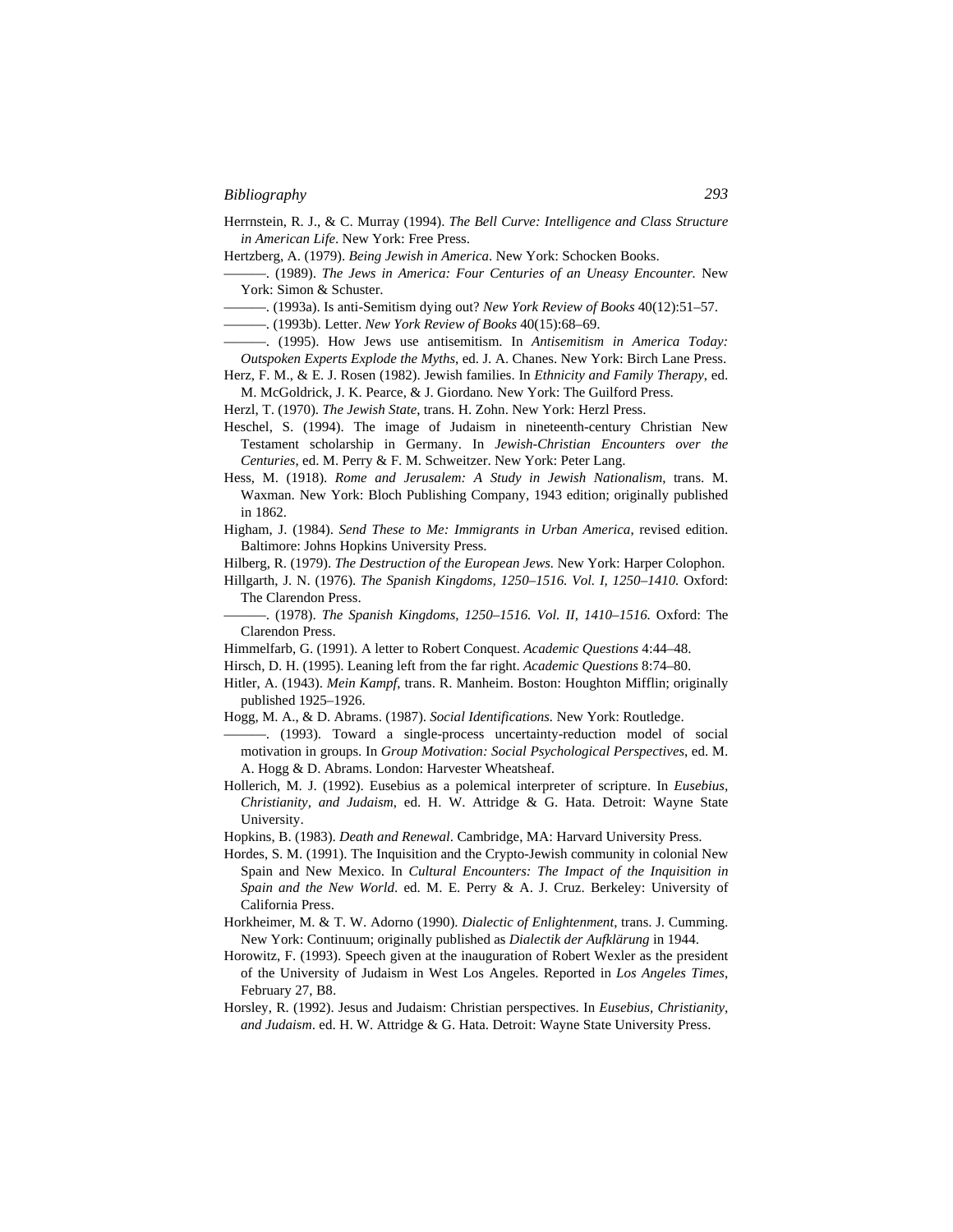Herrnstein, R. J., & C. Murray (1994). *The Bell Curve: Intelligence and Class Structure in American Life*. New York: Free Press.

Hertzberg, A. (1979). *Being Jewish in America*. New York: Schocken Books.

———. (1989). *The Jews in America: Four Centuries of an Uneasy Encounter.* New York: Simon & Schuster.

———. (1993a). Is anti-Semitism dying out? *New York Review of Books* 40(12):51–57.

———. (1993b). Letter. *New York Review of Books* 40(15):68–69.

———. (1995). How Jews use antisemitism. In *Antisemitism in America Today: Outspoken Experts Explode the Myths*, ed. J. A. Chanes. New York: Birch Lane Press.

Herz, F. M., & E. J. Rosen (1982). Jewish families. In *Ethnicity and Family Therapy*, ed. M. McGoldrick, J. K. Pearce, & J. Giordano. New York: The Guilford Press.

Herzl, T. (1970). *The Jewish State*, trans. H. Zohn. New York: Herzl Press.

Heschel, S. (1994). The image of Judaism in nineteenth-century Christian New Testament scholarship in Germany. In *Jewish-Christian Encounters over the Centuries*, ed. M. Perry & F. M. Schweitzer. New York: Peter Lang.

Hess, M. (1918). *Rome and Jerusalem: A Study in Jewish Nationalism*, trans. M. Waxman. New York: Bloch Publishing Company, 1943 edition; originally published in 1862.

Higham, J. (1984). *Send These to Me: Immigrants in Urban America*, revised edition. Baltimore: Johns Hopkins University Press.

Hilberg, R. (1979). *The Destruction of the European Jews*. New York: Harper Colophon.

Hillgarth, J. N. (1976). *The Spanish Kingdoms, 1250–1516. Vol. I, 1250–1410.* Oxford: The Clarendon Press.

———. (1978). *The Spanish Kingdoms, 1250–1516. Vol. II, 1410–1516.* Oxford: The Clarendon Press.

Himmelfarb, G. (1991). A letter to Robert Conquest. *Academic Questions* 4:44–48.

Hirsch, D. H. (1995). Leaning left from the far right. *Academic Questions* 8:74–80.

Hitler, A. (1943). *Mein Kampf*, trans. R. Manheim. Boston: Houghton Mifflin; originally published 1925–1926.

Hogg, M. A., & D. Abrams. (1987). *Social Identifications.* New York: Routledge.

———. (1993). Toward a single-process uncertainty-reduction model of social motivation in groups. In *Group Motivation: Social Psychological Perspectives*, ed. M. A. Hogg & D. Abrams. London: Harvester Wheatsheaf.

Hollerich, M. J. (1992). Eusebius as a polemical interpreter of scripture. In *Eusebius, Christianity, and Judaism*, ed. H. W. Attridge & G. Hata. Detroit: Wayne State University.

Hopkins, B. (1983). *Death and Renewal*. Cambridge, MA: Harvard University Press.

Hordes, S. M. (1991). The Inquisition and the Crypto-Jewish community in colonial New Spain and New Mexico. In *Cultural Encounters: The Impact of the Inquisition in Spain and the New World*. ed. M. E. Perry & A. J. Cruz. Berkeley: University of California Press.

Horkheimer, M. & T. W. Adorno (1990). *Dialectic of Enlightenment*, trans. J. Cumming. New York: Continuum; originally published as *Dialectik der Aufklärung* in 1944.

Horowitz, F. (1993). Speech given at the inauguration of Robert Wexler as the president of the University of Judaism in West Los Angeles. Reported in *Los Angeles Times*, February 27, B8.

Horsley, R. (1992). Jesus and Judaism: Christian perspectives. In *Eusebius, Christianity, and Judaism*. ed. H. W. Attridge & G. Hata. Detroit: Wayne State University Press.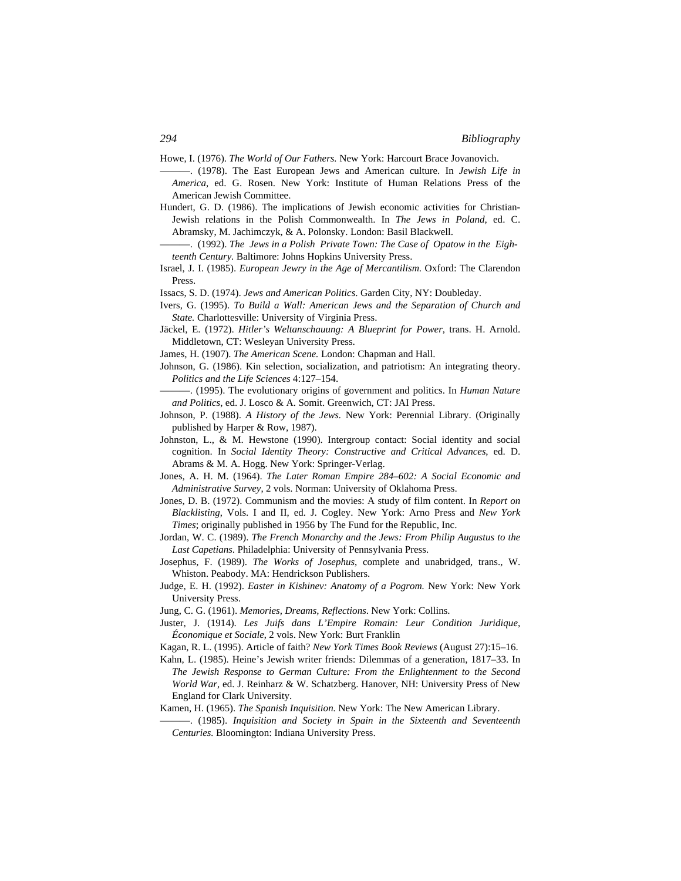Howe, I. (1976). *The World of Our Fathers.* New York: Harcourt Brace Jovanovich.

———. (1978). The East European Jews and American culture. In *Jewish Life in America*, ed. G. Rosen. New York: Institute of Human Relations Press of the American Jewish Committee.

Hundert, G. D. (1986). The implications of Jewish economic activities for Christian-Jewish relations in the Polish Commonwealth. In *The Jews in Poland*, ed. C. Abramsky, M. Jachimczyk, & A. Polonsky. London: Basil Blackwell.

———. (1992). *The Jews in a Polish Private Town: The Case of Opatow in the Eighteenth Century.* Baltimore: Johns Hopkins University Press.

Israel, J. I. (1985). *European Jewry in the Age of Mercantilism.* Oxford: The Clarendon Press.

Issacs, S. D. (1974). *Jews and American Politics.* Garden City, NY: Doubleday.

Ivers, G. (1995). *To Build a Wall: American Jews and the Separation of Church and State.* Charlottesville: University of Virginia Press.

Jäckel, E. (1972). *Hitler's Weltanschauung: A Blueprint for Power*, trans. H. Arnold. Middletown, CT: Wesleyan University Press.

James, H. (1907). *The American Scene.* London: Chapman and Hall.

Johnson, G. (1986). Kin selection, socialization, and patriotism: An integrating theory. *Politics and the Life Sciences* 4:127–154.

———. (1995). The evolutionary origins of government and politics. In *Human Nature and Politics*, ed. J. Losco & A. Somit. Greenwich, CT: JAI Press.

Johnson, P. (1988). *A History of the Jews.* New York: Perennial Library. (Originally published by Harper & Row, 1987).

Johnston, L., & M. Hewstone (1990). Intergroup contact: Social identity and social cognition. In *Social Identity Theory: Constructive and Critical Advances*, ed. D. Abrams & M. A. Hogg. New York: Springer-Verlag.

Jones, A. H. M. (1964). *The Later Roman Empire 284–602: A Social Economic and Administrative Survey*, 2 vols. Norman: University of Oklahoma Press.

Jones, D. B. (1972). Communism and the movies: A study of film content. In *Report on Blacklisting*, Vols. I and II, ed. J. Cogley. New York: Arno Press and *New York Times*; originally published in 1956 by The Fund for the Republic, Inc.

Jordan, W. C. (1989). *The French Monarchy and the Jews: From Philip Augustus to the Last Capetians.* Philadelphia: University of Pennsylvania Press.

Josephus, F. (1989). *The Works of Josephus*, complete and unabridged, trans., W. Whiston. Peabody. MA: Hendrickson Publishers.

Judge, E. H. (1992). *Easter in Kishinev: Anatomy of a Pogrom.* New York: New York University Press.

Jung, C. G. (1961). *Memories, Dreams, Reflections*. New York: Collins.

Juster, J. (1914). *Les Juifs dans L'Empire Romain: Leur Condition Juridique, Économique et Sociale*, 2 vols. New York: Burt Franklin

Kagan, R. L. (1995). Article of faith? *New York Times Book Reviews* (August 27):15–16.

Kahn, L. (1985). Heine's Jewish writer friends: Dilemmas of a generation, 1817–33. In *The Jewish Response to German Culture: From the Enlightenment to the Second World War*, ed. J. Reinharz & W. Schatzberg. Hanover, NH: University Press of New England for Clark University.

Kamen, H. (1965). *The Spanish Inquisition.* New York: The New American Library.

———. (1985). *Inquisition and Society in Spain in the Sixteenth and Seventeenth Centuries.* Bloomington: Indiana University Press.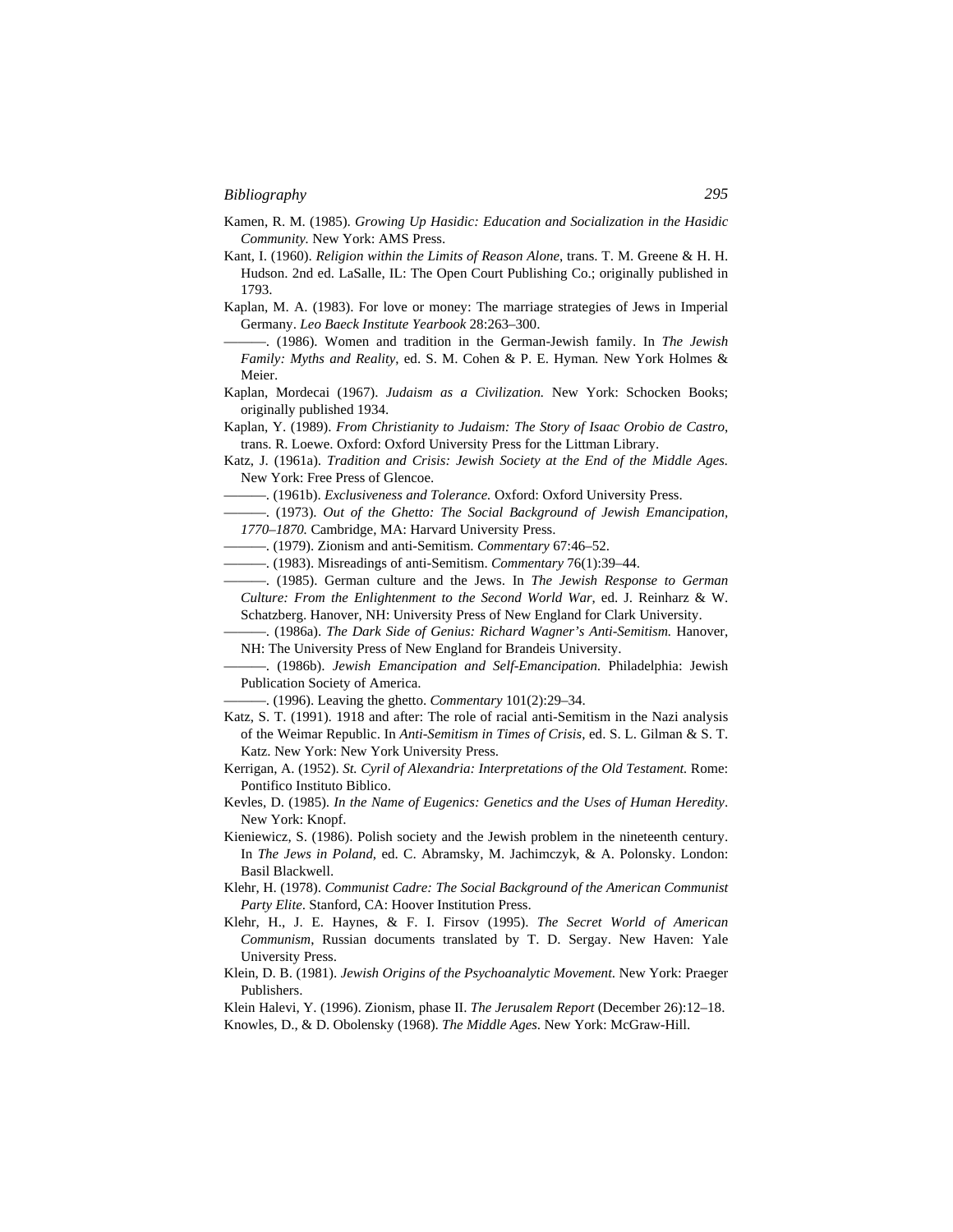Kamen, R. M. (1985). *Growing Up Hasidic: Education and Socialization in the Hasidic Community.* New York: AMS Press.

Kant, I. (1960). *Religion within the Limits of Reason Alone*, trans. T. M. Greene & H. H. Hudson. 2nd ed. LaSalle, IL: The Open Court Publishing Co.; originally published in 1793.

Kaplan, M. A. (1983). For love or money: The marriage strategies of Jews in Imperial Germany. *Leo Baeck Institute Yearbook* 28:263–300.

———. (1986). Women and tradition in the German-Jewish family. In *The Jewish Family: Myths and Reality*, ed. S. M. Cohen & P. E. Hyman. New York Holmes & Meier.

Kaplan, Mordecai (1967). *Judaism as a Civilization.* New York: Schocken Books; originally published 1934.

Kaplan, Y. (1989). *From Christianity to Judaism: The Story of Isaac Orobio de Castro*, trans. R. Loewe. Oxford: Oxford University Press for the Littman Library.

Katz, J. (1961a). *Tradition and Crisis: Jewish Society at the End of the Middle Ages.* New York: Free Press of Glencoe.

———. (1961b). *Exclusiveness and Tolerance.* Oxford: Oxford University Press.

———. (1973). *Out of the Ghetto: The Social Background of Jewish Emancipation, 1770–1870.* Cambridge, MA: Harvard University Press.

———. (1979). Zionism and anti-Semitism. *Commentary* 67:46–52.

———. (1983). Misreadings of anti-Semitism. *Commentary* 76(1):39–44.

———. (1985). German culture and the Jews. In *The Jewish Response to German Culture: From the Enlightenment to the Second World War*, ed. J. Reinharz & W. Schatzberg. Hanover, NH: University Press of New England for Clark University.

———. (1986a). *The Dark Side of Genius: Richard Wagner's Anti-Semitism.* Hanover, NH: The University Press of New England for Brandeis University.

———. (1986b). *Jewish Emancipation and Self-Emancipation.* Philadelphia: Jewish Publication Society of America.

———. (1996). Leaving the ghetto. *Commentary* 101(2):29–34.

Katz, S. T. (1991). 1918 and after: The role of racial anti-Semitism in the Nazi analysis of the Weimar Republic. In *Anti-Semitism in Times of Crisis*, ed. S. L. Gilman & S. T. Katz. New York: New York University Press.

Kerrigan, A. (1952). *St. Cyril of Alexandria: Interpretations of the Old Testament.* Rome: Pontifico Instituto Biblico.

Kevles, D. (1985). *In the Name of Eugenics: Genetics and the Uses of Human Heredity*. New York: Knopf.

Kieniewicz, S. (1986). Polish society and the Jewish problem in the nineteenth century. In *The Jews in Poland*, ed. C. Abramsky, M. Jachimczyk, & A. Polonsky. London: Basil Blackwell.

Klehr, H. (1978). *Communist Cadre: The Social Background of the American Communist Party Elite*. Stanford, CA: Hoover Institution Press.

Klehr, H., J. E. Haynes, & F. I. Firsov (1995). *The Secret World of American Communism*, Russian documents translated by T. D. Sergay. New Haven: Yale University Press.

Klein, D. B. (1981). *Jewish Origins of the Psychoanalytic Movement.* New York: Praeger Publishers.

Klein Halevi, Y. (1996). Zionism, phase II. *The Jerusalem Report* (December 26):12–18.

Knowles, D., & D. Obolensky (1968). *The Middle Ages*. New York: McGraw-Hill.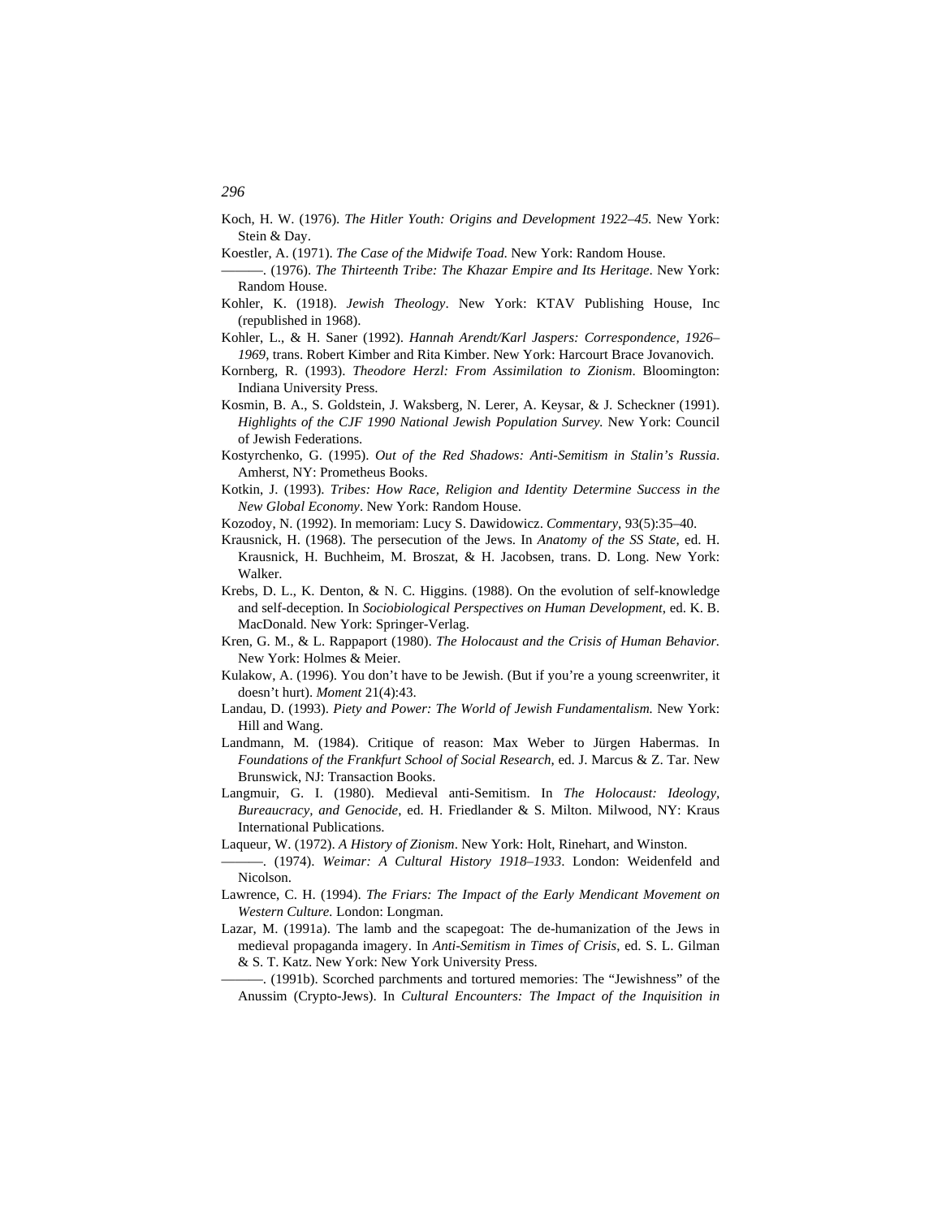Koch, H. W. (1976). *The Hitler Youth: Origins and Development 1922–45.* New York: Stein & Day.

Koestler, A. (1971). *The Case of the Midwife Toad.* New York: Random House.

———. (1976). *The Thirteenth Tribe: The Khazar Empire and Its Heritage*. New York: Random House.

Kohler, K. (1918). *Jewish Theology*. New York: KTAV Publishing House, Inc (republished in 1968).

Kohler, L., & H. Saner (1992). *Hannah Arendt/Karl Jaspers: Correspondence, 1926–1969*, trans. Robert Kimber and Rita Kimber. New York: Harcourt Brace Jovanovich.

Kornberg, R. (1993). *Theodore Herzl: From Assimilation to Zionism*. Bloomington: Indiana University Press.

Kosmin, B. A., S. Goldstein, J. Waksberg, N. Lerer, A. Keysar, & J. Scheckner (1991). *Highlights of the CJF 1990 National Jewish Population Survey.* New York: Council of Jewish Federations.

Kostyrchenko, G. (1995). *Out of the Red Shadows: Anti-Semitism in Stalin's Russia*. Amherst, NY: Prometheus Books.

Kotkin, J. (1993). *Tribes: How Race, Religion and Identity Determine Success in the New Global Economy*. New York: Random House.

Kozodoy, N. (1992). In memoriam: Lucy S. Dawidowicz. *Commentary*, 93(5):35–40.

Krausnick, H. (1968). The persecution of the Jews. In *Anatomy of the SS State*, ed. H. Krausnick, H. Buchheim, M. Broszat, & H. Jacobsen, trans. D. Long. New York: Walker.

Krebs, D. L., K. Denton, & N. C. Higgins. (1988). On the evolution of self-knowledge and self-deception. In *Sociobiological Perspectives on Human Development*, ed. K. B. MacDonald. New York: Springer-Verlag.

Kren, G. M., & L. Rappaport (1980). *The Holocaust and the Crisis of Human Behavior.* New York: Holmes & Meier.

Kulakow, A. (1996). You don't have to be Jewish. (But if you're a young screenwriter, it doesn't hurt). *Moment* 21(4):43.

Landau, D. (1993). *Piety and Power: The World of Jewish Fundamentalism.* New York: Hill and Wang.

Landmann, M. (1984). Critique of reason: Max Weber to Jürgen Habermas. In *Foundations of the Frankfurt School of Social Research*, ed. J. Marcus & Z. Tar. New Brunswick, NJ: Transaction Books.

Langmuir, G. I. (1980). Medieval anti-Semitism. In *The Holocaust: Ideology, Bureaucracy, and Genocide*, ed. H. Friedlander & S. Milton. Milwood, NY: Kraus International Publications.

Laqueur, W. (1972). *A History of Zionism*. New York: Holt, Rinehart, and Winston.

———. (1974). *Weimar: A Cultural History 1918–1933*. London: Weidenfeld and Nicolson.

Lawrence, C. H. (1994). *The Friars: The Impact of the Early Mendicant Movement on Western Culture.* London: Longman.

Lazar, M. (1991a). The lamb and the scapegoat: The de-humanization of the Jews in medieval propaganda imagery. In *Anti-Semitism in Times of Crisis*, ed. S. L. Gilman & S. T. Katz. New York: New York University Press.

———. (1991b). Scorched parchments and tortured memories: The "Jewishness" of the Anussim (Crypto-Jews). In *Cultural Encounters: The Impact of the Inquisition in*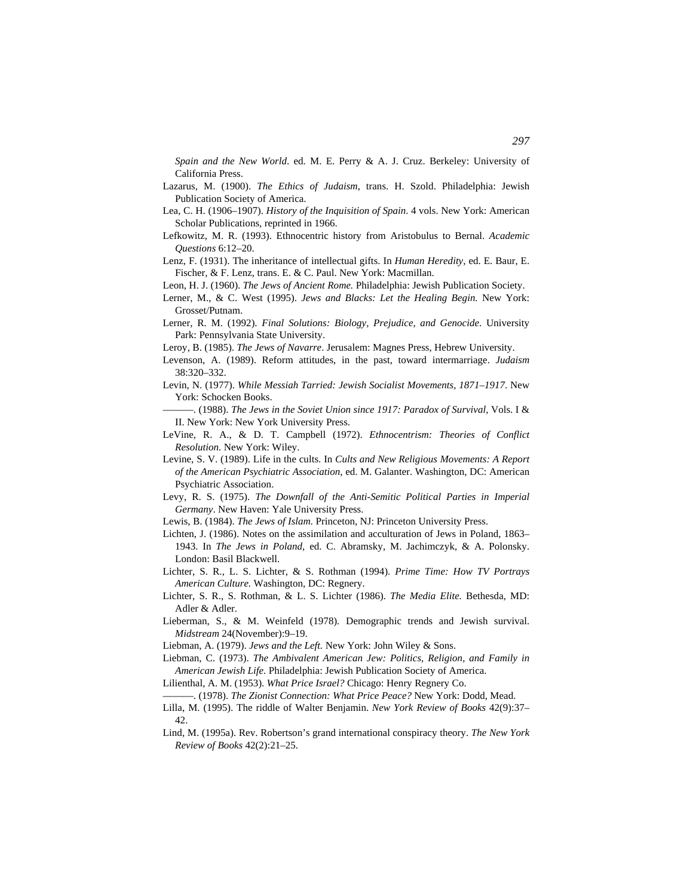*Spain and the New World*. ed. M. E. Perry & A. J. Cruz. Berkeley: University of California Press.

Lazarus, M. (1900). *The Ethics of Judaism*, trans. H. Szold. Philadelphia: Jewish Publication Society of America.

Lea, C. H. (1906–1907). *History of the Inquisition of Spain*. 4 vols. New York: American Scholar Publications, reprinted in 1966.

Lefkowitz, M. R. (1993). Ethnocentric history from Aristobulus to Bernal. *Academic Questions* 6:12–20.

Lenz, F. (1931). The inheritance of intellectual gifts. In *Human Heredity*, ed. E. Baur, E. Fischer, & F. Lenz, trans. E. & C. Paul. New York: Macmillan.

Leon, H. J. (1960). *The Jews of Ancient Rome.* Philadelphia: Jewish Publication Society.

Lerner, M., & C. West (1995). *Jews and Blacks: Let the Healing Begin.* New York: Grosset/Putnam.

Lerner, R. M. (1992). *Final Solutions: Biology, Prejudice, and Genocide*. University Park: Pennsylvania State University.

Leroy, B. (1985). *The Jews of Navarre*. Jerusalem: Magnes Press, Hebrew University.

Levenson, A. (1989). Reform attitudes, in the past, toward intermarriage. *Judaism* 38:320–332.

Levin, N. (1977). *While Messiah Tarried: Jewish Socialist Movements, 1871–1917*. New York: Schocken Books.

———. (1988). *The Jews in the Soviet Union since 1917: Paradox of Survival*, Vols. I & II. New York: New York University Press.

LeVine, R. A., & D. T. Campbell (1972). *Ethnocentrism: Theories of Conflict Resolution.* New York: Wiley.

Levine, S. V. (1989). Life in the cults. In *Cults and New Religious Movements: A Report of the American Psychiatric Association*, ed. M. Galanter. Washington, DC: American Psychiatric Association.

Levy, R. S. (1975). *The Downfall of the Anti-Semitic Political Parties in Imperial Germany*. New Haven: Yale University Press.

Lewis, B. (1984). *The Jews of Islam*. Princeton, NJ: Princeton University Press.

Lichten, J. (1986). Notes on the assimilation and acculturation of Jews in Poland, 1863–1943. In *The Jews in Poland*, ed. C. Abramsky, M. Jachimczyk, & A. Polonsky. London: Basil Blackwell.

Lichter, S. R., L. S. Lichter, & S. Rothman (1994). *Prime Time: How TV Portrays American Culture.* Washington, DC: Regnery.

Lichter, S. R., S. Rothman, & L. S. Lichter (1986). *The Media Elite.* Bethesda, MD: Adler & Adler.

Lieberman, S., & M. Weinfeld (1978). Demographic trends and Jewish survival. *Midstream* 24(November):9–19.

Liebman, A. (1979). *Jews and the Left.* New York: John Wiley & Sons.

Liebman, C. (1973). *The Ambivalent American Jew: Politics, Religion, and Family in American Jewish Life*. Philadelphia: Jewish Publication Society of America.

Lilienthal, A. M. (1953). *What Price Israel?* Chicago: Henry Regnery Co.

———. (1978). *The Zionist Connection: What Price Peace?* New York: Dodd, Mead.

Lilla, M. (1995). The riddle of Walter Benjamin. *New York Review of Books* 42(9):37–42.

Lind, M. (1995a). Rev. Robertson's grand international conspiracy theory. *The New York Review of Books* 42(2):21–25.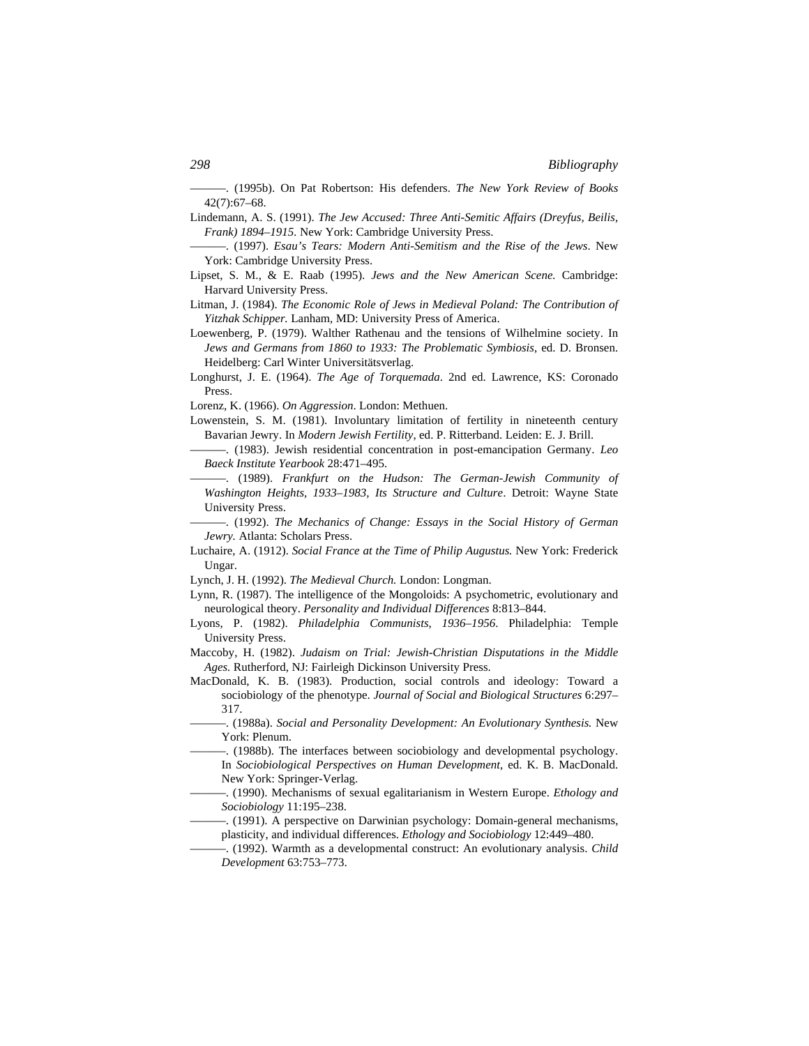———. (1995b). On Pat Robertson: His defenders. *The New York Review of Books* 42(7):67–68.

Lindemann, A. S. (1991). *The Jew Accused: Three Anti-Semitic Affairs (Dreyfus, Beilis, Frank) 1894–1915*. New York: Cambridge University Press.

———. (1997). *Esau's Tears: Modern Anti-Semitism and the Rise of the Jews*. New York: Cambridge University Press.

Lipset, S. M., & E. Raab (1995). *Jews and the New American Scene.* Cambridge: Harvard University Press.

Litman, J. (1984). *The Economic Role of Jews in Medieval Poland: The Contribution of Yitzhak Schipper.* Lanham, MD: University Press of America.

Loewenberg, P. (1979). Walther Rathenau and the tensions of Wilhelmine society. In *Jews and Germans from 1860 to 1933: The Problematic Symbiosis*, ed. D. Bronsen. Heidelberg: Carl Winter Universitätsverlag.

Longhurst, J. E. (1964). *The Age of Torquemada*. 2nd ed. Lawrence, KS: Coronado Press.

Lorenz, K. (1966). *On Aggression*. London: Methuen.

Lowenstein, S. M. (1981). Involuntary limitation of fertility in nineteenth century Bavarian Jewry. In *Modern Jewish Fertility,* ed. P. Ritterband. Leiden: E. J. Brill.

———. (1983). Jewish residential concentration in post-emancipation Germany. *Leo Baeck Institute Yearbook* 28:471–495.

———. (1989). *Frankfurt on the Hudson: The German-Jewish Community of Washington Heights, 1933–1983, Its Structure and Culture*. Detroit: Wayne State University Press.

———. (1992). *The Mechanics of Change: Essays in the Social History of German Jewry.* Atlanta: Scholars Press.

Luchaire, A. (1912). *Social France at the Time of Philip Augustus.* New York: Frederick Ungar.

Lynch, J. H. (1992). *The Medieval Church.* London: Longman.

Lynn, R. (1987). The intelligence of the Mongoloids: A psychometric, evolutionary and neurological theory. *Personality and Individual Differences* 8:813–844.

Lyons, P. (1982). *Philadelphia Communists, 1936–1956*. Philadelphia: Temple University Press.

Maccoby, H. (1982). *Judaism on Trial: Jewish-Christian Disputations in the Middle Ages.* Rutherford, NJ: Fairleigh Dickinson University Press.

MacDonald, K. B. (1983). Production, social controls and ideology: Toward a sociobiology of the phenotype. *Journal of Social and Biological Structures* 6:297–317.

———. (1988a). *Social and Personality Development: An Evolutionary Synthesis.* New York: Plenum.

———. (1988b). The interfaces between sociobiology and developmental psychology. In *Sociobiological Perspectives on Human Development*, ed. K. B. MacDonald. New York: Springer-Verlag.

———. (1990). Mechanisms of sexual egalitarianism in Western Europe. *Ethology and Sociobiology* 11:195–238.

———. (1991). A perspective on Darwinian psychology: Domain-general mechanisms, plasticity, and individual differences. *Ethology and Sociobiology* 12:449–480.

———. (1992). Warmth as a developmental construct: An evolutionary analysis. *Child Development* 63:753–773.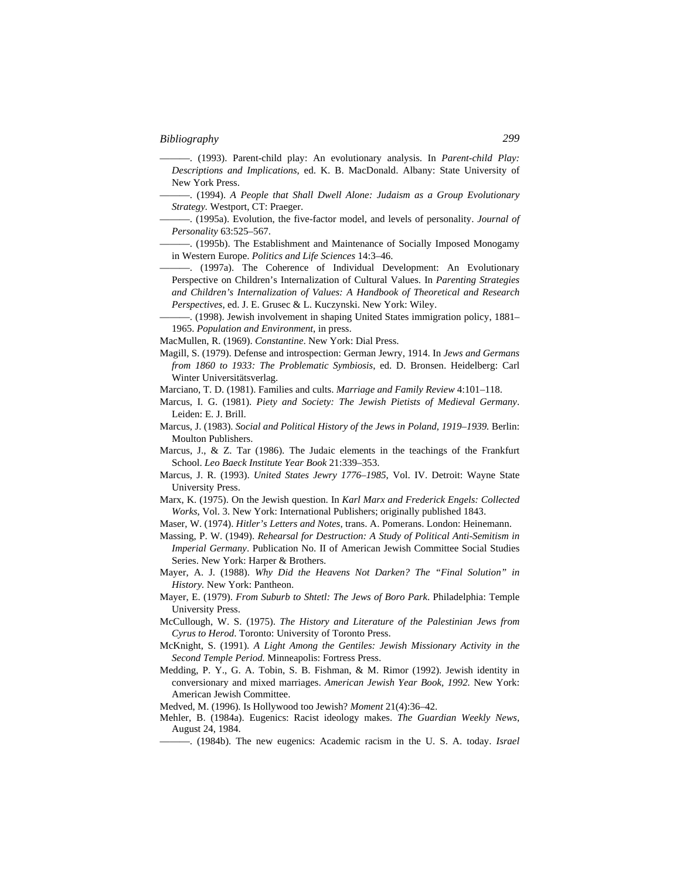———. (1993). Parent-child play: An evolutionary analysis. In *Parent-child Play: Descriptions and Implications*, ed. K. B. MacDonald. Albany: State University of New York Press.

———. (1994). *A People that Shall Dwell Alone: Judaism as a Group Evolutionary Strategy.* Westport, CT: Praeger.

———. (1995a). Evolution, the five-factor model, and levels of personality. *Journal of Personality* 63:525–567.

———. (1995b). The Establishment and Maintenance of Socially Imposed Monogamy in Western Europe. *Politics and Life Sciences* 14:3–46.

———. (1997a). The Coherence of Individual Development: An Evolutionary Perspective on Children's Internalization of Cultural Values. In *Parenting Strategies and Children's Internalization of Values: A Handbook of Theoretical and Research Perspectives*, ed. J. E. Grusec & L. Kuczynski. New York: Wiley.

———. (1998). Jewish involvement in shaping United States immigration policy, 1881–1965. *Population and Environment*, in press.

MacMullen, R. (1969). *Constantine*. New York: Dial Press.

Magill, S. (1979). Defense and introspection: German Jewry, 1914. In *Jews and Germans from 1860 to 1933: The Problematic Symbiosis*, ed. D. Bronsen. Heidelberg: Carl Winter Universitätsverlag.

Marciano, T. D. (1981). Families and cults. *Marriage and Family Review* 4:101–118.

Marcus, I. G. (1981). *Piety and Society: The Jewish Pietists of Medieval Germany*. Leiden: E. J. Brill.

Marcus, J. (1983). *Social and Political History of the Jews in Poland, 1919–1939.* Berlin: Moulton Publishers.

Marcus, J., & Z. Tar (1986). The Judaic elements in the teachings of the Frankfurt School. *Leo Baeck Institute Year Book* 21:339–353.

Marcus, J. R. (1993). *United States Jewry 1776–1985*, Vol. IV. Detroit: Wayne State University Press.

Marx, K. (1975). On the Jewish question. In *Karl Marx and Frederick Engels: Collected Works*, Vol. 3. New York: International Publishers; originally published 1843.

Maser, W. (1974). *Hitler's Letters and Notes*, trans. A. Pomerans. London: Heinemann.

Massing, P. W. (1949). *Rehearsal for Destruction: A Study of Political Anti-Semitism in Imperial Germany*. Publication No. II of American Jewish Committee Social Studies Series. New York: Harper & Brothers.

Mayer, A. J. (1988). *Why Did the Heavens Not Darken? The "Final Solution" in History.* New York: Pantheon.

Mayer, E. (1979). *From Suburb to Shtetl: The Jews of Boro Park*. Philadelphia: Temple University Press.

McCullough, W. S. (1975). *The History and Literature of the Palestinian Jews from Cyrus to Herod*. Toronto: University of Toronto Press.

McKnight, S. (1991). *A Light Among the Gentiles: Jewish Missionary Activity in the Second Temple Period.* Minneapolis: Fortress Press.

Medding, P. Y., G. A. Tobin, S. B. Fishman, & M. Rimor (1992). Jewish identity in conversionary and mixed marriages. *American Jewish Year Book, 1992.* New York: American Jewish Committee.

Medved, M. (1996). Is Hollywood too Jewish? *Moment* 21(4):36–42.

Mehler, B. (1984a). Eugenics: Racist ideology makes. *The Guardian Weekly News*, August 24, 1984.

———. (1984b). The new eugenics: Academic racism in the U. S. A. today. *Israel*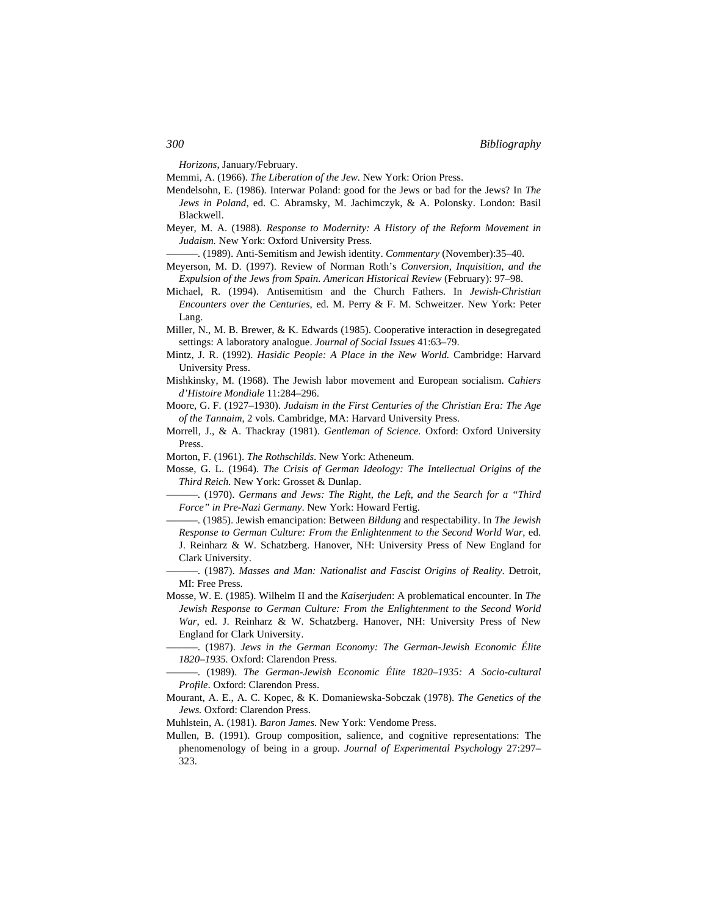*Horizons*, January/February.

Memmi, A. (1966). *The Liberation of the Jew*. New York: Orion Press.

Mendelsohn, E. (1986). Interwar Poland: good for the Jews or bad for the Jews? In *The Jews in Poland*, ed. C. Abramsky, M. Jachimczyk, & A. Polonsky. London: Basil Blackwell.

Meyer, M. A. (1988). *Response to Modernity: A History of the Reform Movement in Judaism.* New York: Oxford University Press.

———. (1989). Anti-Semitism and Jewish identity. *Commentary* (November):35–40.

Meyerson, M. D. (1997). Review of Norman Roth's *Conversion, Inquisition, and the Expulsion of the Jews from Spain*. *American Historical Review* (February): 97–98.

Michael, R. (1994). Antisemitism and the Church Fathers. In *Jewish-Christian Encounters over the Centuries*, ed. M. Perry & F. M. Schweitzer. New York: Peter Lang.

Miller, N., M. B. Brewer, & K. Edwards (1985). Cooperative interaction in desegregated settings: A laboratory analogue. *Journal of Social Issues* 41:63–79.

Mintz, J. R. (1992). *Hasidic People: A Place in the New World.* Cambridge: Harvard University Press.

Mishkinsky, M. (1968). The Jewish labor movement and European socialism. *Cahiers d'Histoire Mondiale* 11:284–296.

Moore, G. F. (1927–1930). *Judaism in the First Centuries of the Christian Era: The Age of the Tannaim*, 2 vols*.* Cambridge, MA: Harvard University Press.

Morrell, J., & A. Thackray (1981). *Gentleman of Science.* Oxford: Oxford University Press.

Morton, F. (1961). *The Rothschilds*. New York: Atheneum.

Mosse, G. L. (1964). *The Crisis of German Ideology: The Intellectual Origins of the Third Reich.* New York: Grosset & Dunlap.

———. (1970). *Germans and Jews: The Right, the Left, and the Search for a "Third Force" in Pre-Nazi Germany*. New York: Howard Fertig.

———. (1985). Jewish emancipation: Between *Bildung* and respectability. In *The Jewish Response to German Culture: From the Enlightenment to the Second World War*, ed. J. Reinharz & W. Schatzberg. Hanover, NH: University Press of New England for Clark University.

———. (1987). *Masses and Man: Nationalist and Fascist Origins of Reality*. Detroit, MI: Free Press.

Mosse, W. E. (1985). Wilhelm II and the *Kaiserjuden*: A problematical encounter. In *The Jewish Response to German Culture: From the Enlightenment to the Second World War*, ed. J. Reinharz & W. Schatzberg. Hanover, NH: University Press of New England for Clark University.

———. (1987). *Jews in the German Economy: The German-Jewish Economic Élite 1820–1935.* Oxford: Clarendon Press.

———. (1989). *The German-Jewish Economic Élite 1820–1935: A Socio-cultural Profile*. Oxford: Clarendon Press.

Mourant, A. E., A. C. Kopec, & K. Domaniewska-Sobczak (1978). *The Genetics of the Jews.* Oxford: Clarendon Press.

Muhlstein, A. (1981). *Baron James*. New York: Vendome Press.

Mullen, B. (1991). Group composition, salience, and cognitive representations: The phenomenology of being in a group. *Journal of Experimental Psychology* 27:297–323.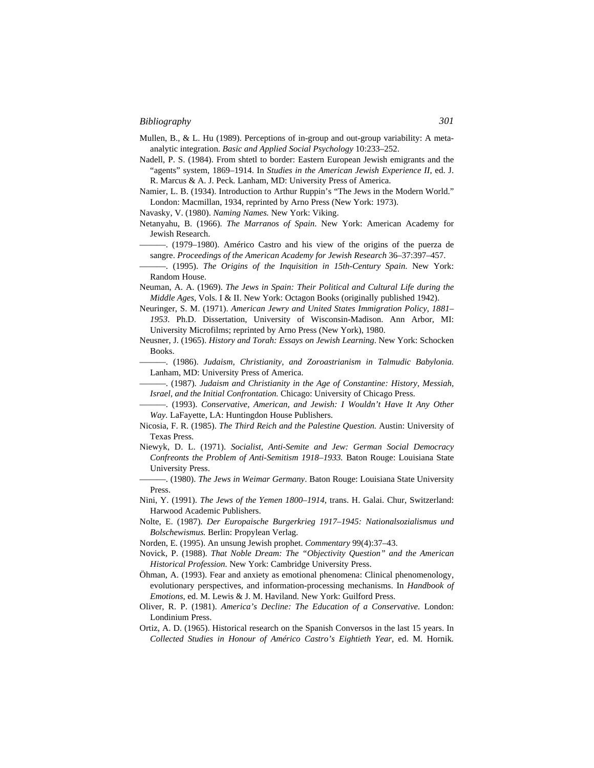Mullen, B., & L. Hu (1989). Perceptions of in-group and out-group variability: A meta-analytic integration. *Basic and Applied Social Psychology* 10:233–252.

Nadell, P. S. (1984). From shtetl to border: Eastern European Jewish emigrants and the "agents" system, 1869–1914. In *Studies in the American Jewish Experience II*, ed. J. R. Marcus & A. J. Peck. Lanham, MD: University Press of America.

Namier, L. B. (1934). Introduction to Arthur Ruppin's "The Jews in the Modern World." London: Macmillan, 1934, reprinted by Arno Press (New York: 1973).

Navasky, V. (1980). *Naming Names.* New York: Viking.

Netanyahu, B. (1966). *The Marranos of Spain*. New York: American Academy for Jewish Research.

———. (1979–1980). Américo Castro and his view of the origins of the puerza de sangre. *Proceedings of the American Academy for Jewish Research* 36–37:397–457.

———. (1995). *The Origins of the Inquisition in 15th-Century Spain*. New York: Random House.

Neuman, A. A. (1969). *The Jews in Spain: Their Political and Cultural Life during the Middle Ages*, Vols. I & II. New York: Octagon Books (originally published 1942).

Neuringer, S. M. (1971). *American Jewry and United States Immigration Policy, 1881–1953*. Ph.D. Dissertation, University of Wisconsin-Madison. Ann Arbor, MI: University Microfilms; reprinted by Arno Press (New York), 1980.

Neusner, J. (1965). *History and Torah: Essays on Jewish Learning*. New York: Schocken Books.

———. (1986). *Judaism, Christianity, and Zoroastrianism in Talmudic Babylonia.* Lanham, MD: University Press of America.

———. (1987). *Judaism and Christianity in the Age of Constantine: History, Messiah, Israel, and the Initial Confrontation.* Chicago: University of Chicago Press.

———. (1993). *Conservative, American, and Jewish: I Wouldn't Have It Any Other Way*. LaFayette, LA: Huntingdon House Publishers.

Nicosia, F. R. (1985). *The Third Reich and the Palestine Question.* Austin: University of Texas Press.

Niewyk, D. L. (1971). *Socialist, Anti-Semite and Jew: German Social Democracy Confreonts the Problem of Anti-Semitism 1918–1933.* Baton Rouge: Louisiana State University Press.

———. (1980). *The Jews in Weimar Germany*. Baton Rouge: Louisiana State University Press.

Nini, Y. (1991). *The Jews of the Yemen 1800–1914*, trans. H. Galai. Chur, Switzerland: Harwood Academic Publishers.

Nolte, E. (1987). *Der Europaische Burgerkrieg 1917–1945: Nationalsozialismus und Bolschewismus.* Berlin: Propylean Verlag.

Norden, E. (1995). An unsung Jewish prophet. *Commentary* 99(4):37–43.

Novick, P. (1988). *That Noble Dream: The "Objectivity Question" and the American Historical Profession*. New York: Cambridge University Press.

Öhman, A. (1993). Fear and anxiety as emotional phenomena: Clinical phenomenology, evolutionary perspectives, and information-processing mechanisms. In *Handbook of Emotions*, ed. M. Lewis & J. M. Haviland. New York: Guilford Press.

Oliver, R. P. (1981). *America's Decline: The Education of a Conservative*. London: Londinium Press.

Ortiz, A. D. (1965). Historical research on the Spanish Conversos in the last 15 years. In *Collected Studies in Honour of Américo Castro's Eightieth Year*, ed. M. Hornik.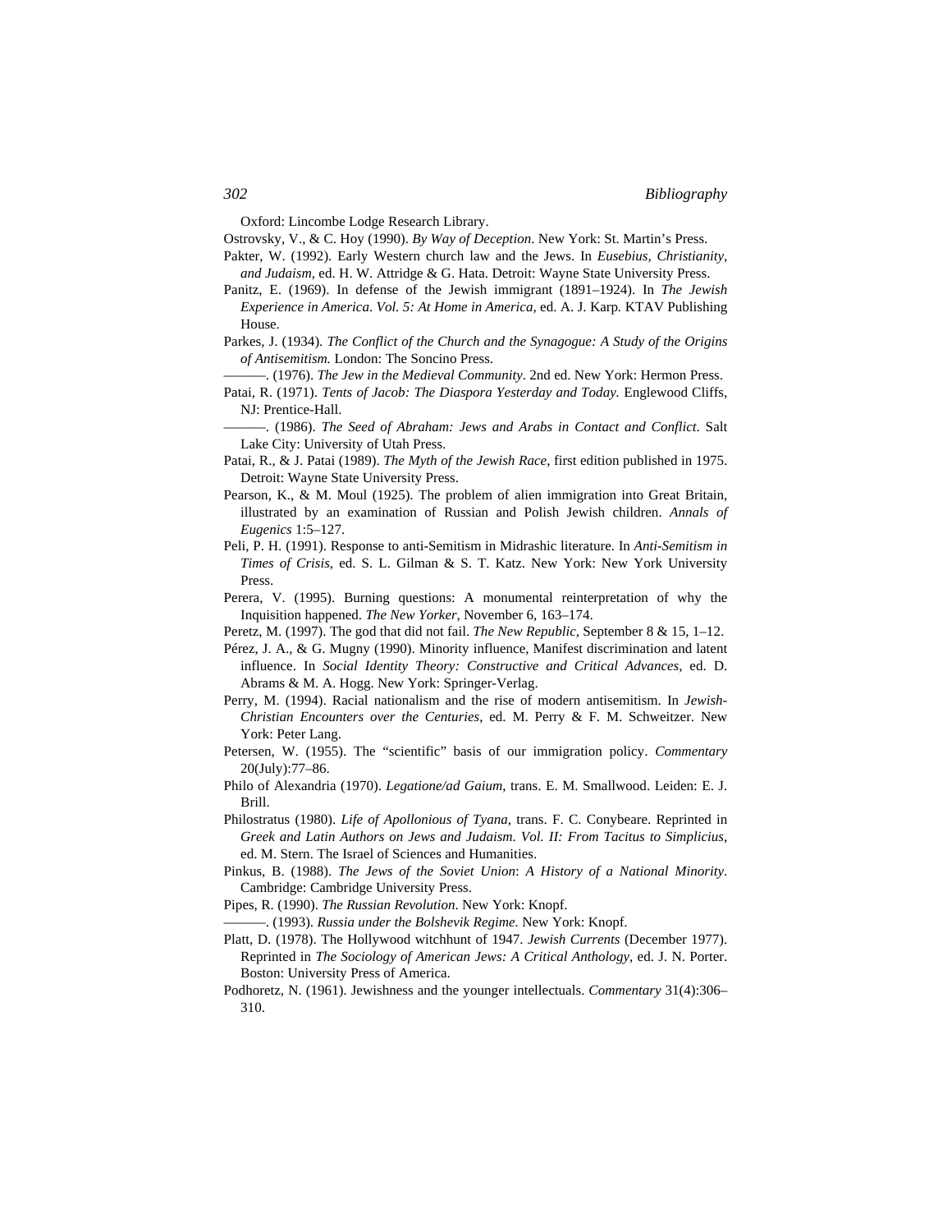Oxford: Lincombe Lodge Research Library.

Ostrovsky, V., & C. Hoy (1990). *By Way of Deception*. New York: St. Martin's Press.

Pakter, W. (1992). Early Western church law and the Jews. In *Eusebius, Christianity, and Judaism*, ed. H. W. Attridge & G. Hata. Detroit: Wayne State University Press.

Panitz, E. (1969). In defense of the Jewish immigrant (1891–1924). In *The Jewish Experience in America. Vol. 5: At Home in America*, ed. A. J. Karp. KTAV Publishing House.

Parkes, J. (1934). *The Conflict of the Church and the Synagogue: A Study of the Origins of Antisemitism.* London: The Soncino Press.

———. (1976). *The Jew in the Medieval Community*. 2nd ed. New York: Hermon Press.

Patai, R. (1971). *Tents of Jacob: The Diaspora Yesterday and Today.* Englewood Cliffs, NJ: Prentice-Hall.

———. (1986). *The Seed of Abraham: Jews and Arabs in Contact and Conflict*. Salt Lake City: University of Utah Press.

Patai, R., & J. Patai (1989). *The Myth of the Jewish Race*, first edition published in 1975. Detroit: Wayne State University Press.

Pearson, K., & M. Moul (1925). The problem of alien immigration into Great Britain, illustrated by an examination of Russian and Polish Jewish children. *Annals of Eugenics* 1:5–127.

Peli, P. H. (1991). Response to anti-Semitism in Midrashic literature. In *Anti-Semitism in Times of Crisis*, ed. S. L. Gilman & S. T. Katz. New York: New York University Press.

Perera, V. (1995). Burning questions: A monumental reinterpretation of why the Inquisition happened. *The New Yorker*, November 6, 163–174.

Peretz, M. (1997). The god that did not fail. *The New Republic*, September 8 & 15, 1–12.

Pérez, J. A., & G. Mugny (1990). Minority influence, Manifest discrimination and latent influence. In *Social Identity Theory: Constructive and Critical Advances*, ed. D. Abrams & M. A. Hogg. New York: Springer-Verlag.

Perry, M. (1994). Racial nationalism and the rise of modern antisemitism. In *Jewish-Christian Encounters over the Centuries*, ed. M. Perry & F. M. Schweitzer. New York: Peter Lang.

Petersen, W. (1955). The "scientific" basis of our immigration policy. *Commentary* 20(July):77–86.

Philo of Alexandria (1970). *Legatione/ad Gaium*, trans. E. M. Smallwood. Leiden: E. J. Brill.

Philostratus (1980). *Life of Apollonious of Tyana*, trans. F. C. Conybeare. Reprinted in *Greek and Latin Authors on Jews and Judaism. Vol. II: From Tacitus to Simplicius*, ed. M. Stern. The Israel of Sciences and Humanities.

Pinkus, B. (1988). *The Jews of the Soviet Union*: *A History of a National Minority*. Cambridge: Cambridge University Press.

Pipes, R. (1990). *The Russian Revolution*. New York: Knopf.

———. (1993). *Russia under the Bolshevik Regime*. New York: Knopf.

Platt, D. (1978). The Hollywood witchhunt of 1947. *Jewish Currents* (December 1977). Reprinted in *The Sociology of American Jews: A Critical Anthology*, ed. J. N. Porter. Boston: University Press of America.

Podhoretz, N. (1961). Jewishness and the younger intellectuals. *Commentary* 31(4):306–310.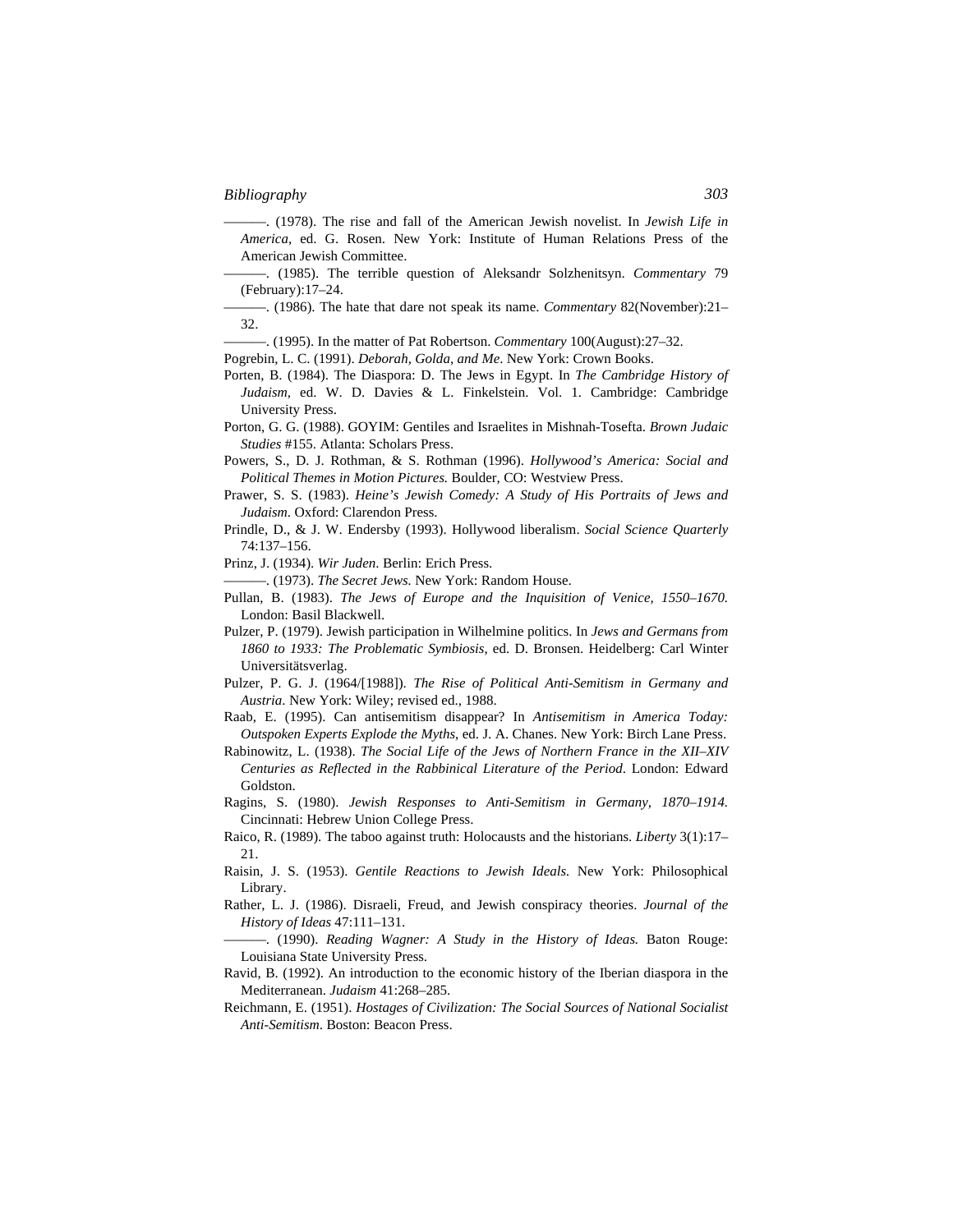———. (1978). The rise and fall of the American Jewish novelist. In *Jewish Life in America*, ed. G. Rosen. New York: Institute of Human Relations Press of the American Jewish Committee.

———. (1985). The terrible question of Aleksandr Solzhenitsyn. *Commentary* 79 (February):17–24.

———. (1986). The hate that dare not speak its name. *Commentary* 82(November):21–32.

———. (1995). In the matter of Pat Robertson. *Commentary* 100(August):27–32.

Pogrebin, L. C. (1991). *Deborah, Golda, and Me*. New York: Crown Books.

Porten, B. (1984). The Diaspora: D. The Jews in Egypt. In *The Cambridge History of Judaism*, ed. W. D. Davies & L. Finkelstein. Vol. 1. Cambridge: Cambridge University Press.

Porton, G. G. (1988). GOYIM: Gentiles and Israelites in Mishnah-Tosefta. *Brown Judaic Studies* #155. Atlanta: Scholars Press.

Powers, S., D. J. Rothman, & S. Rothman (1996). *Hollywood's America: Social and Political Themes in Motion Pictures.* Boulder, CO: Westview Press.

Prawer, S. S. (1983). *Heine's Jewish Comedy: A Study of His Portraits of Jews and Judaism*. Oxford: Clarendon Press.

Prindle, D., & J. W. Endersby (1993). Hollywood liberalism. *Social Science Quarterly* 74:137–156.

Prinz, J. (1934). *Wir Juden*. Berlin: Erich Press.

———. (1973). *The Secret Jews*. New York: Random House.

Pullan, B. (1983). *The Jews of Europe and the Inquisition of Venice, 1550–1670.* London: Basil Blackwell.

Pulzer, P. (1979). Jewish participation in Wilhelmine politics. In *Jews and Germans from 1860 to 1933: The Problematic Symbiosis*, ed. D. Bronsen. Heidelberg: Carl Winter Universitätsverlag.

Pulzer, P. G. J. (1964/[1988]). *The Rise of Political Anti-Semitism in Germany and Austria*. New York: Wiley; revised ed., 1988.

Raab, E. (1995). Can antisemitism disappear? In *Antisemitism in America Today: Outspoken Experts Explode the Myths*, ed. J. A. Chanes. New York: Birch Lane Press.

Rabinowitz, L. (1938). *The Social Life of the Jews of Northern France in the XII–XIV Centuries as Reflected in the Rabbinical Literature of the Period*. London: Edward Goldston.

Ragins, S. (1980). *Jewish Responses to Anti-Semitism in Germany, 1870–1914.* Cincinnati: Hebrew Union College Press.

Raico, R. (1989). The taboo against truth: Holocausts and the historians. *Liberty* 3(1):17–21.

Raisin, J. S. (1953). *Gentile Reactions to Jewish Ideals.* New York: Philosophical Library.

Rather, L. J. (1986). Disraeli, Freud, and Jewish conspiracy theories. *Journal of the History of Ideas* 47:111–131.

———. (1990). *Reading Wagner: A Study in the History of Ideas.* Baton Rouge: Louisiana State University Press.

Ravid, B. (1992). An introduction to the economic history of the Iberian diaspora in the Mediterranean. *Judaism* 41:268–285.

Reichmann, E. (1951). *Hostages of Civilization: The Social Sources of National Socialist Anti-Semitism*. Boston: Beacon Press.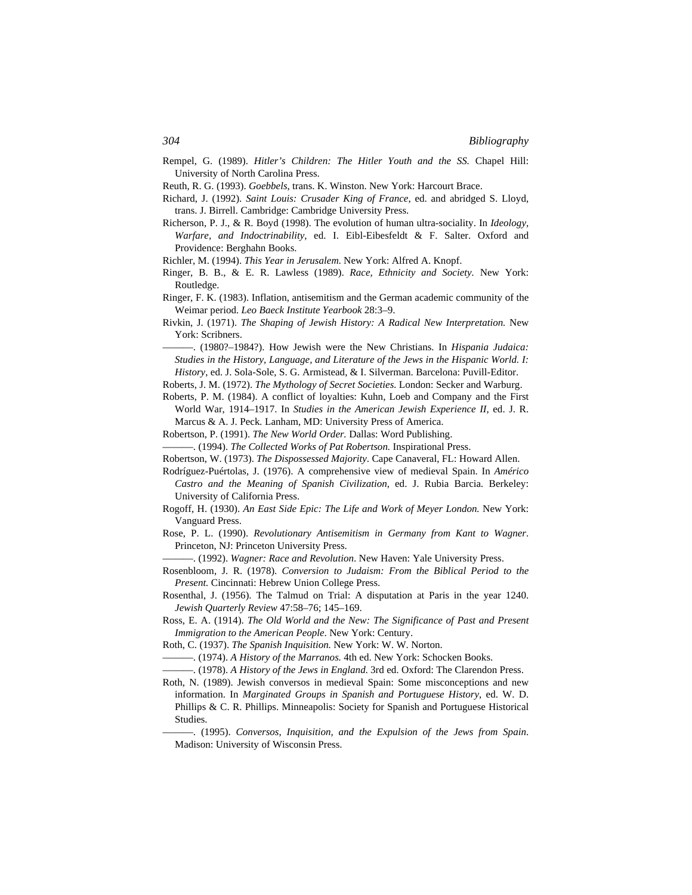Rempel, G. (1989). *Hitler's Children: The Hitler Youth and the SS.* Chapel Hill: University of North Carolina Press.

Reuth, R. G. (1993). *Goebbels*, trans. K. Winston. New York: Harcourt Brace.

Richard, J. (1992). *Saint Louis: Crusader King of France*, ed. and abridged S. Lloyd, trans. J. Birrell. Cambridge: Cambridge University Press.

Richerson, P. J., & R. Boyd (1998). The evolution of human ultra-sociality. In *Ideology, Warfare, and Indoctrinability*, ed. I. Eibl-Eibesfeldt & F. Salter. Oxford and Providence: Berghahn Books.

Richler, M. (1994). *This Year in Jerusalem*. New York: Alfred A. Knopf.

Ringer, B. B., & E. R. Lawless (1989). *Race, Ethnicity and Society*. New York: Routledge.

Ringer, F. K. (1983). Inflation, antisemitism and the German academic community of the Weimar period. *Leo Baeck Institute Yearbook* 28:3–9.

Rivkin, J. (1971). *The Shaping of Jewish History: A Radical New Interpretation.* New York: Scribners.

———. (1980?–1984?). How Jewish were the New Christians. In *Hispania Judaica: Studies in the History, Language, and Literature of the Jews in the Hispanic World. I: History*, ed. J. Sola-Sole, S. G. Armistead, & I. Silverman. Barcelona: Puvill-Editor.

Roberts, J. M. (1972). *The Mythology of Secret Societies.* London: Secker and Warburg.

Roberts, P. M. (1984). A conflict of loyalties: Kuhn, Loeb and Company and the First World War, 1914–1917. In *Studies in the American Jewish Experience II*, ed. J. R. Marcus & A. J. Peck. Lanham, MD: University Press of America.

Robertson, P. (1991). *The New World Order.* Dallas: Word Publishing.

———. (1994). *The Collected Works of Pat Robertson.* Inspirational Press.

Robertson, W. (1973). *The Dispossessed Majority*. Cape Canaveral, FL: Howard Allen.

Rodríguez-Puértolas, J. (1976). A comprehensive view of medieval Spain. In *Américo Castro and the Meaning of Spanish Civilization*, ed. J. Rubia Barcia. Berkeley: University of California Press.

Rogoff, H. (1930). *An East Side Epic: The Life and Work of Meyer London.* New York: Vanguard Press.

Rose, P. L. (1990). *Revolutionary Antisemitism in Germany from Kant to Wagner*. Princeton, NJ: Princeton University Press.

———. (1992). *Wagner: Race and Revolution*. New Haven: Yale University Press.

Rosenbloom, J. R. (1978). *Conversion to Judaism: From the Biblical Period to the Present.* Cincinnati: Hebrew Union College Press.

Rosenthal, J. (1956). The Talmud on Trial: A disputation at Paris in the year 1240. *Jewish Quarterly Review* 47:58–76; 145–169.

Ross, E. A. (1914). *The Old World and the New: The Significance of Past and Present Immigration to the American People*. New York: Century.

Roth, C. (1937). *The Spanish Inquisition.* New York: W. W. Norton.

———. (1974). *A History of the Marranos.* 4th ed. New York: Schocken Books.

———. (1978). *A History of the Jews in England*. 3rd ed. Oxford: The Clarendon Press.

Roth, N. (1989). Jewish conversos in medieval Spain: Some misconceptions and new information. In *Marginated Groups in Spanish and Portuguese History*, ed. W. D. Phillips & C. R. Phillips. Minneapolis: Society for Spanish and Portuguese Historical Studies.

———. (1995). *Conversos, Inquisition, and the Expulsion of the Jews from Spain*. Madison: University of Wisconsin Press.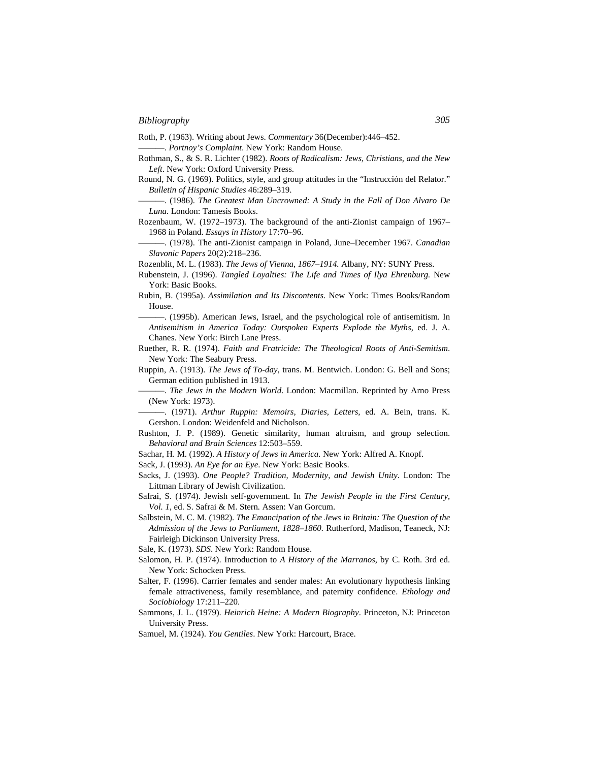Roth, P. (1963). Writing about Jews. *Commentary* 36(December):446–452.

———. *Portnoy's Complaint*. New York: Random House.

Rothman, S., & S. R. Lichter (1982). *Roots of Radicalism: Jews, Christians, and the New Left*. New York: Oxford University Press.

Round, N. G. (1969). Politics, style, and group attitudes in the "Instrucción del Relator." *Bulletin of Hispanic Studies* 46:289–319.

———. (1986). *The Greatest Man Uncrowned: A Study in the Fall of Don Alvaro De Luna*. London: Tamesis Books.

Rozenbaum, W. (1972–1973). The background of the anti-Zionist campaign of 1967–1968 in Poland. *Essays in History* 17:70–96.

———. (1978). The anti-Zionist campaign in Poland, June–December 1967. *Canadian Slavonic Papers* 20(2):218–236.

Rozenblit, M. L. (1983). *The Jews of Vienna, 1867–1914.* Albany, NY: SUNY Press.

Rubenstein, J. (1996). *Tangled Loyalties: The Life and Times of Ilya Ehrenburg.* New York: Basic Books.

Rubin, B. (1995a). *Assimilation and Its Discontents.* New York: Times Books/Random House.

———. (1995b). American Jews, Israel, and the psychological role of antisemitism. In *Antisemitism in America Today: Outspoken Experts Explode the Myths*, ed. J. A. Chanes. New York: Birch Lane Press.

Ruether, R. R. (1974). *Faith and Fratricide: The Theological Roots of Anti-Semitism*. New York: The Seabury Press.

Ruppin, A. (1913). *The Jews of To-day*, trans. M. Bentwich. London: G. Bell and Sons; German edition published in 1913.

———. *The Jews in the Modern World.* London: Macmillan. Reprinted by Arno Press (New York: 1973).

———. (1971). *Arthur Ruppin: Memoirs, Diaries, Letters*, ed. A. Bein, trans. K. Gershon. London: Weidenfeld and Nicholson.

Rushton, J. P. (1989). Genetic similarity, human altruism, and group selection. *Behavioral and Brain Sciences* 12:503–559.

Sachar, H. M. (1992). *A History of Jews in America.* New York: Alfred A. Knopf.

Sack, J. (1993). *An Eye for an Eye*. New York: Basic Books.

Sacks, J. (1993). *One People? Tradition, Modernity, and Jewish Unity*. London: The Littman Library of Jewish Civilization.

Safrai, S. (1974). Jewish self-government. In *The Jewish People in the First Century, Vol. 1*, ed. S. Safrai & M. Stern. Assen: Van Gorcum.

Salbstein, M. C. M. (1982). *The Emancipation of the Jews in Britain: The Question of the Admission of the Jews to Parliament, 1828–1860.* Rutherford, Madison, Teaneck, NJ: Fairleigh Dickinson University Press.

Sale, K. (1973). *SDS*. New York: Random House.

Salomon, H. P. (1974). Introduction to *A History of the Marranos*, by C. Roth. 3rd ed. New York: Schocken Press.

Salter, F. (1996). Carrier females and sender males: An evolutionary hypothesis linking female attractiveness, family resemblance, and paternity confidence. *Ethology and Sociobiology* 17:211–220.

Sammons, J. L. (1979). *Heinrich Heine: A Modern Biography*. Princeton, NJ: Princeton University Press.

Samuel, M. (1924). *You Gentiles*. New York: Harcourt, Brace.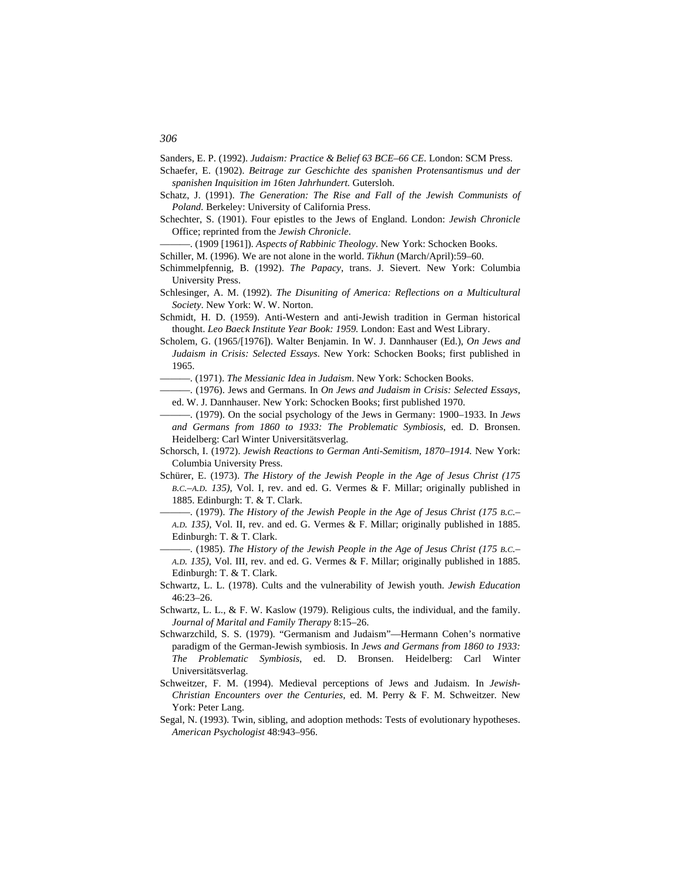Sanders, E. P. (1992). *Judaism: Practice & Belief 63 BCE–66 CE*. London: SCM Press.

Schaefer, E. (1902). *Beitrage zur Geschichte des spanishen Protensantismus und der spanishen Inquisition im 16ten Jahrhundert.* Gutersloh.

Schatz, J. (1991). *The Generation: The Rise and Fall of the Jewish Communists of Poland.* Berkeley: University of California Press.

Schechter, S. (1901). Four epistles to the Jews of England. London: *Jewish Chronicle* Office; reprinted from the *Jewish Chronicle*.

———. (1909 [1961]). *Aspects of Rabbinic Theology*. New York: Schocken Books.

Schiller, M. (1996). We are not alone in the world. *Tikhun* (March/April):59–60.

Schimmelpfennig, B. (1992). *The Papacy*, trans. J. Sievert. New York: Columbia University Press.

Schlesinger, A. M. (1992). *The Disuniting of America: Reflections on a Multicultural Society*. New York: W. W. Norton.

Schmidt, H. D. (1959). Anti-Western and anti-Jewish tradition in German historical thought. *Leo Baeck Institute Year Book: 1959.* London: East and West Library.

Scholem, G. (1965/[1976]). Walter Benjamin. In W. J. Dannhauser (Ed.), *On Jews and Judaism in Crisis: Selected Essays*. New York: Schocken Books; first published in 1965.

———. (1971). *The Messianic Idea in Judaism*. New York: Schocken Books.

———. (1976). Jews and Germans. In *On Jews and Judaism in Crisis: Selected Essays*, ed. W. J. Dannhauser. New York: Schocken Books; first published 1970.

———. (1979). On the social psychology of the Jews in Germany: 1900–1933. In *Jews and Germans from 1860 to 1933: The Problematic Symbiosis*, ed. D. Bronsen. Heidelberg: Carl Winter Universitätsverlag.

Schorsch, I. (1972). *Jewish Reactions to German Anti-Semitism, 1870–1914.* New York: Columbia University Press.

Schürer, E. (1973). *The History of the Jewish People in the Age of Jesus Christ (175 B.C.–A.D. 135)*, Vol. I, rev. and ed. G. Vermes & F. Millar; originally published in 1885. Edinburgh: T. & T. Clark.

———. (1979). *The History of the Jewish People in the Age of Jesus Christ (175 B.C.–A.D. 135)*, Vol. II, rev. and ed. G. Vermes & F. Millar; originally published in 1885. Edinburgh: T. & T. Clark.

———. (1985). *The History of the Jewish People in the Age of Jesus Christ (175 B.C.–A.D. 135)*, Vol. III, rev. and ed. G. Vermes & F. Millar; originally published in 1885. Edinburgh: T. & T. Clark.

Schwartz, L. L. (1978). Cults and the vulnerability of Jewish youth. *Jewish Education* 46:23–26.

Schwartz, L. L., & F. W. Kaslow (1979). Religious cults, the individual, and the family. *Journal of Marital and Family Therapy* 8:15–26.

Schwarzchild, S. S. (1979). "Germanism and Judaism"—Hermann Cohen's normative paradigm of the German-Jewish symbiosis. In *Jews and Germans from 1860 to 1933: The Problematic Symbiosis*, ed. D. Bronsen. Heidelberg: Carl Winter Universitätsverlag.

Schweitzer, F. M. (1994). Medieval perceptions of Jews and Judaism. In *Jewish-Christian Encounters over the Centuries*, ed. M. Perry & F. M. Schweitzer. New York: Peter Lang.

Segal, N. (1993). Twin, sibling, and adoption methods: Tests of evolutionary hypotheses. *American Psychologist* 48:943–956.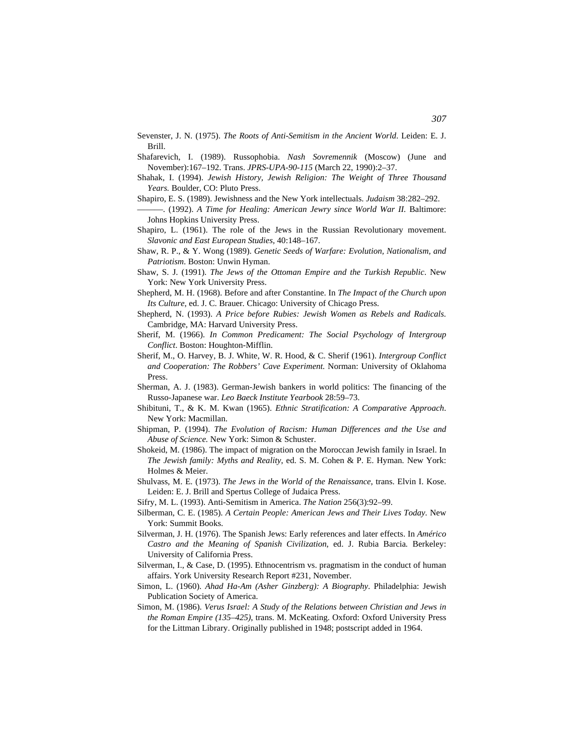Sevenster, J. N. (1975). *The Roots of Anti-Semitism in the Ancient World*. Leiden: E. J. Brill.

Shafarevich, I. (1989). Russophobia. *Nash Sovremennik* (Moscow) (June and November):167–192. Trans. *JPRS-UPA-90-115* (March 22, 1990):2–37.

Shahak, I. (1994). *Jewish History, Jewish Religion: The Weight of Three Thousand Years.* Boulder, CO: Pluto Press.

Shapiro, E. S. (1989). Jewishness and the New York intellectuals. *Judaism* 38:282–292.

———. (1992). *A Time for Healing: American Jewry since World War II.* Baltimore: Johns Hopkins University Press.

Shapiro, L. (1961). The role of the Jews in the Russian Revolutionary movement. *Slavonic and East European Studies*, 40:148–167.

Shaw, R. P., & Y. Wong (1989). *Genetic Seeds of Warfare: Evolution, Nationalism, and Patriotism*. Boston: Unwin Hyman.

Shaw, S. J. (1991). *The Jews of the Ottoman Empire and the Turkish Republic*. New York: New York University Press.

Shepherd, M. H. (1968). Before and after Constantine. In *The Impact of the Church upon Its Culture*, ed. J. C. Brauer. Chicago: University of Chicago Press.

Shepherd, N. (1993). *A Price before Rubies: Jewish Women as Rebels and Radicals.* Cambridge, MA: Harvard University Press.

Sherif, M. (1966). *In Common Predicament: The Social Psychology of Intergroup Conflict*. Boston: Houghton-Mifflin.

Sherif, M., O. Harvey, B. J. White, W. R. Hood, & C. Sherif (1961). *Intergroup Conflict and Cooperation: The Robbers' Cave Experiment.* Norman: University of Oklahoma Press.

Sherman, A. J. (1983). German-Jewish bankers in world politics: The financing of the Russo-Japanese war. *Leo Baeck Institute Yearbook* 28:59–73.

Shibituni, T., & K. M. Kwan (1965). *Ethnic Stratification: A Comparative Approach*. New York: Macmillan.

Shipman, P. (1994). *The Evolution of Racism: Human Differences and the Use and Abuse of Science.* New York: Simon & Schuster.

Shokeid, M. (1986). The impact of migration on the Moroccan Jewish family in Israel. In *The Jewish family: Myths and Reality*, ed. S. M. Cohen & P. E. Hyman. New York: Holmes & Meier.

Shulvass, M. E. (1973). *The Jews in the World of the Renaissance*, trans. Elvin I. Kose. Leiden: E. J. Brill and Spertus College of Judaica Press.

Sifry, M. L. (1993). Anti-Semitism in America. *The Nation* 256(3):92–99.

Silberman, C. E. (1985). *A Certain People: American Jews and Their Lives Today*. New York: Summit Books.

Silverman, J. H. (1976). The Spanish Jews: Early references and later effects. In *Américo Castro and the Meaning of Spanish Civilization*, ed. J. Rubia Barcia. Berkeley: University of California Press.

Silverman, I., & Case, D. (1995). Ethnocentrism vs. pragmatism in the conduct of human affairs. York University Research Report #231, November.

Simon, L. (1960). *Ahad Ha-Am (Asher Ginzberg): A Biography*. Philadelphia: Jewish Publication Society of America.

Simon, M. (1986). *Verus Israel: A Study of the Relations between Christian and Jews in the Roman Empire (135–425)*, trans. M. McKeating. Oxford: Oxford University Press for the Littman Library. Originally published in 1948; postscript added in 1964.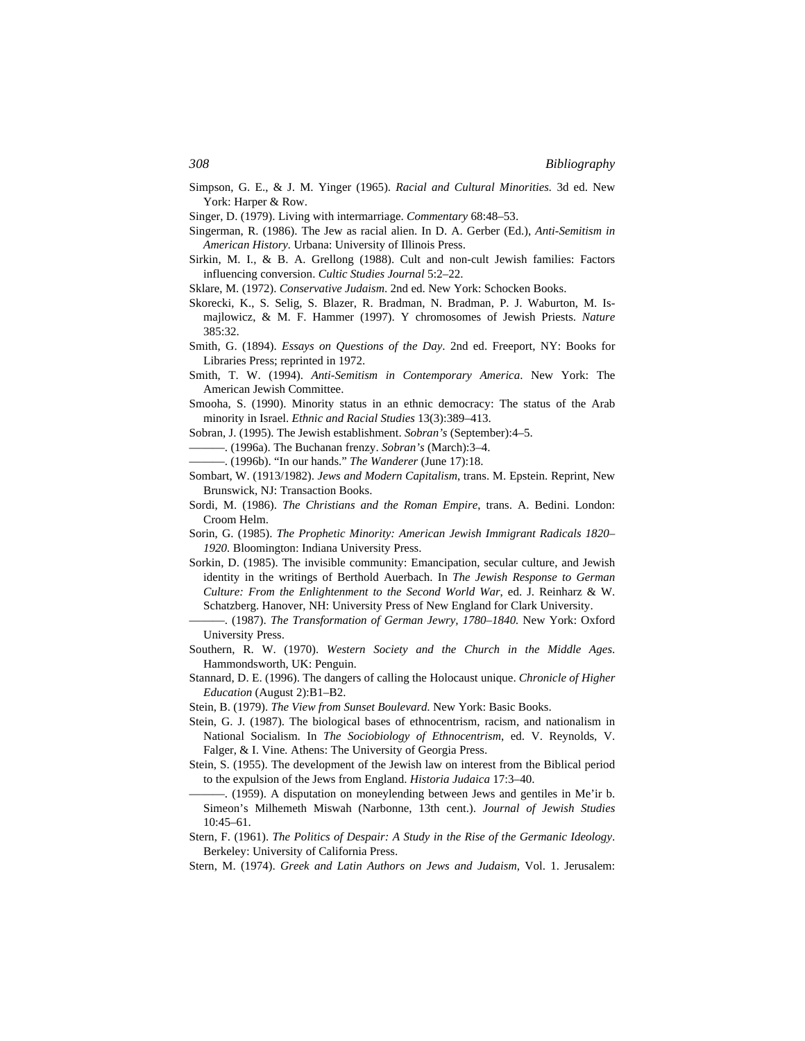Simpson, G. E., & J. M. Yinger (1965). *Racial and Cultural Minorities*. 3d ed. New York: Harper & Row.

Singer, D. (1979). Living with intermarriage. *Commentary* 68:48–53.

Singerman, R. (1986). The Jew as racial alien. In D. A. Gerber (Ed.), *Anti-Semitism in American History*. Urbana: University of Illinois Press.

Sirkin, M. I., & B. A. Grellong (1988). Cult and non-cult Jewish families: Factors influencing conversion. *Cultic Studies Journal* 5:2–22.

Sklare, M. (1972). *Conservative Judaism*. 2nd ed. New York: Schocken Books.

Skorecki, K., S. Selig, S. Blazer, R. Bradman, N. Bradman, P. J. Waburton, M. Ismajlowicz, & M. F. Hammer (1997). Y chromosomes of Jewish Priests. *Nature* 385:32.

Smith, G. (1894). *Essays on Questions of the Day*. 2nd ed. Freeport, NY: Books for Libraries Press; reprinted in 1972.

Smith, T. W. (1994). *Anti-Semitism in Contemporary America*. New York: The American Jewish Committee.

Smooha, S. (1990). Minority status in an ethnic democracy: The status of the Arab minority in Israel. *Ethnic and Racial Studies* 13(3):389–413.

Sobran, J. (1995). The Jewish establishment. *Sobran's* (September):4–5.

———. (1996a). The Buchanan frenzy. *Sobran's* (March):3–4.

———. (1996b). "In our hands." *The Wanderer* (June 17):18.

Sombart, W. (1913/1982). *Jews and Modern Capitalism*, trans. M. Epstein. Reprint, New Brunswick, NJ: Transaction Books.

Sordi, M. (1986). *The Christians and the Roman Empire*, trans. A. Bedini. London: Croom Helm.

Sorin, G. (1985). *The Prophetic Minority: American Jewish Immigrant Radicals 1820–1920*. Bloomington: Indiana University Press.

Sorkin, D. (1985). The invisible community: Emancipation, secular culture, and Jewish identity in the writings of Berthold Auerbach. In *The Jewish Response to German Culture: From the Enlightenment to the Second World War*, ed. J. Reinharz & W. Schatzberg. Hanover, NH: University Press of New England for Clark University.

———. (1987). *The Transformation of German Jewry, 1780–1840*. New York: Oxford University Press.

Southern, R. W. (1970). *Western Society and the Church in the Middle Ages*. Hammondsworth, UK: Penguin.

Stannard, D. E. (1996). The dangers of calling the Holocaust unique. *Chronicle of Higher Education* (August 2):B1–B2.

Stein, B. (1979). *The View from Sunset Boulevard*. New York: Basic Books.

Stein, G. J. (1987). The biological bases of ethnocentrism, racism, and nationalism in National Socialism. In *The Sociobiology of Ethnocentrism*, ed. V. Reynolds, V. Falger, & I. Vine. Athens: The University of Georgia Press.

Stein, S. (1955). The development of the Jewish law on interest from the Biblical period to the expulsion of the Jews from England. *Historia Judaica* 17:3–40.

———. (1959). A disputation on moneylending between Jews and gentiles in Me'ir b. Simeon's Milhemeth Miswah (Narbonne, 13th cent.). *Journal of Jewish Studies* 10:45–61.

Stern, F. (1961). *The Politics of Despair: A Study in the Rise of the Germanic Ideology*. Berkeley: University of California Press.

Stern, M. (1974). *Greek and Latin Authors on Jews and Judaism*, Vol. 1. Jerusalem: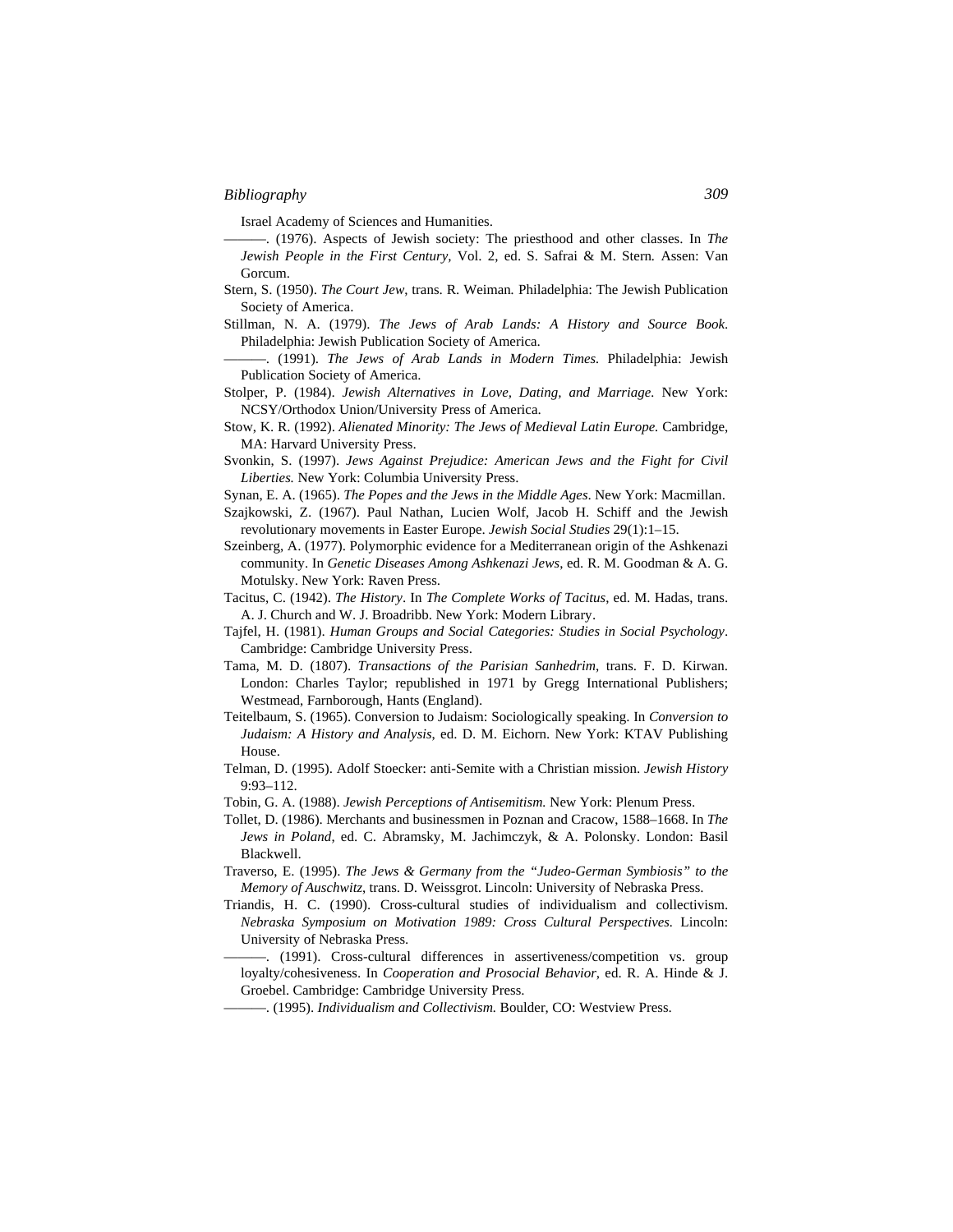Israel Academy of Sciences and Humanities.

———. (1976). Aspects of Jewish society: The priesthood and other classes. In *The Jewish People in the First Century*, Vol. 2, ed. S. Safrai & M. Stern. Assen: Van Gorcum.

Stern, S. (1950). *The Court Jew*, trans. R. Weiman. Philadelphia: The Jewish Publication Society of America.

Stillman, N. A. (1979). *The Jews of Arab Lands: A History and Source Book*. Philadelphia: Jewish Publication Society of America.

———. (1991). *The Jews of Arab Lands in Modern Times*. Philadelphia: Jewish Publication Society of America.

Stolper, P. (1984). *Jewish Alternatives in Love, Dating, and Marriage*. New York: NCSY/Orthodox Union/University Press of America.

Stow, K. R. (1992). *Alienated Minority: The Jews of Medieval Latin Europe.* Cambridge, MA: Harvard University Press.

Svonkin, S. (1997). *Jews Against Prejudice: American Jews and the Fight for Civil Liberties.* New York: Columbia University Press.

Synan, E. A. (1965). *The Popes and the Jews in the Middle Ages*. New York: Macmillan.

Szajkowski, Z. (1967). Paul Nathan, Lucien Wolf, Jacob H. Schiff and the Jewish revolutionary movements in Easter Europe. *Jewish Social Studies* 29(1):1–15.

Szeinberg, A. (1977). Polymorphic evidence for a Mediterranean origin of the Ashkenazi community. In *Genetic Diseases Among Ashkenazi Jews*, ed. R. M. Goodman & A. G. Motulsky. New York: Raven Press.

Tacitus, C. (1942). *The History*. In *The Complete Works of Tacitus*, ed. M. Hadas, trans. A. J. Church and W. J. Broadribb. New York: Modern Library.

Tajfel, H. (1981). *Human Groups and Social Categories: Studies in Social Psychology*. Cambridge: Cambridge University Press.

Tama, M. D. (1807). *Transactions of the Parisian Sanhedrim*, trans. F. D. Kirwan. London: Charles Taylor; republished in 1971 by Gregg International Publishers; Westmead, Farnborough, Hants (England).

Teitelbaum, S. (1965). Conversion to Judaism: Sociologically speaking. In *Conversion to Judaism: A History and Analysis*, ed. D. M. Eichorn. New York: KTAV Publishing House.

Telman, D. (1995). Adolf Stoecker: anti-Semite with a Christian mission. *Jewish History* 9:93–112.

Tobin, G. A. (1988). *Jewish Perceptions of Antisemitism.* New York: Plenum Press.

Tollet, D. (1986). Merchants and businessmen in Poznan and Cracow, 1588–1668. In *The Jews in Poland*, ed. C. Abramsky, M. Jachimczyk, & A. Polonsky. London: Basil Blackwell.

Traverso, E. (1995). *The Jews & Germany from the "Judeo-German Symbiosis" to the Memory of Auschwitz*, trans. D. Weissgrot. Lincoln: University of Nebraska Press.

Triandis, H. C. (1990). Cross-cultural studies of individualism and collectivism. *Nebraska Symposium on Motivation 1989: Cross Cultural Perspectives.* Lincoln: University of Nebraska Press.

———. (1991). Cross-cultural differences in assertiveness/competition vs. group loyalty/cohesiveness. In *Cooperation and Prosocial Behavior*, ed. R. A. Hinde & J. Groebel. Cambridge: Cambridge University Press.

———. (1995). *Individualism and Collectivism.* Boulder, CO: Westview Press.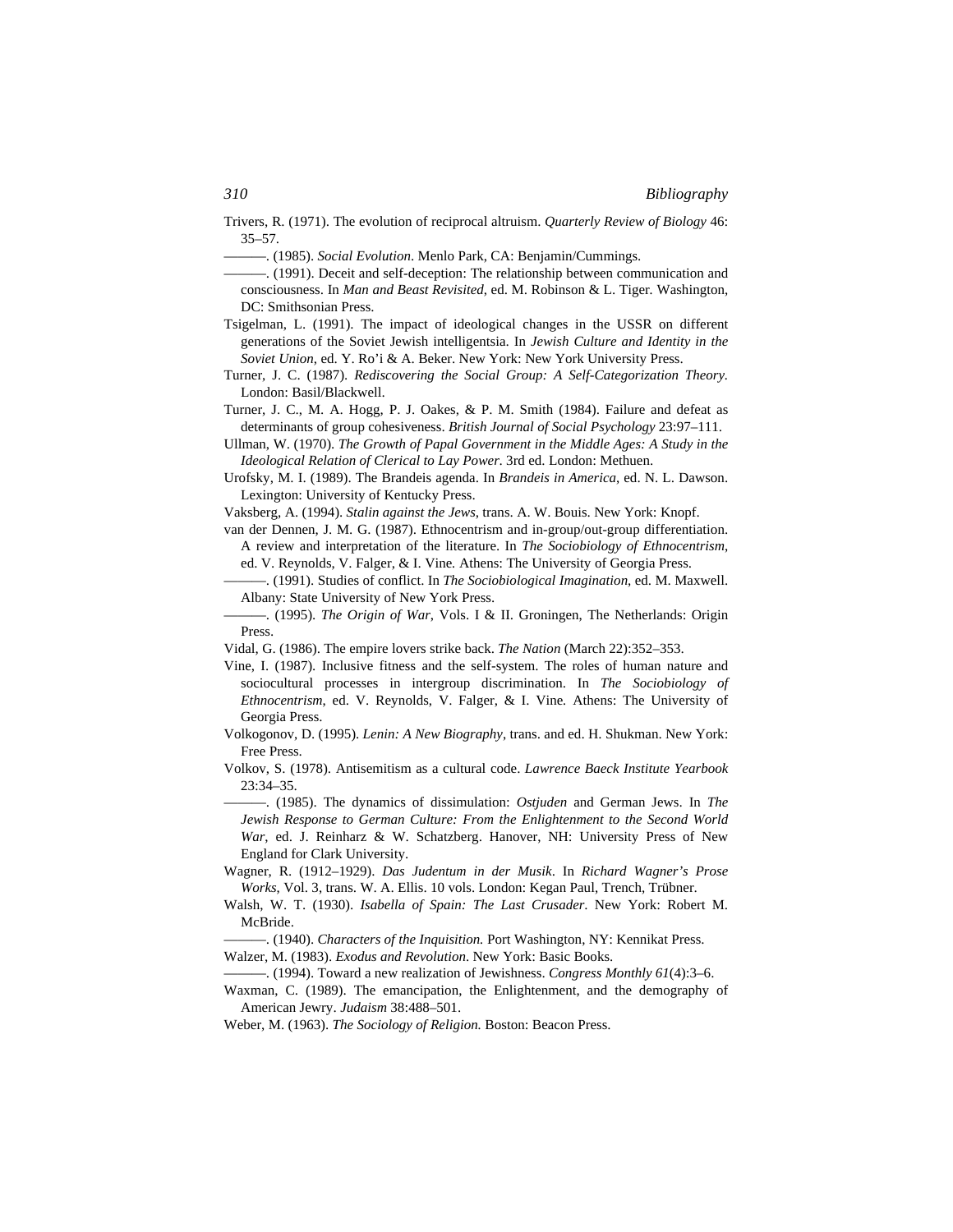Trivers, R. (1971). The evolution of reciprocal altruism. *Quarterly Review of Biology* 46: 35–57.

———. (1985). *Social Evolution*. Menlo Park, CA: Benjamin/Cummings.

———. (1991). Deceit and self-deception: The relationship between communication and consciousness. In *Man and Beast Revisited*, ed. M. Robinson & L. Tiger. Washington, DC: Smithsonian Press.

Tsigelman, L. (1991). The impact of ideological changes in the USSR on different generations of the Soviet Jewish intelligentsia. In *Jewish Culture and Identity in the Soviet Union*, ed. Y. Ro'i & A. Beker. New York: New York University Press.

Turner, J. C. (1987). *Rediscovering the Social Group: A Self-Categorization Theory*. London: Basil/Blackwell.

Turner, J. C., M. A. Hogg, P. J. Oakes, & P. M. Smith (1984). Failure and defeat as determinants of group cohesiveness. *British Journal of Social Psychology* 23:97–111.

Ullman, W. (1970). *The Growth of Papal Government in the Middle Ages: A Study in the Ideological Relation of Clerical to Lay Power*. 3rd ed. London: Methuen.

Urofsky, M. I. (1989). The Brandeis agenda. In *Brandeis in America*, ed. N. L. Dawson. Lexington: University of Kentucky Press.

Vaksberg, A. (1994). *Stalin against the Jews*, trans. A. W. Bouis. New York: Knopf.

van der Dennen, J. M. G. (1987). Ethnocentrism and in-group/out-group differentiation. A review and interpretation of the literature. In *The Sociobiology of Ethnocentrism*, ed. V. Reynolds, V. Falger, & I. Vine. Athens: The University of Georgia Press.

———. (1991). Studies of conflict. In *The Sociobiological Imagination*, ed. M. Maxwell. Albany: State University of New York Press.

———. (1995). *The Origin of War*, Vols. I & II. Groningen, The Netherlands: Origin Press.

Vidal, G. (1986). The empire lovers strike back. *The Nation* (March 22):352–353.

Vine, I. (1987). Inclusive fitness and the self-system. The roles of human nature and sociocultural processes in intergroup discrimination. In *The Sociobiology of Ethnocentrism*, ed. V. Reynolds, V. Falger, & I. Vine. Athens: The University of Georgia Press.

Volkogonov, D. (1995). *Lenin: A New Biography*, trans. and ed. H. Shukman. New York: Free Press.

Volkov, S. (1978). Antisemitism as a cultural code. *Lawrence Baeck Institute Yearbook* 23:34–35.

———. (1985). The dynamics of dissimulation: *Ostjuden* and German Jews. In *The Jewish Response to German Culture: From the Enlightenment to the Second World War*, ed. J. Reinharz & W. Schatzberg. Hanover, NH: University Press of New England for Clark University.

Wagner, R. (1912–1929). *Das Judentum in der Musik*. In *Richard Wagner's Prose Works*, Vol. 3, trans. W. A. Ellis. 10 vols. London: Kegan Paul, Trench, Trübner.

Walsh, W. T. (1930). *Isabella of Spain: The Last Crusader*. New York: Robert M. McBride.

———. (1940). *Characters of the Inquisition.* Port Washington, NY: Kennikat Press.

Walzer, M. (1983). *Exodus and Revolution*. New York: Basic Books.

———. (1994). Toward a new realization of Jewishness. *Congress Monthly 61*(4):3–6.

Waxman, C. (1989). The emancipation, the Enlightenment, and the demography of American Jewry. *Judaism* 38:488–501.

Weber, M. (1963). *The Sociology of Religion.* Boston: Beacon Press.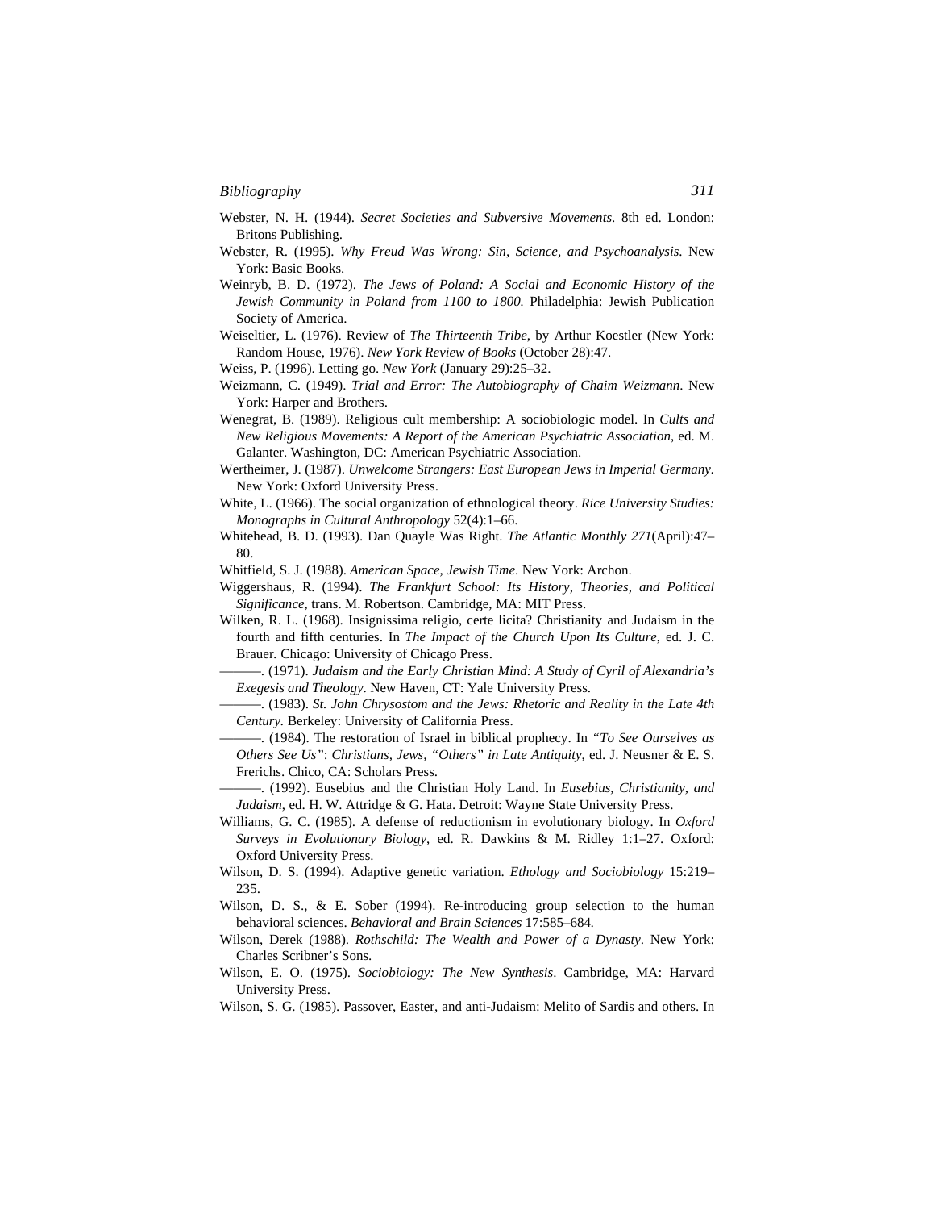Webster, N. H. (1944). *Secret Societies and Subversive Movements*. 8th ed. London: Britons Publishing.

Webster, R. (1995). *Why Freud Was Wrong: Sin, Science, and Psychoanalysis*. New York: Basic Books.

Weinryb, B. D. (1972). *The Jews of Poland: A Social and Economic History of the Jewish Community in Poland from 1100 to 1800.* Philadelphia: Jewish Publication Society of America.

Weiseltier, L. (1976). Review of *The Thirteenth Tribe*, by Arthur Koestler (New York: Random House, 1976). *New York Review of Books* (October 28):47.

Weiss, P. (1996). Letting go. *New York* (January 29):25–32.

Weizmann, C. (1949). *Trial and Error: The Autobiography of Chaim Weizmann*. New York: Harper and Brothers.

Wenegrat, B. (1989). Religious cult membership: A sociobiologic model. In *Cults and New Religious Movements: A Report of the American Psychiatric Association*, ed. M. Galanter. Washington, DC: American Psychiatric Association.

Wertheimer, J. (1987). *Unwelcome Strangers: East European Jews in Imperial Germany*. New York: Oxford University Press.

White, L. (1966). The social organization of ethnological theory. *Rice University Studies: Monographs in Cultural Anthropology* 52(4):1–66.

Whitehead, B. D. (1993). Dan Quayle Was Right. *The Atlantic Monthly 271*(April):47–80.

Whitfield, S. J. (1988). *American Space, Jewish Time*. New York: Archon.

Wiggershaus, R. (1994). *The Frankfurt School: Its History, Theories, and Political Significance*, trans. M. Robertson. Cambridge, MA: MIT Press.

Wilken, R. L. (1968). Insignissima religio, certe licita? Christianity and Judaism in the fourth and fifth centuries. In *The Impact of the Church Upon Its Culture*, ed. J. C. Brauer. Chicago: University of Chicago Press.

———. (1971). *Judaism and the Early Christian Mind: A Study of Cyril of Alexandria's Exegesis and Theology*. New Haven, CT: Yale University Press.

———. (1983). *St. John Chrysostom and the Jews: Rhetoric and Reality in the Late 4th Century.* Berkeley: University of California Press.

———. (1984). The restoration of Israel in biblical prophecy. In *"To See Ourselves as Others See Us": Christians, Jews, "Others" in Late Antiquity*, ed. J. Neusner & E. S. Frerichs. Chico, CA: Scholars Press.

———. (1992). Eusebius and the Christian Holy Land. In *Eusebius, Christianity, and Judaism*, ed. H. W. Attridge & G. Hata. Detroit: Wayne State University Press.

Williams, G. C. (1985). A defense of reductionism in evolutionary biology. In *Oxford Surveys in Evolutionary Biology*, ed. R. Dawkins & M. Ridley 1:1–27. Oxford: Oxford University Press.

Wilson, D. S. (1994). Adaptive genetic variation. *Ethology and Sociobiology* 15:219–235.

Wilson, D. S., & E. Sober (1994). Re-introducing group selection to the human behavioral sciences. *Behavioral and Brain Sciences* 17:585–684.

Wilson, Derek (1988). *Rothschild: The Wealth and Power of a Dynasty*. New York: Charles Scribner's Sons.

Wilson, E. O. (1975). *Sociobiology: The New Synthesis*. Cambridge, MA: Harvard University Press.

Wilson, S. G. (1985). Passover, Easter, and anti-Judaism: Melito of Sardis and others. In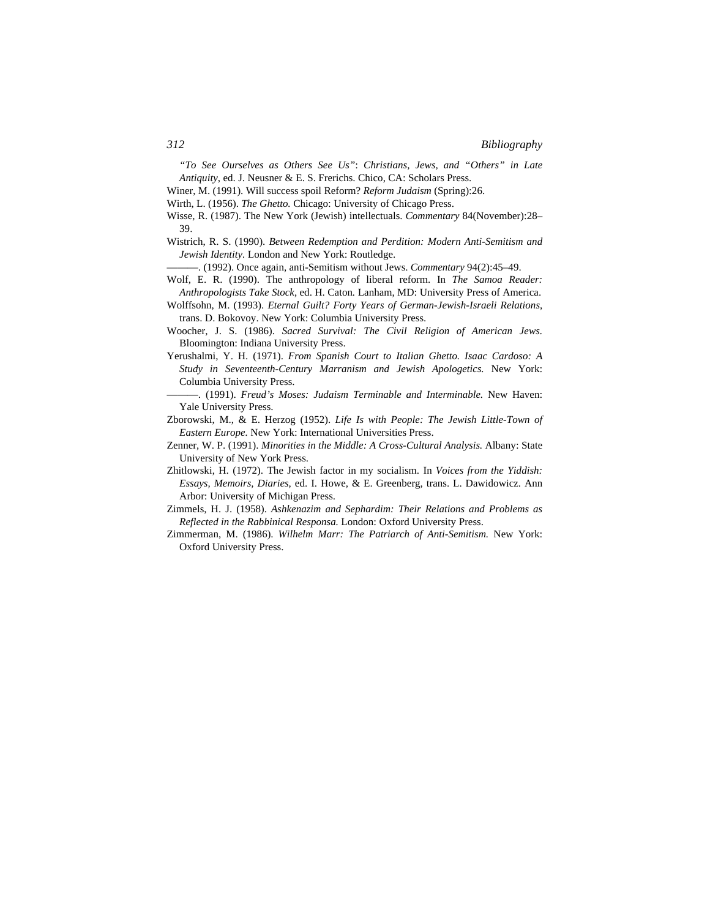*"To See Ourselves as Others See Us": Christians, Jews, and "Others" in Late Antiquity*, ed. J. Neusner & E. S. Frerichs. Chico, CA: Scholars Press.

Winer, M. (1991). Will success spoil Reform? *Reform Judaism* (Spring):26.

Wirth, L. (1956). *The Ghetto.* Chicago: University of Chicago Press.

Wisse, R. (1987). The New York (Jewish) intellectuals. *Commentary* 84(November):28–39.

Wistrich, R. S. (1990). *Between Redemption and Perdition: Modern Anti-Semitism and Jewish Identity*. London and New York: Routledge.

———. (1992). Once again, anti-Semitism without Jews. *Commentary* 94(2):45–49.

Wolf, E. R. (1990). The anthropology of liberal reform. In *The Samoa Reader: Anthropologists Take Stock*, ed. H. Caton. Lanham, MD: University Press of America.

Wolffsohn, M. (1993). *Eternal Guilt? Forty Years of German-Jewish-Israeli Relations*, trans. D. Bokovoy. New York: Columbia University Press.

Woocher, J. S. (1986). *Sacred Survival: The Civil Religion of American Jews.* Bloomington: Indiana University Press.

Yerushalmi, Y. H. (1971). *From Spanish Court to Italian Ghetto. Isaac Cardoso: A Study in Seventeenth-Century Marranism and Jewish Apologetics.* New York: Columbia University Press.

———. (1991). *Freud's Moses: Judaism Terminable and Interminable.* New Haven: Yale University Press.

Zborowski, M., & E. Herzog (1952). *Life Is with People: The Jewish Little-Town of Eastern Europe*. New York: International Universities Press.

Zenner, W. P. (1991). *Minorities in the Middle: A Cross-Cultural Analysis.* Albany: State University of New York Press.

Zhitlowski, H. (1972). The Jewish factor in my socialism. In *Voices from the Yiddish: Essays, Memoirs, Diaries*, ed. I. Howe, & E. Greenberg, trans. L. Dawidowicz. Ann Arbor: University of Michigan Press.

Zimmels, H. J. (1958). *Ashkenazim and Sephardim: Their Relations and Problems as Reflected in the Rabbinical Responsa.* London: Oxford University Press.

Zimmerman, M. (1986). *Wilhelm Marr: The Patriarch of Anti-Semitism.* New York: Oxford University Press.